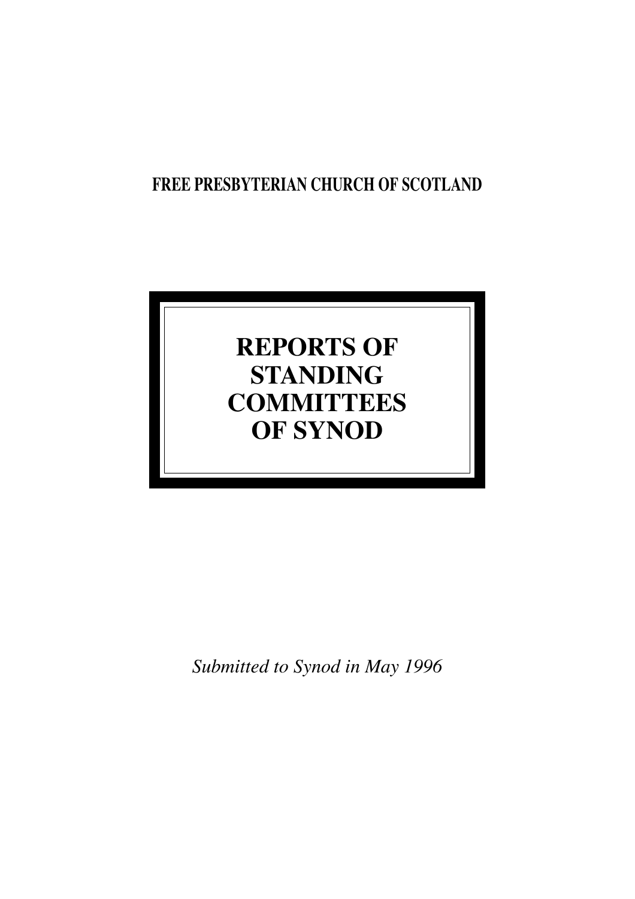**FREE PRESBYTERIAN CHURCH OF SCOTLAND**

# REPORTS OF STANDING COMMITTEES OF SYNOD

*Submitted to Synod in May 1996*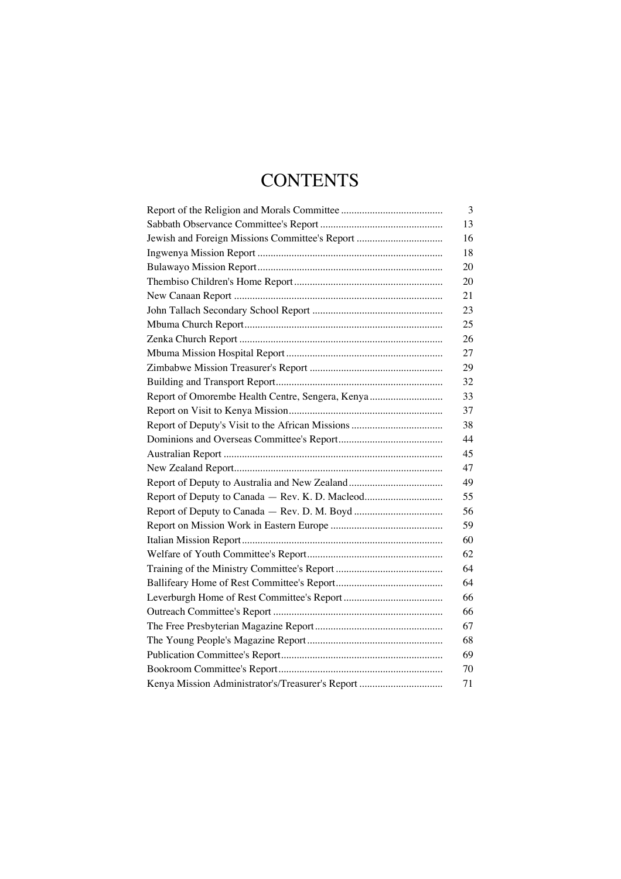# CONTENTS

| | |
|---|---|
| Report of the Religion and Morals Committee | 3 |
| Sabbath Observance Committee's Report | 13 |
| Jewish and Foreign Missions Committee's Report | 16 |
| Ingwenya Mission Report | 18 |
| Bulawayo Mission Report | 20 |
| Thembiso Children's Home Report | 20 |
| New Canaan Report | 21 |
| John Tallach Secondary School Report | 23 |
| Mbuma Church Report | 25 |
| Zenka Church Report | 26 |
| Mbuma Mission Hospital Report | 27 |
| Zimbabwe Mission Treasurer's Report | 29 |
| Building and Transport Report | 32 |
| Report of Omorembe Health Centre, Sengera, Kenya | 33 |
| Report on Visit to Kenya Mission | 37 |
| Report of Deputy's Visit to the African Missions | 38 |
| Dominions and Overseas Committee's Report | 44 |
| Australian Report | 45 |
| New Zealand Report | 47 |
| Report of Deputy to Australia and New Zealand | 49 |
| Report of Deputy to Canada — Rev. K. D. Macleod | 55 |
| Report of Deputy to Canada — Rev. D. M. Boyd | 56 |
| Report on Mission Work in Eastern Europe | 59 |
| Italian Mission Report | 60 |
| Welfare of Youth Committee's Report | 62 |
| Training of the Ministry Committee's Report | 64 |
| Ballifeary Home of Rest Committee's Report | 64 |
| Leverburgh Home of Rest Committee's Report | 66 |
| Outreach Committee's Report | 66 |
| The Free Presbyterian Magazine Report | 67 |
| The Young People's Magazine Report | 68 |
| Publication Committee's Report | 69 |
| Bookroom Committee's Report | 70 |
| Kenya Mission Administrator's/Treasurer's Report | 71 |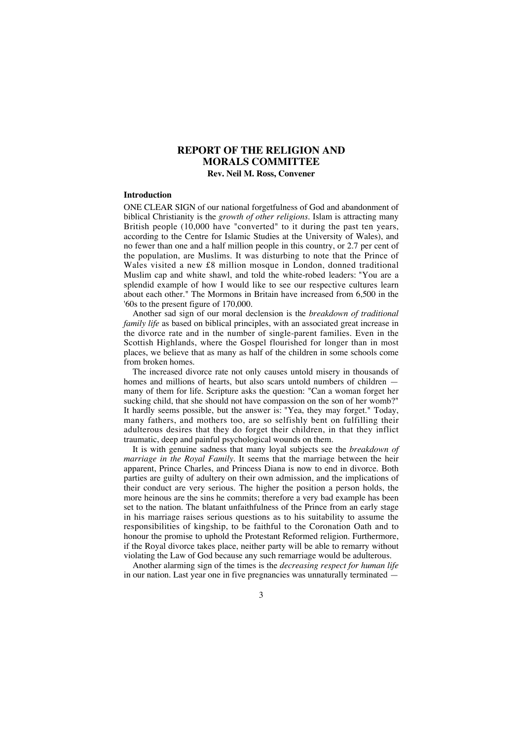# REPORT OF THE RELIGION AND MORALS COMMITTEE

**Rev. Neil M. Ross, Convener**

## Introduction

ONE CLEAR SIGN of our national forgetfulness of God and abandonment of biblical Christianity is the *growth of other religions*. Islam is attracting many British people (10,000 have "converted" to it during the past ten years, according to the Centre for Islamic Studies at the University of Wales), and no fewer than one and a half million people in this country, or 2.7 per cent of the population, are Muslims. It was disturbing to note that the Prince of Wales visited a new £8 million mosque in London, donned traditional Muslim cap and white shawl, and told the white-robed leaders: "You are a splendid example of how I would like to see our respective cultures learn about each other." The Mormons in Britain have increased from 6,500 in the '60s to the present figure of 170,000.

Another sad sign of our moral declension is the *breakdown of traditional family life* as based on biblical principles, with an associated great increase in the divorce rate and in the number of single-parent families. Even in the Scottish Highlands, where the Gospel flourished for longer than in most places, we believe that as many as half of the children in some schools come from broken homes.

The increased divorce rate not only causes untold misery in thousands of homes and millions of hearts, but also scars untold numbers of children — many of them for life. Scripture asks the question: "Can a woman forget her sucking child, that she should not have compassion on the son of her womb?" It hardly seems possible, but the answer is: "Yea, they may forget." Today, many fathers, and mothers too, are so selfishly bent on fulfilling their adulterous desires that they do forget their children, in that they inflict traumatic, deep and painful psychological wounds on them.

It is with genuine sadness that many loyal subjects see the *breakdown of marriage in the Royal Family*. It seems that the marriage between the heir apparent, Prince Charles, and Princess Diana is now to end in divorce. Both parties are guilty of adultery on their own admission, and the implications of their conduct are very serious. The higher the position a person holds, the more heinous are the sins he commits; therefore a very bad example has been set to the nation. The blatant unfaithfulness of the Prince from an early stage in his marriage raises serious questions as to his suitability to assume the responsibilities of kingship, to be faithful to the Coronation Oath and to honour the promise to uphold the Protestant Reformed religion. Furthermore, if the Royal divorce takes place, neither party will be able to remarry without violating the Law of God because any such remarriage would be adulterous.

Another alarming sign of the times is the *decreasing respect for human life* in our nation. Last year one in five pregnancies was unnaturally terminated —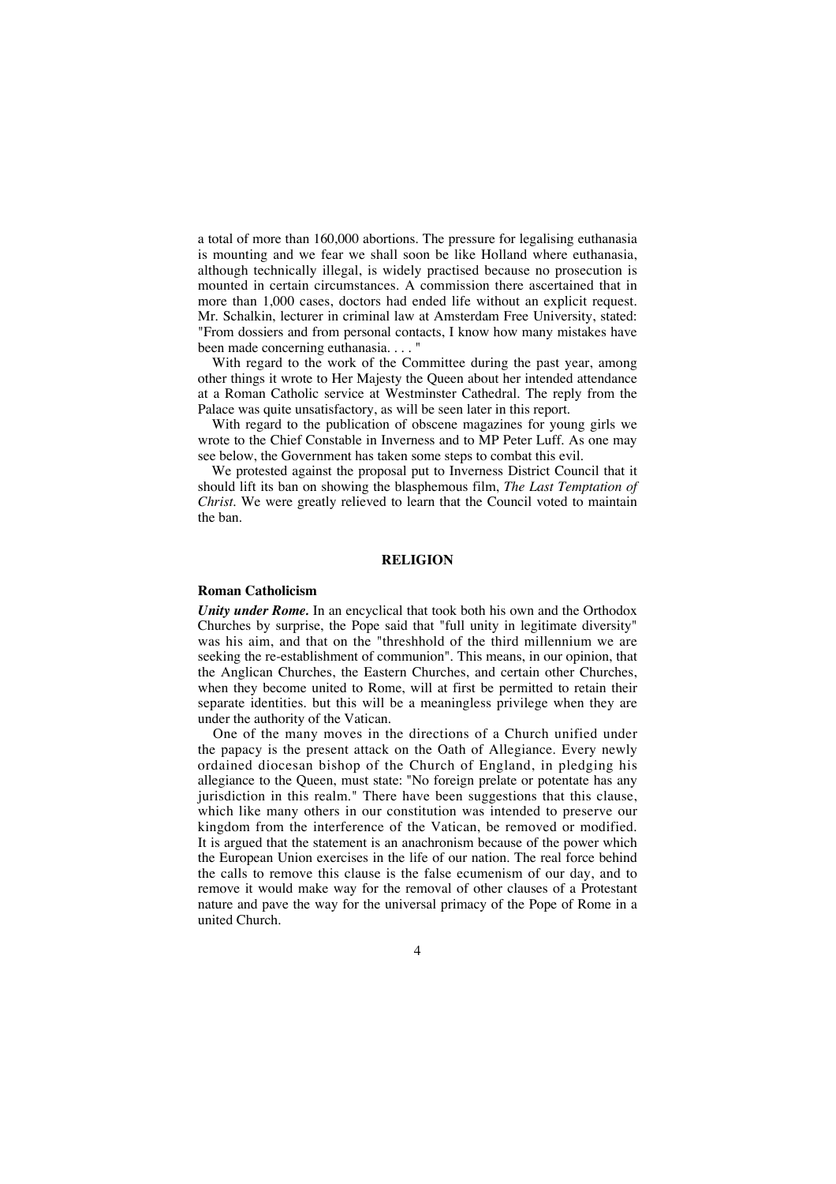a total of more than 160,000 abortions. The pressure for legalising euthanasia is mounting and we fear we shall soon be like Holland where euthanasia, although technically illegal, is widely practised because no prosecution is mounted in certain circumstances. A commission there ascertained that in more than 1,000 cases, doctors had ended life without an explicit request. Mr. Schalkin, lecturer in criminal law at Amsterdam Free University, stated: "From dossiers and from personal contacts, I know how many mistakes have been made concerning euthanasia. . . . "

With regard to the work of the Committee during the past year, among other things it wrote to Her Majesty the Queen about her intended attendance at a Roman Catholic service at Westminster Cathedral. The reply from the Palace was quite unsatisfactory, as will be seen later in this report.

With regard to the publication of obscene magazines for young girls we wrote to the Chief Constable in Inverness and to MP Peter Luff. As one may see below, the Government has taken some steps to combat this evil.

We protested against the proposal put to Inverness District Council that it should lift its ban on showing the blasphemous film, *The Last Temptation of Christ*. We were greatly relieved to learn that the Council voted to maintain the ban.

## RELIGION

### Roman Catholicism

***Unity under Rome.*** In an encyclical that took both his own and the Orthodox Churches by surprise, the Pope said that "full unity in legitimate diversity" was his aim, and that on the "threshhold of the third millennium we are seeking the re-establishment of communion". This means, in our opinion, that the Anglican Churches, the Eastern Churches, and certain other Churches, when they become united to Rome, will at first be permitted to retain their separate identities. but this will be a meaningless privilege when they are under the authority of the Vatican.

One of the many moves in the directions of a Church unified under the papacy is the present attack on the Oath of Allegiance. Every newly ordained diocesan bishop of the Church of England, in pledging his allegiance to the Queen, must state: "No foreign prelate or potentate has any jurisdiction in this realm." There have been suggestions that this clause, which like many others in our constitution was intended to preserve our kingdom from the interference of the Vatican, be removed or modified. It is argued that the statement is an anachronism because of the power which the European Union exercises in the life of our nation. The real force behind the calls to remove this clause is the false ecumenism of our day, and to remove it would make way for the removal of other clauses of a Protestant nature and pave the way for the universal primacy of the Pope of Rome in a united Church.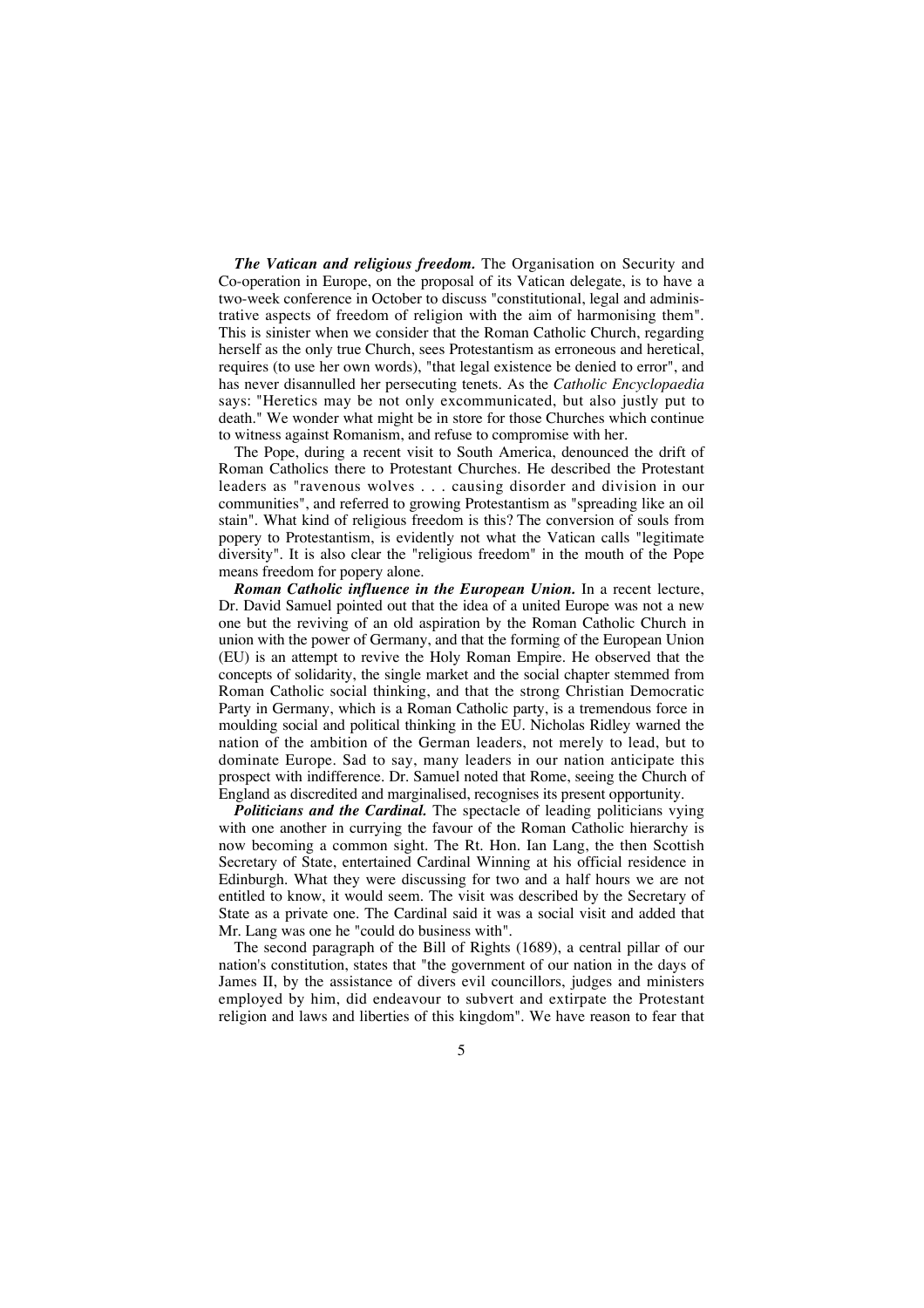***The Vatican and religious freedom.*** The Organisation on Security and Co-operation in Europe, on the proposal of its Vatican delegate, is to have a two-week conference in October to discuss "constitutional, legal and administrative aspects of freedom of religion with the aim of harmonising them". This is sinister when we consider that the Roman Catholic Church, regarding herself as the only true Church, sees Protestantism as erroneous and heretical, requires (to use her own words), "that legal existence be denied to error", and has never disannulled her persecuting tenets. As the *Catholic Encyclopaedia* says: "Heretics may be not only excommunicated, but also justly put to death." We wonder what might be in store for those Churches which continue to witness against Romanism, and refuse to compromise with her.

The Pope, during a recent visit to South America, denounced the drift of Roman Catholics there to Protestant Churches. He described the Protestant leaders as "ravenous wolves . . . causing disorder and division in our communities", and referred to growing Protestantism as "spreading like an oil stain". What kind of religious freedom is this? The conversion of souls from popery to Protestantism, is evidently not what the Vatican calls "legitimate diversity". It is also clear the "religious freedom" in the mouth of the Pope means freedom for popery alone.

***Roman Catholic influence in the European Union.*** In a recent lecture, Dr. David Samuel pointed out that the idea of a united Europe was not a new one but the reviving of an old aspiration by the Roman Catholic Church in union with the power of Germany, and that the forming of the European Union (EU) is an attempt to revive the Holy Roman Empire. He observed that the concepts of solidarity, the single market and the social chapter stemmed from Roman Catholic social thinking, and that the strong Christian Democratic Party in Germany, which is a Roman Catholic party, is a tremendous force in moulding social and political thinking in the EU. Nicholas Ridley warned the nation of the ambition of the German leaders, not merely to lead, but to dominate Europe. Sad to say, many leaders in our nation anticipate this prospect with indifference. Dr. Samuel noted that Rome, seeing the Church of England as discredited and marginalised, recognises its present opportunity.

***Politicians and the Cardinal.*** The spectacle of leading politicians vying with one another in currying the favour of the Roman Catholic hierarchy is now becoming a common sight. The Rt. Hon. Ian Lang, the then Scottish Secretary of State, entertained Cardinal Winning at his official residence in Edinburgh. What they were discussing for two and a half hours we are not entitled to know, it would seem. The visit was described by the Secretary of State as a private one. The Cardinal said it was a social visit and added that Mr. Lang was one he "could do business with".

The second paragraph of the Bill of Rights (1689), a central pillar of our nation's constitution, states that "the government of our nation in the days of James II, by the assistance of divers evil councillors, judges and ministers employed by him, did endeavour to subvert and extirpate the Protestant religion and laws and liberties of this kingdom". We have reason to fear that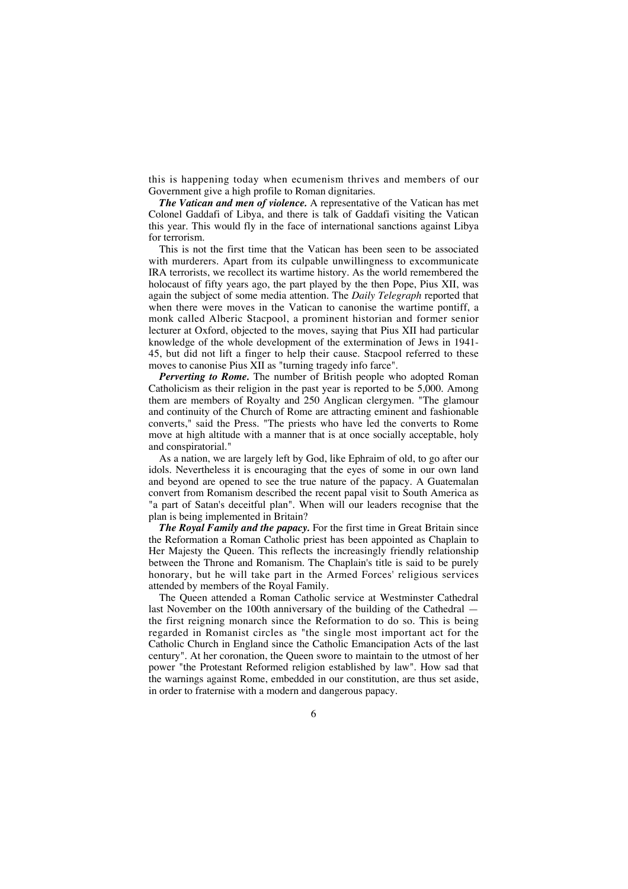this is happening today when ecumenism thrives and members of our Government give a high profile to Roman dignitaries.

***The Vatican and men of violence.*** A representative of the Vatican has met Colonel Gaddafi of Libya, and there is talk of Gaddafi visiting the Vatican this year. This would fly in the face of international sanctions against Libya for terrorism.

This is not the first time that the Vatican has been seen to be associated with murderers. Apart from its culpable unwillingness to excommunicate IRA terrorists, we recollect its wartime history. As the world remembered the holocaust of fifty years ago, the part played by the then Pope, Pius XII, was again the subject of some media attention. The *Daily Telegraph* reported that when there were moves in the Vatican to canonise the wartime pontiff, a monk called Alberic Stacpool, a prominent historian and former senior lecturer at Oxford, objected to the moves, saying that Pius XII had particular knowledge of the whole development of the extermination of Jews in 1941-45, but did not lift a finger to help their cause. Stacpool referred to these moves to canonise Pius XII as "turning tragedy info farce".

***Perverting to Rome.*** The number of British people who adopted Roman Catholicism as their religion in the past year is reported to be 5,000. Among them are members of Royalty and 250 Anglican clergymen. "The glamour and continuity of the Church of Rome are attracting eminent and fashionable converts," said the Press. "The priests who have led the converts to Rome move at high altitude with a manner that is at once socially acceptable, holy and conspiratorial."

As a nation, we are largely left by God, like Ephraim of old, to go after our idols. Nevertheless it is encouraging that the eyes of some in our own land and beyond are opened to see the true nature of the papacy. A Guatemalan convert from Romanism described the recent papal visit to South America as "a part of Satan's deceitful plan". When will our leaders recognise that the plan is being implemented in Britain?

***The Royal Family and the papacy.*** For the first time in Great Britain since the Reformation a Roman Catholic priest has been appointed as Chaplain to Her Majesty the Queen. This reflects the increasingly friendly relationship between the Throne and Romanism. The Chaplain's title is said to be purely honorary, but he will take part in the Armed Forces' religious services attended by members of the Royal Family.

The Queen attended a Roman Catholic service at Westminster Cathedral last November on the 100th anniversary of the building of the Cathedral — the first reigning monarch since the Reformation to do so. This is being regarded in Romanist circles as "the single most important act for the Catholic Church in England since the Catholic Emancipation Acts of the last century". At her coronation, the Queen swore to maintain to the utmost of her power "the Protestant Reformed religion established by law". How sad that the warnings against Rome, embedded in our constitution, are thus set aside, in order to fraternise with a modern and dangerous papacy.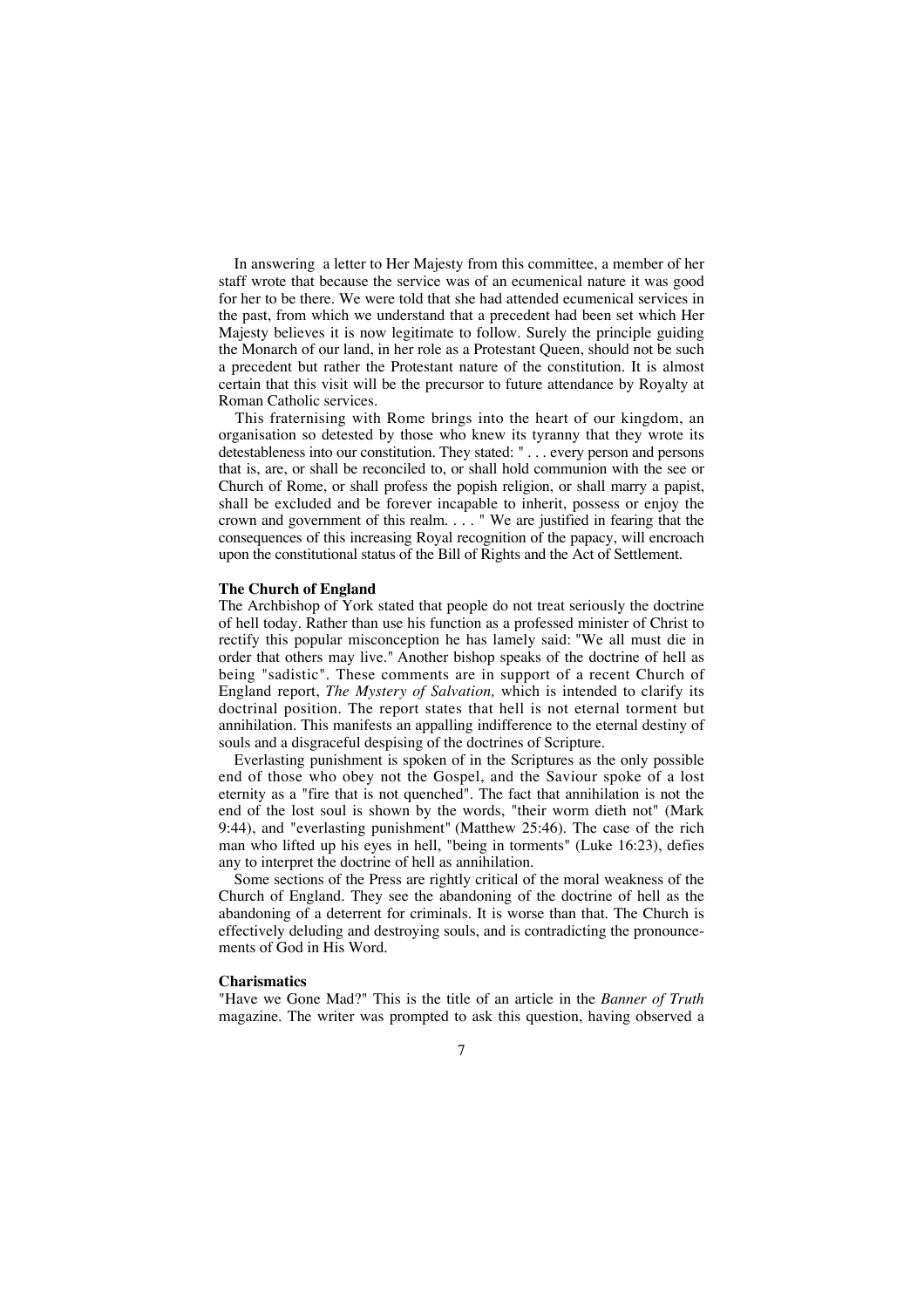In answering a letter to Her Majesty from this committee, a member of her staff wrote that because the service was of an ecumenical nature it was good for her to be there. We were told that she had attended ecumenical services in the past, from which we understand that a precedent had been set which Her Majesty believes it is now legitimate to follow. Surely the principle guiding the Monarch of our land, in her role as a Protestant Queen, should not be such a precedent but rather the Protestant nature of the constitution. It is almost certain that this visit will be the precursor to future attendance by Royalty at Roman Catholic services.

This fraternising with Rome brings into the heart of our kingdom, an organisation so detested by those who knew its tyranny that they wrote its detestableness into our constitution. They stated: " . . . every person and persons that is, are, or shall be reconciled to, or shall hold communion with the see or Church of Rome, or shall profess the popish religion, or shall marry a papist, shall be excluded and be forever incapable to inherit, possess or enjoy the crown and government of this realm. . . . " We are justified in fearing that the consequences of this increasing Royal recognition of the papacy, will encroach upon the constitutional status of the Bill of Rights and the Act of Settlement.

**The Church of England**

The Archbishop of York stated that people do not treat seriously the doctrine of hell today. Rather than use his function as a professed minister of Christ to rectify this popular misconception he has lamely said: "We all must die in order that others may live." Another bishop speaks of the doctrine of hell as being "sadistic". These comments are in support of a recent Church of England report, *The Mystery of Salvation,* which is intended to clarify its doctrinal position. The report states that hell is not eternal torment but annihilation. This manifests an appalling indifference to the eternal destiny of souls and a disgraceful despising of the doctrines of Scripture.

Everlasting punishment is spoken of in the Scriptures as the only possible end of those who obey not the Gospel, and the Saviour spoke of a lost eternity as a "fire that is not quenched". The fact that annihilation is not the end of the lost soul is shown by the words, "their worm dieth not" (Mark 9:44), and "everlasting punishment" (Matthew 25:46). The case of the rich man who lifted up his eyes in hell, "being in torments" (Luke 16:23), defies any to interpret the doctrine of hell as annihilation.

Some sections of the Press are rightly critical of the moral weakness of the Church of England. They see the abandoning of the doctrine of hell as the abandoning of a deterrent for criminals. It is worse than that. The Church is effectively deluding and destroying souls, and is contradicting the pronouncements of God in His Word.

**Charismatics**

"Have we Gone Mad?" This is the title of an article in the *Banner of Truth* magazine. The writer was prompted to ask this question, having observed a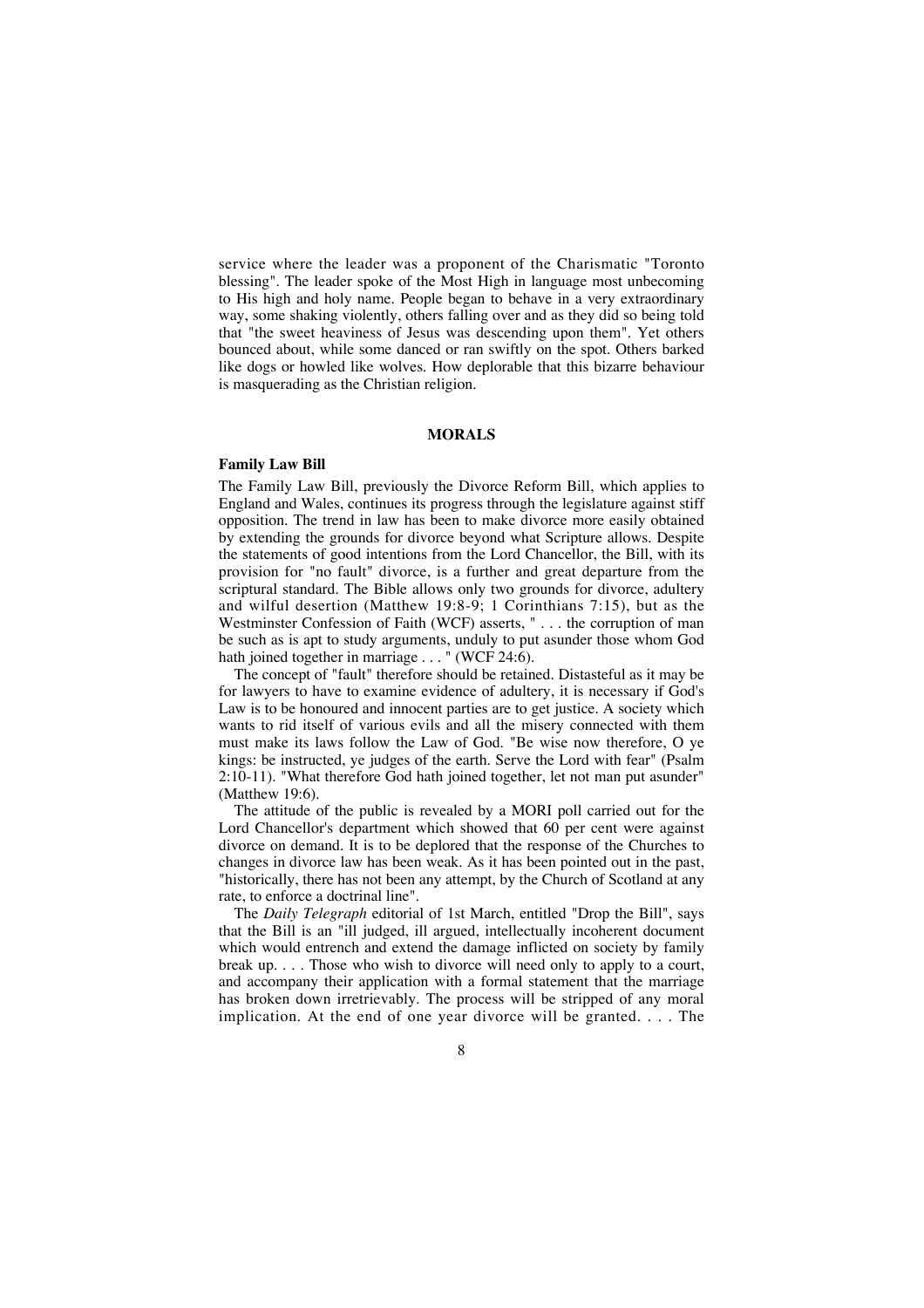service where the leader was a proponent of the Charismatic "Toronto blessing". The leader spoke of the Most High in language most unbecoming to His high and holy name. People began to behave in a very extraordinary way, some shaking violently, others falling over and as they did so being told that "the sweet heaviness of Jesus was descending upon them". Yet others bounced about, while some danced or ran swiftly on the spot. Others barked like dogs or howled like wolves. How deplorable that this bizarre behaviour is masquerading as the Christian religion.

## MORALS

### Family Law Bill

The Family Law Bill, previously the Divorce Reform Bill, which applies to England and Wales, continues its progress through the legislature against stiff opposition. The trend in law has been to make divorce more easily obtained by extending the grounds for divorce beyond what Scripture allows. Despite the statements of good intentions from the Lord Chancellor, the Bill, with its provision for "no fault" divorce, is a further and great departure from the scriptural standard. The Bible allows only two grounds for divorce, adultery and wilful desertion (Matthew 19:8-9; 1 Corinthians 7:15), but as the Westminster Confession of Faith (WCF) asserts, " . . . the corruption of man be such as is apt to study arguments, unduly to put asunder those whom God hath joined together in marriage . . . " (WCF 24:6).

The concept of "fault" therefore should be retained. Distasteful as it may be for lawyers to have to examine evidence of adultery, it is necessary if God's Law is to be honoured and innocent parties are to get justice. A society which wants to rid itself of various evils and all the misery connected with them must make its laws follow the Law of God. "Be wise now therefore, O ye kings: be instructed, ye judges of the earth. Serve the Lord with fear" (Psalm 2:10-11). "What therefore God hath joined together, let not man put asunder" (Matthew 19:6).

The attitude of the public is revealed by a MORI poll carried out for the Lord Chancellor's department which showed that 60 per cent were against divorce on demand. It is to be deplored that the response of the Churches to changes in divorce law has been weak. As it has been pointed out in the past, "historically, there has not been any attempt, by the Church of Scotland at any rate, to enforce a doctrinal line".

The *Daily Telegraph* editorial of 1st March, entitled "Drop the Bill", says that the Bill is an "ill judged, ill argued, intellectually incoherent document which would entrench and extend the damage inflicted on society by family break up. . . . Those who wish to divorce will need only to apply to a court, and accompany their application with a formal statement that the marriage has broken down irretrievably. The process will be stripped of any moral implication. At the end of one year divorce will be granted. . . . The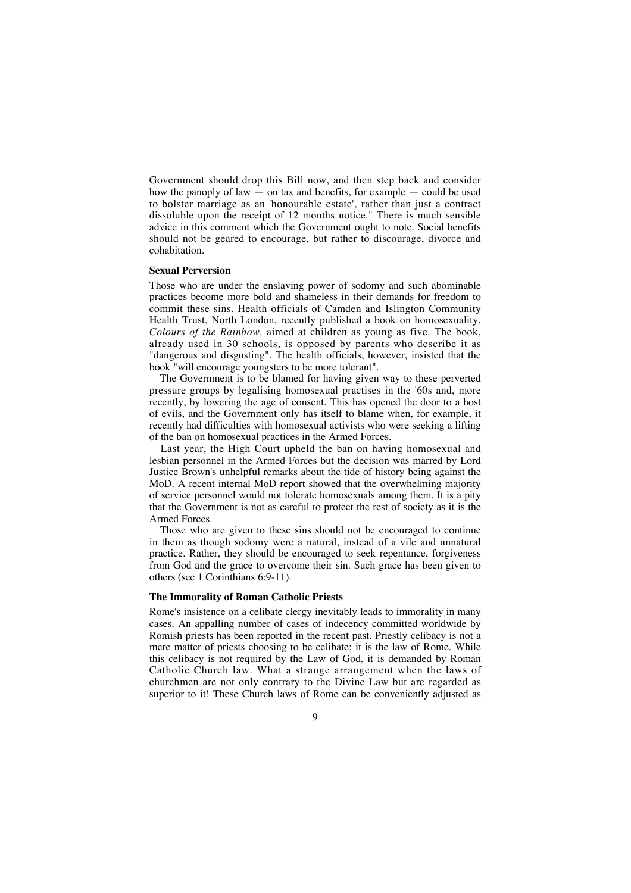Government should drop this Bill now, and then step back and consider how the panoply of law — on tax and benefits, for example — could be used to bolster marriage as an 'honourable estate', rather than just a contract dissoluble upon the receipt of 12 months notice." There is much sensible advice in this comment which the Government ought to note. Social benefits should not be geared to encourage, but rather to discourage, divorce and cohabitation.

### Sexual Perversion

Those who are under the enslaving power of sodomy and such abominable practices become more bold and shameless in their demands for freedom to commit these sins. Health officials of Camden and Islington Community Health Trust, North London, recently published a book on homosexuality, *Colours of the Rainbow,* aimed at children as young as five. The book, already used in 30 schools, is opposed by parents who describe it as "dangerous and disgusting". The health officials, however, insisted that the book "will encourage youngsters to be more tolerant".

The Government is to be blamed for having given way to these perverted pressure groups by legalising homosexual practises in the '60s and, more recently, by lowering the age of consent. This has opened the door to a host of evils, and the Government only has itself to blame when, for example, it recently had difficulties with homosexual activists who were seeking a lifting of the ban on homosexual practices in the Armed Forces.

Last year, the High Court upheld the ban on having homosexual and lesbian personnel in the Armed Forces but the decision was marred by Lord Justice Brown's unhelpful remarks about the tide of history being against the MoD. A recent internal MoD report showed that the overwhelming majority of service personnel would not tolerate homosexuals among them. It is a pity that the Government is not as careful to protect the rest of society as it is the Armed Forces.

Those who are given to these sins should not be encouraged to continue in them as though sodomy were a natural, instead of a vile and unnatural practice. Rather, they should be encouraged to seek repentance, forgiveness from God and the grace to overcome their sin. Such grace has been given to others (see 1 Corinthians 6:9-11).

### The Immorality of Roman Catholic Priests

Rome's insistence on a celibate clergy inevitably leads to immorality in many cases. An appalling number of cases of indecency committed worldwide by Romish priests has been reported in the recent past. Priestly celibacy is not a mere matter of priests choosing to be celibate; it is the law of Rome. While this celibacy is not required by the Law of God, it is demanded by Roman Catholic Church law. What a strange arrangement when the laws of churchmen are not only contrary to the Divine Law but are regarded as superior to it! These Church laws of Rome can be conveniently adjusted as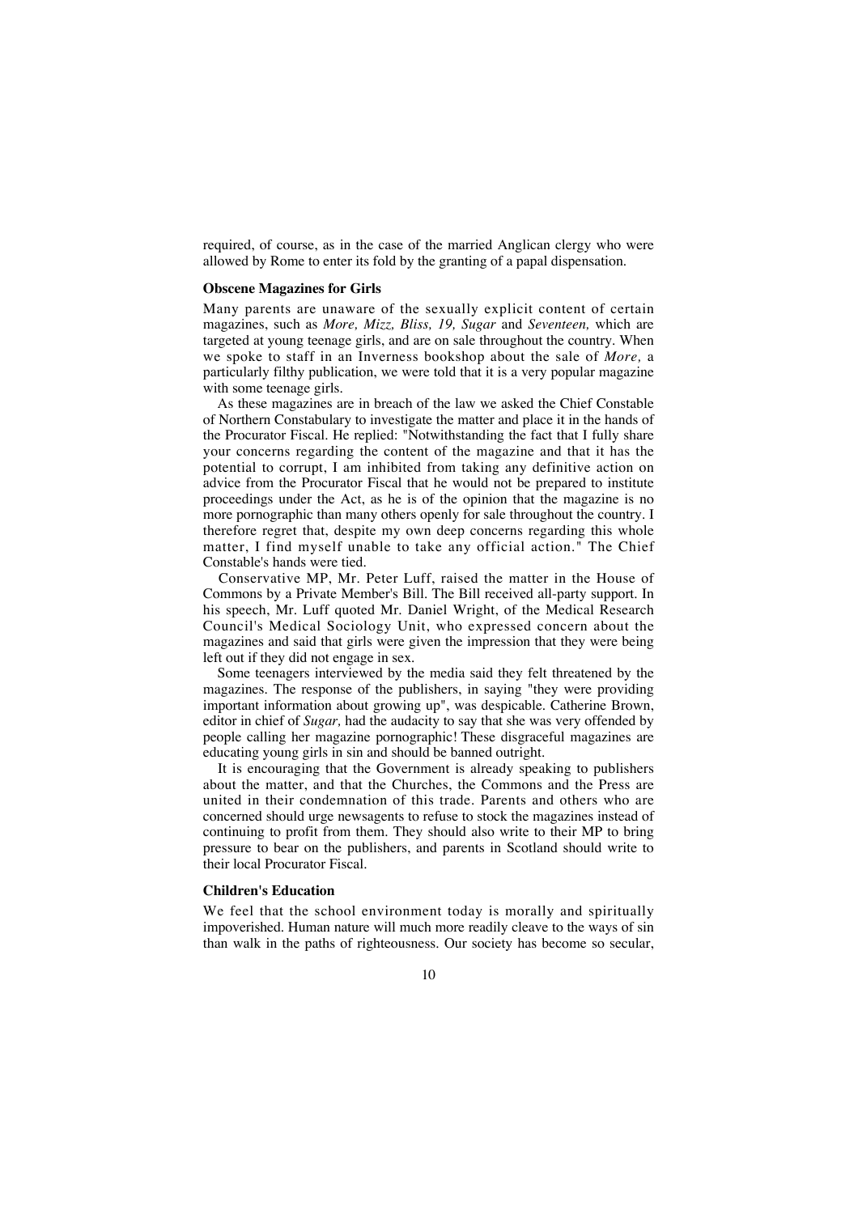required, of course, as in the case of the married Anglican clergy who were allowed by Rome to enter its fold by the granting of a papal dispensation.

### Obscene Magazines for Girls

Many parents are unaware of the sexually explicit content of certain magazines, such as *More, Mizz, Bliss, 19, Sugar* and *Seventeen,* which are targeted at young teenage girls, and are on sale throughout the country. When we spoke to staff in an Inverness bookshop about the sale of *More,* a particularly filthy publication, we were told that it is a very popular magazine with some teenage girls.

As these magazines are in breach of the law we asked the Chief Constable of Northern Constabulary to investigate the matter and place it in the hands of the Procurator Fiscal. He replied: "Notwithstanding the fact that I fully share your concerns regarding the content of the magazine and that it has the potential to corrupt, I am inhibited from taking any definitive action on advice from the Procurator Fiscal that he would not be prepared to institute proceedings under the Act, as he is of the opinion that the magazine is no more pornographic than many others openly for sale throughout the country. I therefore regret that, despite my own deep concerns regarding this whole matter, I find myself unable to take any official action." The Chief Constable's hands were tied.

Conservative MP, Mr. Peter Luff, raised the matter in the House of Commons by a Private Member's Bill. The Bill received all-party support. In his speech, Mr. Luff quoted Mr. Daniel Wright, of the Medical Research Council's Medical Sociology Unit, who expressed concern about the magazines and said that girls were given the impression that they were being left out if they did not engage in sex.

Some teenagers interviewed by the media said they felt threatened by the magazines. The response of the publishers, in saying "they were providing important information about growing up", was despicable. Catherine Brown, editor in chief of *Sugar,* had the audacity to say that she was very offended by people calling her magazine pornographic! These disgraceful magazines are educating young girls in sin and should be banned outright.

It is encouraging that the Government is already speaking to publishers about the matter, and that the Churches, the Commons and the Press are united in their condemnation of this trade. Parents and others who are concerned should urge newsagents to refuse to stock the magazines instead of continuing to profit from them. They should also write to their MP to bring pressure to bear on the publishers, and parents in Scotland should write to their local Procurator Fiscal.

### Children's Education

We feel that the school environment today is morally and spiritually impoverished. Human nature will much more readily cleave to the ways of sin than walk in the paths of righteousness. Our society has become so secular,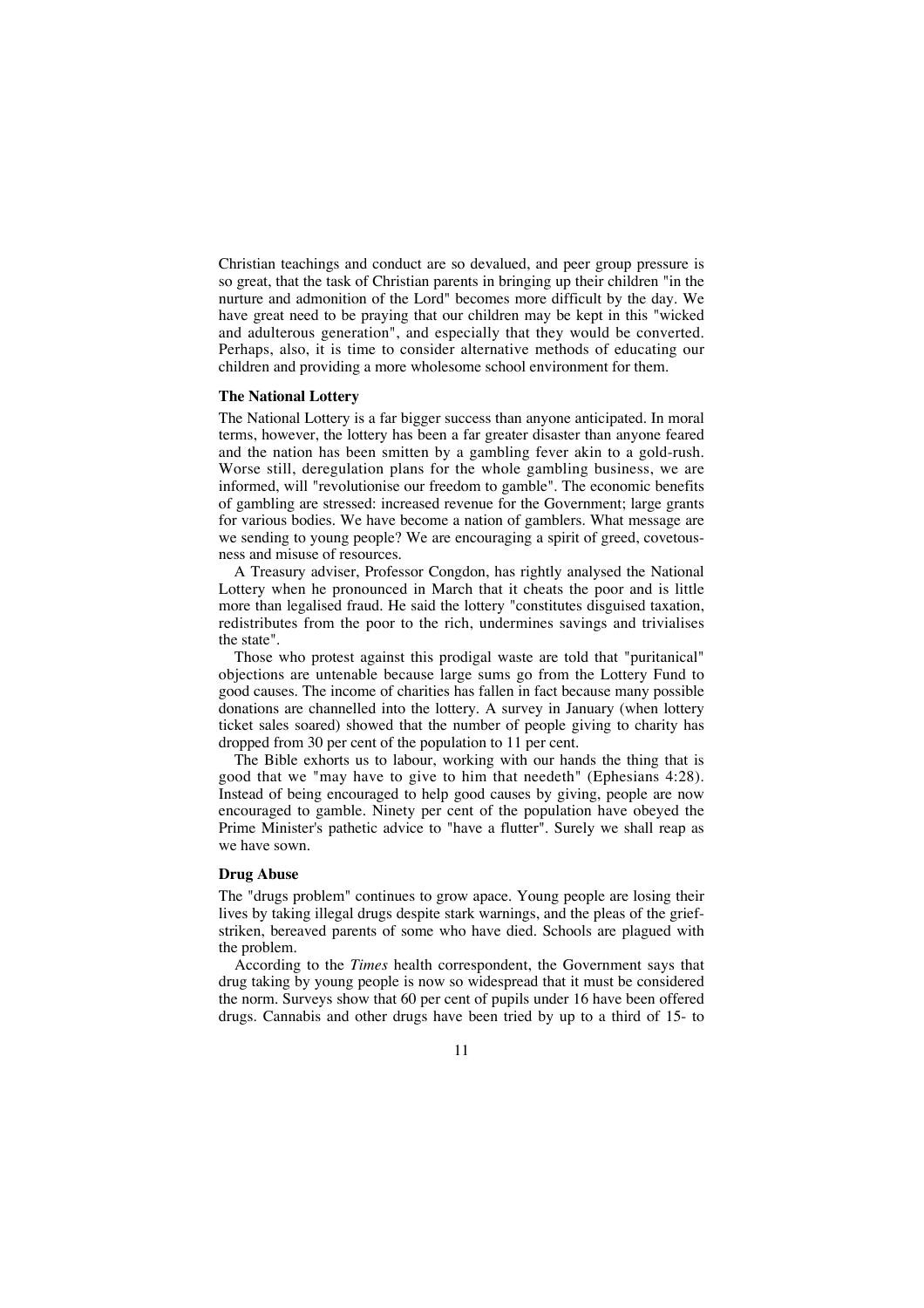Christian teachings and conduct are so devalued, and peer group pressure is so great, that the task of Christian parents in bringing up their children "in the nurture and admonition of the Lord" becomes more difficult by the day. We have great need to be praying that our children may be kept in this "wicked and adulterous generation", and especially that they would be converted. Perhaps, also, it is time to consider alternative methods of educating our children and providing a more wholesome school environment for them.

### The National Lottery

The National Lottery is a far bigger success than anyone anticipated. In moral terms, however, the lottery has been a far greater disaster than anyone feared and the nation has been smitten by a gambling fever akin to a gold-rush. Worse still, deregulation plans for the whole gambling business, we are informed, will "revolutionise our freedom to gamble". The economic benefits of gambling are stressed: increased revenue for the Government; large grants for various bodies. We have become a nation of gamblers. What message are we sending to young people? We are encouraging a spirit of greed, covetousness and misuse of resources.

A Treasury adviser, Professor Congdon, has rightly analysed the National Lottery when he pronounced in March that it cheats the poor and is little more than legalised fraud. He said the lottery "constitutes disguised taxation, redistributes from the poor to the rich, undermines savings and trivialises the state".

Those who protest against this prodigal waste are told that "puritanical" objections are untenable because large sums go from the Lottery Fund to good causes. The income of charities has fallen in fact because many possible donations are channelled into the lottery. A survey in January (when lottery ticket sales soared) showed that the number of people giving to charity has dropped from 30 per cent of the population to 11 per cent.

The Bible exhorts us to labour, working with our hands the thing that is good that we "may have to give to him that needeth" (Ephesians 4:28). Instead of being encouraged to help good causes by giving, people are now encouraged to gamble. Ninety per cent of the population have obeyed the Prime Minister's pathetic advice to "have a flutter". Surely we shall reap as we have sown.

### Drug Abuse

The "drugs problem" continues to grow apace. Young people are losing their lives by taking illegal drugs despite stark warnings, and the pleas of the grief-striken, bereaved parents of some who have died. Schools are plagued with the problem.

According to the *Times* health correspondent, the Government says that drug taking by young people is now so widespread that it must be considered the norm. Surveys show that 60 per cent of pupils under 16 have been offered drugs. Cannabis and other drugs have been tried by up to a third of 15- to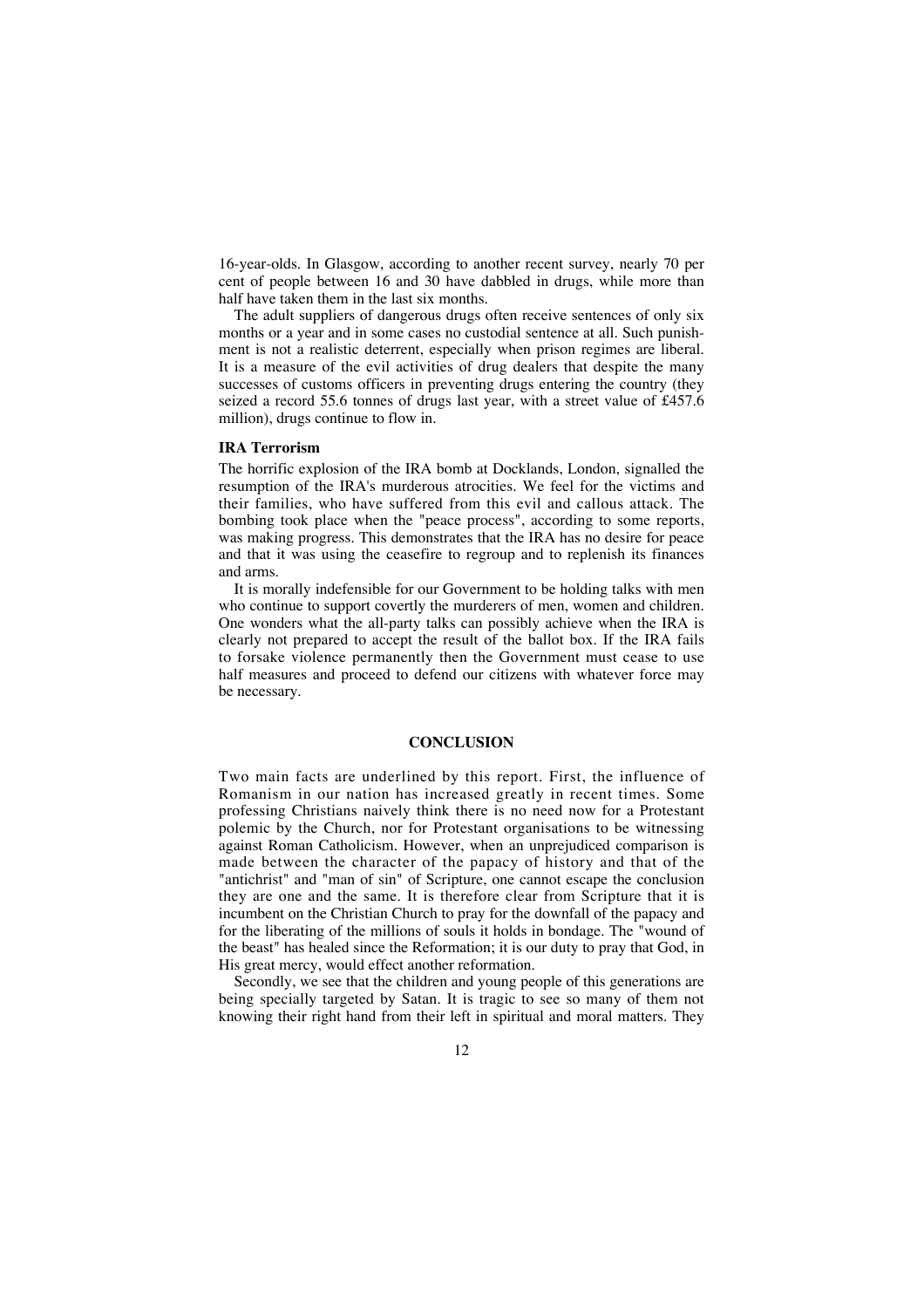16-year-olds. In Glasgow, according to another recent survey, nearly 70 per cent of people between 16 and 30 have dabbled in drugs, while more than half have taken them in the last six months.

The adult suppliers of dangerous drugs often receive sentences of only six months or a year and in some cases no custodial sentence at all. Such punishment is not a realistic deterrent, especially when prison regimes are liberal. It is a measure of the evil activities of drug dealers that despite the many successes of customs officers in preventing drugs entering the country (they seized a record 55.6 tonnes of drugs last year, with a street value of £457.6 million), drugs continue to flow in.

### IRA Terrorism

The horrific explosion of the IRA bomb at Docklands, London, signalled the resumption of the IRA's murderous atrocities. We feel for the victims and their families, who have suffered from this evil and callous attack. The bombing took place when the "peace process", according to some reports, was making progress. This demonstrates that the IRA has no desire for peace and that it was using the ceasefire to regroup and to replenish its finances and arms.

It is morally indefensible for our Government to be holding talks with men who continue to support covertly the murderers of men, women and children. One wonders what the all-party talks can possibly achieve when the IRA is clearly not prepared to accept the result of the ballot box. If the IRA fails to forsake violence permanently then the Government must cease to use half measures and proceed to defend our citizens with whatever force may be necessary.

## CONCLUSION

Two main facts are underlined by this report. First, the influence of Romanism in our nation has increased greatly in recent times. Some professing Christians naively think there is no need now for a Protestant polemic by the Church, nor for Protestant organisations to be witnessing against Roman Catholicism. However, when an unprejudiced comparison is made between the character of the papacy of history and that of the "antichrist" and "man of sin" of Scripture, one cannot escape the conclusion they are one and the same. It is therefore clear from Scripture that it is incumbent on the Christian Church to pray for the downfall of the papacy and for the liberating of the millions of souls it holds in bondage. The "wound of the beast" has healed since the Reformation; it is our duty to pray that God, in His great mercy, would effect another reformation.

Secondly, we see that the children and young people of this generations are being specially targeted by Satan. It is tragic to see so many of them not knowing their right hand from their left in spiritual and moral matters. They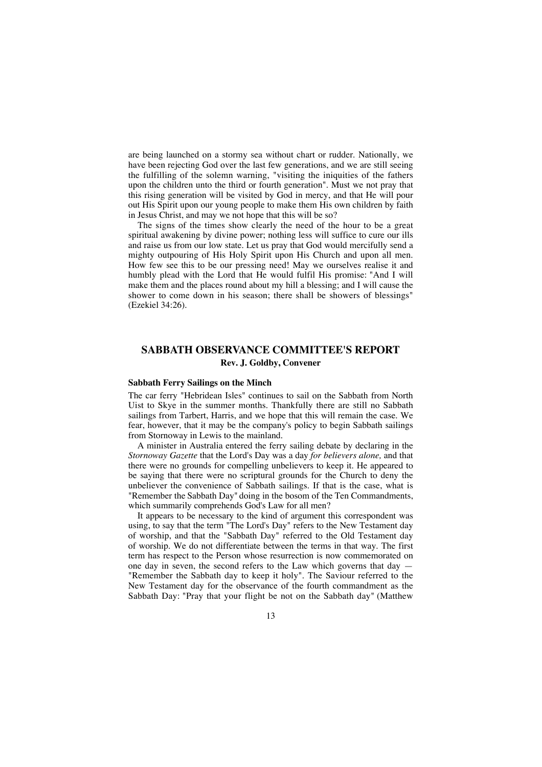are being launched on a stormy sea without chart or rudder. Nationally, we have been rejecting God over the last few generations, and we are still seeing the fulfilling of the solemn warning, "visiting the iniquities of the fathers upon the children unto the third or fourth generation". Must we not pray that this rising generation will be visited by God in mercy, and that He will pour out His Spirit upon our young people to make them His own children by faith in Jesus Christ, and may we not hope that this will be so?

The signs of the times show clearly the need of the hour to be a great spiritual awakening by divine power; nothing less will suffice to cure our ills and raise us from our low state. Let us pray that God would mercifully send a mighty outpouring of His Holy Spirit upon His Church and upon all men. How few see this to be our pressing need! May we ourselves realise it and humbly plead with the Lord that He would fulfil His promise: "And I will make them and the places round about my hill a blessing; and I will cause the shower to come down in his season; there shall be showers of blessings" (Ezekiel 34:26).

## SABBATH OBSERVANCE COMMITTEE'S REPORT

**Rev. J. Goldby, Convener**

### Sabbath Ferry Sailings on the Minch

The car ferry "Hebridean Isles" continues to sail on the Sabbath from North Uist to Skye in the summer months. Thankfully there are still no Sabbath sailings from Tarbert, Harris, and we hope that this will remain the case. We fear, however, that it may be the company's policy to begin Sabbath sailings from Stornoway in Lewis to the mainland.

A minister in Australia entered the ferry sailing debate by declaring in the *Stornoway Gazette* that the Lord's Day was a day *for believers alone,* and that there were no grounds for compelling unbelievers to keep it. He appeared to be saying that there were no scriptural grounds for the Church to deny the unbeliever the convenience of Sabbath sailings. If that is the case, what is "Remember the Sabbath Day" doing in the bosom of the Ten Commandments, which summarily comprehends God's Law for all men?

It appears to be necessary to the kind of argument this correspondent was using, to say that the term "The Lord's Day" refers to the New Testament day of worship, and that the "Sabbath Day" referred to the Old Testament day of worship. We do not differentiate between the terms in that way. The first term has respect to the Person whose resurrection is now commemorated on one day in seven, the second refers to the Law which governs that day — "Remember the Sabbath day to keep it holy". The Saviour referred to the New Testament day for the observance of the fourth commandment as the Sabbath Day: "Pray that your flight be not on the Sabbath day" (Matthew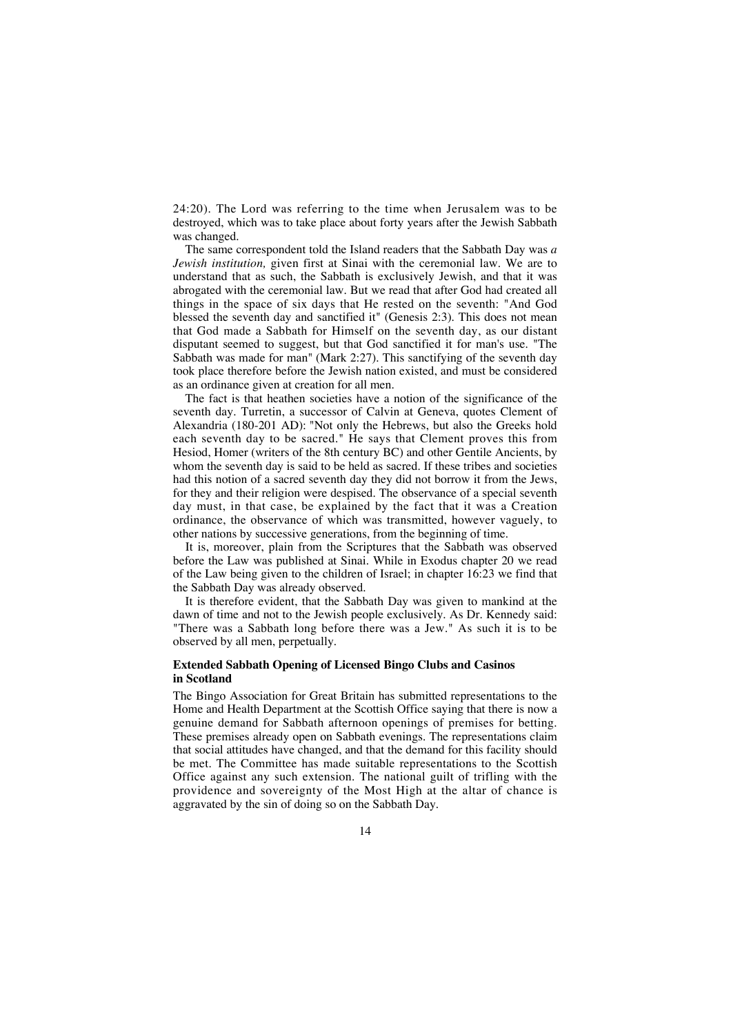24:20). The Lord was referring to the time when Jerusalem was to be destroyed, which was to take place about forty years after the Jewish Sabbath was changed.

The same correspondent told the Island readers that the Sabbath Day was *a Jewish institution,* given first at Sinai with the ceremonial law. We are to understand that as such, the Sabbath is exclusively Jewish, and that it was abrogated with the ceremonial law. But we read that after God had created all things in the space of six days that He rested on the seventh: "And God blessed the seventh day and sanctified it" (Genesis 2:3). This does not mean that God made a Sabbath for Himself on the seventh day, as our distant disputant seemed to suggest, but that God sanctified it for man's use. "The Sabbath was made for man" (Mark 2:27). This sanctifying of the seventh day took place therefore before the Jewish nation existed, and must be considered as an ordinance given at creation for all men.

The fact is that heathen societies have a notion of the significance of the seventh day. Turretin, a successor of Calvin at Geneva, quotes Clement of Alexandria (180-201 AD): "Not only the Hebrews, but also the Greeks hold each seventh day to be sacred." He says that Clement proves this from Hesiod, Homer (writers of the 8th century BC) and other Gentile Ancients, by whom the seventh day is said to be held as sacred. If these tribes and societies had this notion of a sacred seventh day they did not borrow it from the Jews, for they and their religion were despised. The observance of a special seventh day must, in that case, be explained by the fact that it was a Creation ordinance, the observance of which was transmitted, however vaguely, to other nations by successive generations, from the beginning of time.

It is, moreover, plain from the Scriptures that the Sabbath was observed before the Law was published at Sinai. While in Exodus chapter 20 we read of the Law being given to the children of Israel; in chapter 16:23 we find that the Sabbath Day was already observed.

It is therefore evident, that the Sabbath Day was given to mankind at the dawn of time and not to the Jewish people exclusively. As Dr. Kennedy said: "There was a Sabbath long before there was a Jew." As such it is to be observed by all men, perpetually.

**Extended Sabbath Opening of Licensed Bingo Clubs and Casinos in Scotland**

The Bingo Association for Great Britain has submitted representations to the Home and Health Department at the Scottish Office saying that there is now a genuine demand for Sabbath afternoon openings of premises for betting. These premises already open on Sabbath evenings. The representations claim that social attitudes have changed, and that the demand for this facility should be met. The Committee has made suitable representations to the Scottish Office against any such extension. The national guilt of trifling with the providence and sovereignty of the Most High at the altar of chance is aggravated by the sin of doing so on the Sabbath Day.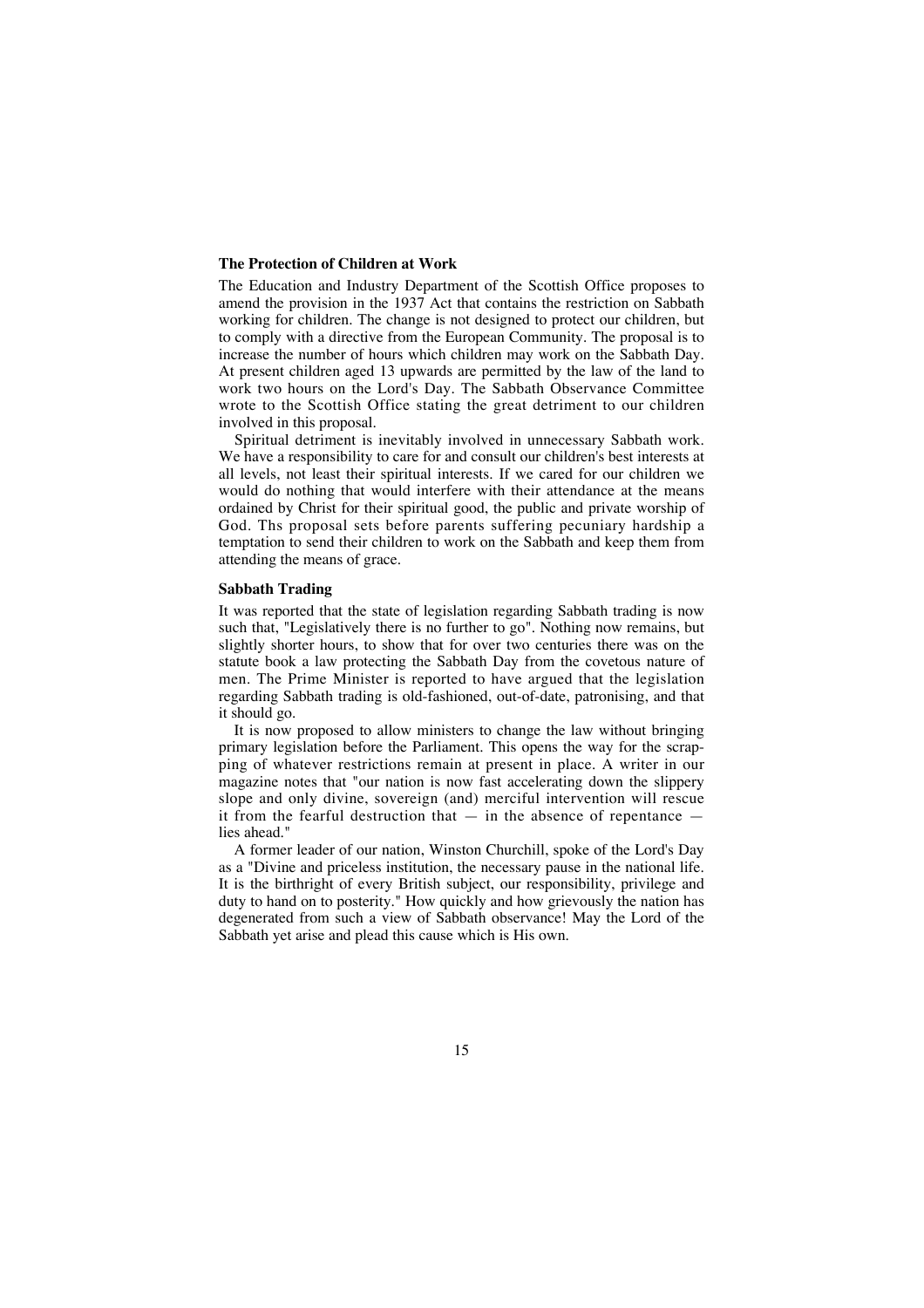### The Protection of Children at Work

The Education and Industry Department of the Scottish Office proposes to amend the provision in the 1937 Act that contains the restriction on Sabbath working for children. The change is not designed to protect our children, but to comply with a directive from the European Community. The proposal is to increase the number of hours which children may work on the Sabbath Day. At present children aged 13 upwards are permitted by the law of the land to work two hours on the Lord's Day. The Sabbath Observance Committee wrote to the Scottish Office stating the great detriment to our children involved in this proposal.

Spiritual detriment is inevitably involved in unnecessary Sabbath work. We have a responsibility to care for and consult our children's best interests at all levels, not least their spiritual interests. If we cared for our children we would do nothing that would interfere with their attendance at the means ordained by Christ for their spiritual good, the public and private worship of God. Ths proposal sets before parents suffering pecuniary hardship a temptation to send their children to work on the Sabbath and keep them from attending the means of grace.

### Sabbath Trading

It was reported that the state of legislation regarding Sabbath trading is now such that, "Legislatively there is no further to go". Nothing now remains, but slightly shorter hours, to show that for over two centuries there was on the statute book a law protecting the Sabbath Day from the covetous nature of men. The Prime Minister is reported to have argued that the legislation regarding Sabbath trading is old-fashioned, out-of-date, patronising, and that it should go.

It is now proposed to allow ministers to change the law without bringing primary legislation before the Parliament. This opens the way for the scrapping of whatever restrictions remain at present in place. A writer in our magazine notes that "our nation is now fast accelerating down the slippery slope and only divine, sovereign (and) merciful intervention will rescue it from the fearful destruction that — in the absence of repentance — lies ahead."

A former leader of our nation, Winston Churchill, spoke of the Lord's Day as a "Divine and priceless institution, the necessary pause in the national life. It is the birthright of every British subject, our responsibility, privilege and duty to hand on to posterity." How quickly and how grievously the nation has degenerated from such a view of Sabbath observance! May the Lord of the Sabbath yet arise and plead this cause which is His own.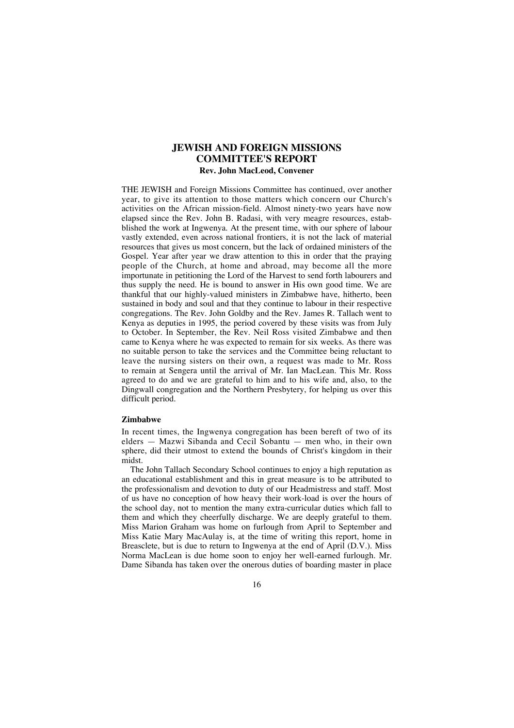# JEWISH AND FOREIGN MISSIONS COMMITTEE'S REPORT

**Rev. John MacLeod, Convener**

THE JEWISH and Foreign Missions Committee has continued, over another year, to give its attention to those matters which concern our Church's activities on the African mission-field. Almost ninety-two years have now elapsed since the Rev. John B. Radasi, with very meagre resources, established the work at Ingwenya. At the present time, with our sphere of labour vastly extended, even across national frontiers, it is not the lack of material resources that gives us most concern, but the lack of ordained ministers of the Gospel. Year after year we draw attention to this in order that the praying people of the Church, at home and abroad, may become all the more importunate in petitioning the Lord of the Harvest to send forth labourers and thus supply the need. He is bound to answer in His own good time. We are thankful that our highly-valued ministers in Zimbabwe have, hitherto, been sustained in body and soul and that they continue to labour in their respective congregations. The Rev. John Goldby and the Rev. James R. Tallach went to Kenya as deputies in 1995, the period covered by these visits was from July to October. In September, the Rev. Neil Ross visited Zimbabwe and then came to Kenya where he was expected to remain for six weeks. As there was no suitable person to take the services and the Committee being reluctant to leave the nursing sisters on their own, a request was made to Mr. Ross to remain at Sengera until the arrival of Mr. Ian MacLean. This Mr. Ross agreed to do and we are grateful to him and to his wife and, also, to the Dingwall congregation and the Northern Presbytery, for helping us over this difficult period.

### Zimbabwe

In recent times, the Ingwenya congregation has been bereft of two of its elders — Mazwi Sibanda and Cecil Sobantu — men who, in their own sphere, did their utmost to extend the bounds of Christ's kingdom in their midst.

The John Tallach Secondary School continues to enjoy a high reputation as an educational establishment and this in great measure is to be attributed to the professionalism and devotion to duty of our Headmistress and staff. Most of us have no conception of how heavy their work-load is over the hours of the school day, not to mention the many extra-curricular duties which fall to them and which they cheerfully discharge. We are deeply grateful to them. Miss Marion Graham was home on furlough from April to September and Miss Katie Mary MacAulay is, at the time of writing this report, home in Breasclete, but is due to return to Ingwenya at the end of April (D.V.). Miss Norma MacLean is due home soon to enjoy her well-earned furlough. Mr. Dame Sibanda has taken over the onerous duties of boarding master in place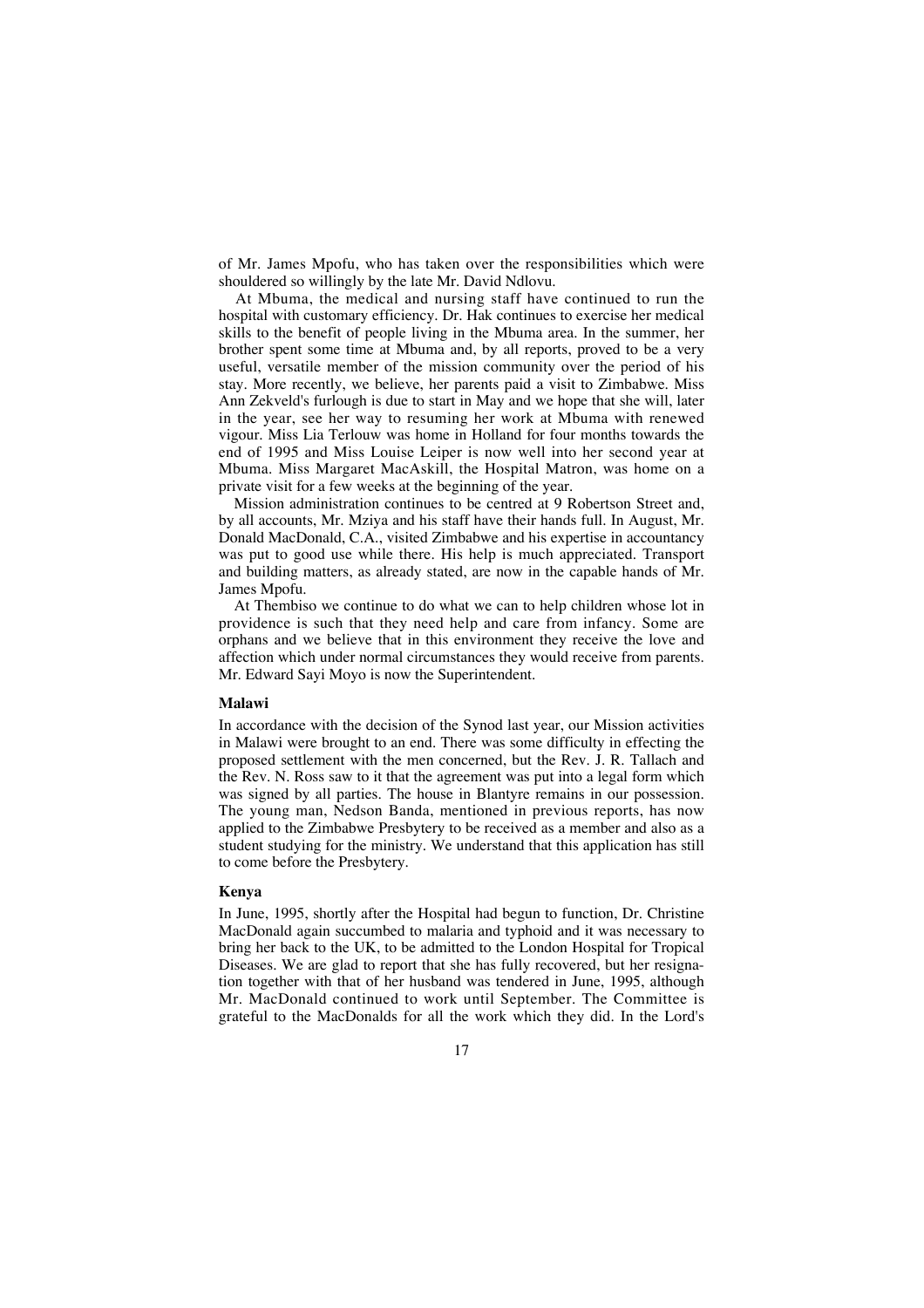of Mr. James Mpofu, who has taken over the responsibilities which were shouldered so willingly by the late Mr. David Ndlovu.

At Mbuma, the medical and nursing staff have continued to run the hospital with customary efficiency. Dr. Hak continues to exercise her medical skills to the benefit of people living in the Mbuma area. In the summer, her brother spent some time at Mbuma and, by all reports, proved to be a very useful, versatile member of the mission community over the period of his stay. More recently, we believe, her parents paid a visit to Zimbabwe. Miss Ann Zekveld's furlough is due to start in May and we hope that she will, later in the year, see her way to resuming her work at Mbuma with renewed vigour. Miss Lia Terlouw was home in Holland for four months towards the end of 1995 and Miss Louise Leiper is now well into her second year at Mbuma. Miss Margaret MacAskill, the Hospital Matron, was home on a private visit for a few weeks at the beginning of the year.

Mission administration continues to be centred at 9 Robertson Street and, by all accounts, Mr. Mziya and his staff have their hands full. In August, Mr. Donald MacDonald, C.A., visited Zimbabwe and his expertise in accountancy was put to good use while there. His help is much appreciated. Transport and building matters, as already stated, are now in the capable hands of Mr. James Mpofu.

At Thembiso we continue to do what we can to help children whose lot in providence is such that they need help and care from infancy. Some are orphans and we believe that in this environment they receive the love and affection which under normal circumstances they would receive from parents. Mr. Edward Sayi Moyo is now the Superintendent.

**Malawi**

In accordance with the decision of the Synod last year, our Mission activities in Malawi were brought to an end. There was some difficulty in effecting the proposed settlement with the men concerned, but the Rev. J. R. Tallach and the Rev. N. Ross saw to it that the agreement was put into a legal form which was signed by all parties. The house in Blantyre remains in our possession. The young man, Nedson Banda, mentioned in previous reports, has now applied to the Zimbabwe Presbytery to be received as a member and also as a student studying for the ministry. We understand that this application has still to come before the Presbytery.

**Kenya**

In June, 1995, shortly after the Hospital had begun to function, Dr. Christine MacDonald again succumbed to malaria and typhoid and it was necessary to bring her back to the UK, to be admitted to the London Hospital for Tropical Diseases. We are glad to report that she has fully recovered, but her resignation together with that of her husband was tendered in June, 1995, although Mr. MacDonald continued to work until September. The Committee is grateful to the MacDonalds for all the work which they did. In the Lord's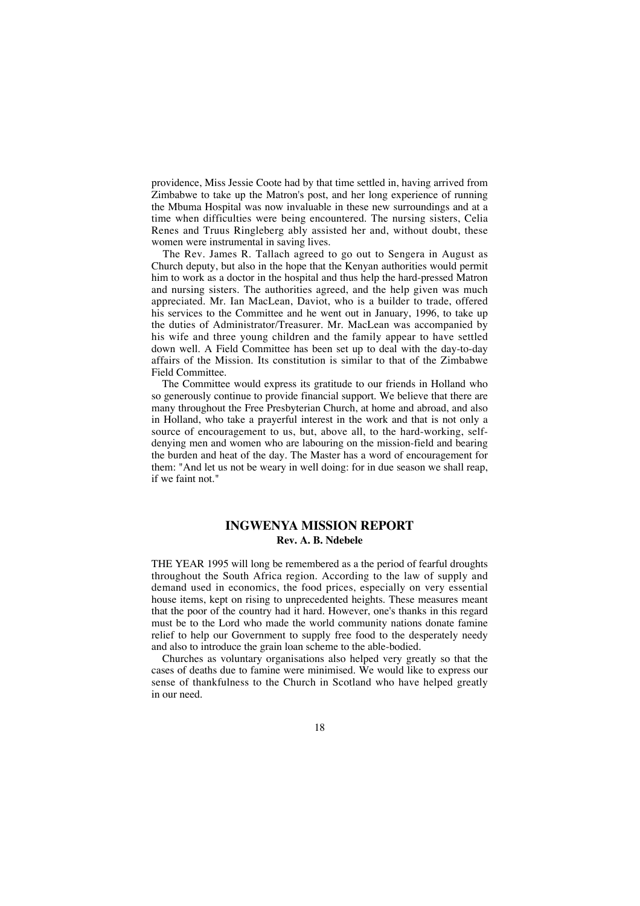providence, Miss Jessie Coote had by that time settled in, having arrived from Zimbabwe to take up the Matron's post, and her long experience of running the Mbuma Hospital was now invaluable in these new surroundings and at a time when difficulties were being encountered. The nursing sisters, Celia Renes and Truus Ringleberg ably assisted her and, without doubt, these women were instrumental in saving lives.

The Rev. James R. Tallach agreed to go out to Sengera in August as Church deputy, but also in the hope that the Kenyan authorities would permit him to work as a doctor in the hospital and thus help the hard-pressed Matron and nursing sisters. The authorities agreed, and the help given was much appreciated. Mr. Ian MacLean, Daviot, who is a builder to trade, offered his services to the Committee and he went out in January, 1996, to take up the duties of Administrator/Treasurer. Mr. MacLean was accompanied by his wife and three young children and the family appear to have settled down well. A Field Committee has been set up to deal with the day-to-day affairs of the Mission. Its constitution is similar to that of the Zimbabwe Field Committee.

The Committee would express its gratitude to our friends in Holland who so generously continue to provide financial support. We believe that there are many throughout the Free Presbyterian Church, at home and abroad, and also in Holland, who take a prayerful interest in the work and that is not only a source of encouragement to us, but, above all, to the hard-working, self-denying men and women who are labouring on the mission-field and bearing the burden and heat of the day. The Master has a word of encouragement for them: "And let us not be weary in well doing: for in due season we shall reap, if we faint not."

## INGWENYA MISSION REPORT

**Rev. A. B. Ndebele**

THE YEAR 1995 will long be remembered as a the period of fearful droughts throughout the South Africa region. According to the law of supply and demand used in economics, the food prices, especially on very essential house items, kept on rising to unprecedented heights. These measures meant that the poor of the country had it hard. However, one's thanks in this regard must be to the Lord who made the world community nations donate famine relief to help our Government to supply free food to the desperately needy and also to introduce the grain loan scheme to the able-bodied.

Churches as voluntary organisations also helped very greatly so that the cases of deaths due to famine were minimised. We would like to express our sense of thankfulness to the Church in Scotland who have helped greatly in our need.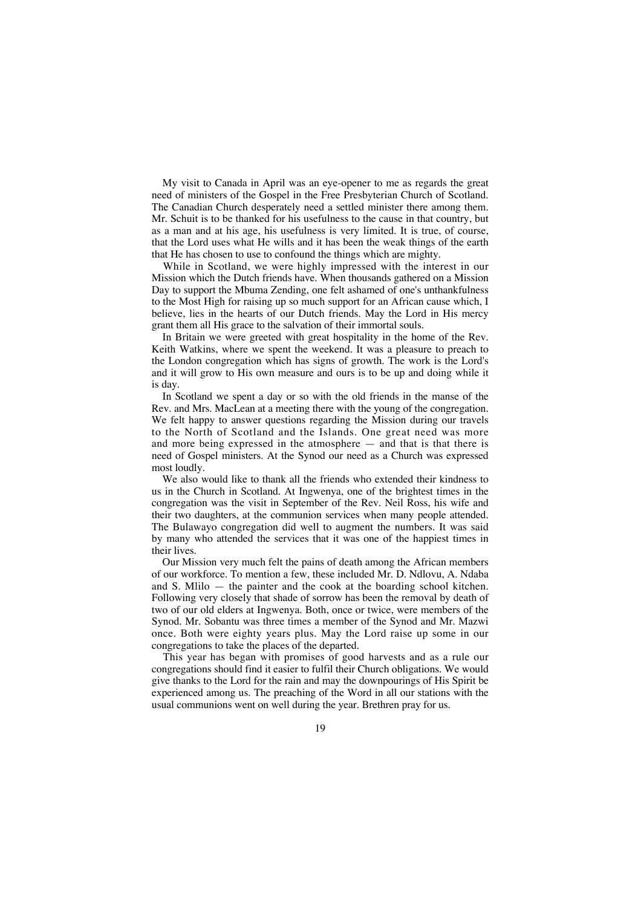My visit to Canada in April was an eye-opener to me as regards the great need of ministers of the Gospel in the Free Presbyterian Church of Scotland. The Canadian Church desperately need a settled minister there among them. Mr. Schuit is to be thanked for his usefulness to the cause in that country, but as a man and at his age, his usefulness is very limited. It is true, of course, that the Lord uses what He wills and it has been the weak things of the earth that He has chosen to use to confound the things which are mighty.

While in Scotland, we were highly impressed with the interest in our Mission which the Dutch friends have. When thousands gathered on a Mission Day to support the Mbuma Zending, one felt ashamed of one's unthankfulness to the Most High for raising up so much support for an African cause which, I believe, lies in the hearts of our Dutch friends. May the Lord in His mercy grant them all His grace to the salvation of their immortal souls.

In Britain we were greeted with great hospitality in the home of the Rev. Keith Watkins, where we spent the weekend. It was a pleasure to preach to the London congregation which has signs of growth. The work is the Lord's and it will grow to His own measure and ours is to be up and doing while it is day.

In Scotland we spent a day or so with the old friends in the manse of the Rev. and Mrs. MacLean at a meeting there with the young of the congregation. We felt happy to answer questions regarding the Mission during our travels to the North of Scotland and the Islands. One great need was more and more being expressed in the atmosphere — and that is that there is need of Gospel ministers. At the Synod our need as a Church was expressed most loudly.

We also would like to thank all the friends who extended their kindness to us in the Church in Scotland. At Ingwenya, one of the brightest times in the congregation was the visit in September of the Rev. Neil Ross, his wife and their two daughters, at the communion services when many people attended. The Bulawayo congregation did well to augment the numbers. It was said by many who attended the services that it was one of the happiest times in their lives.

Our Mission very much felt the pains of death among the African members of our workforce. To mention a few, these included Mr. D. Ndlovu, A. Ndaba and S. Mlilo — the painter and the cook at the boarding school kitchen. Following very closely that shade of sorrow has been the removal by death of two of our old elders at Ingwenya. Both, once or twice, were members of the Synod. Mr. Sobantu was three times a member of the Synod and Mr. Mazwi once. Both were eighty years plus. May the Lord raise up some in our congregations to take the places of the departed.

This year has began with promises of good harvests and as a rule our congregations should find it easier to fulfil their Church obligations. We would give thanks to the Lord for the rain and may the downpourings of His Spirit be experienced among us. The preaching of the Word in all our stations with the usual communions went on well during the year. Brethren pray for us.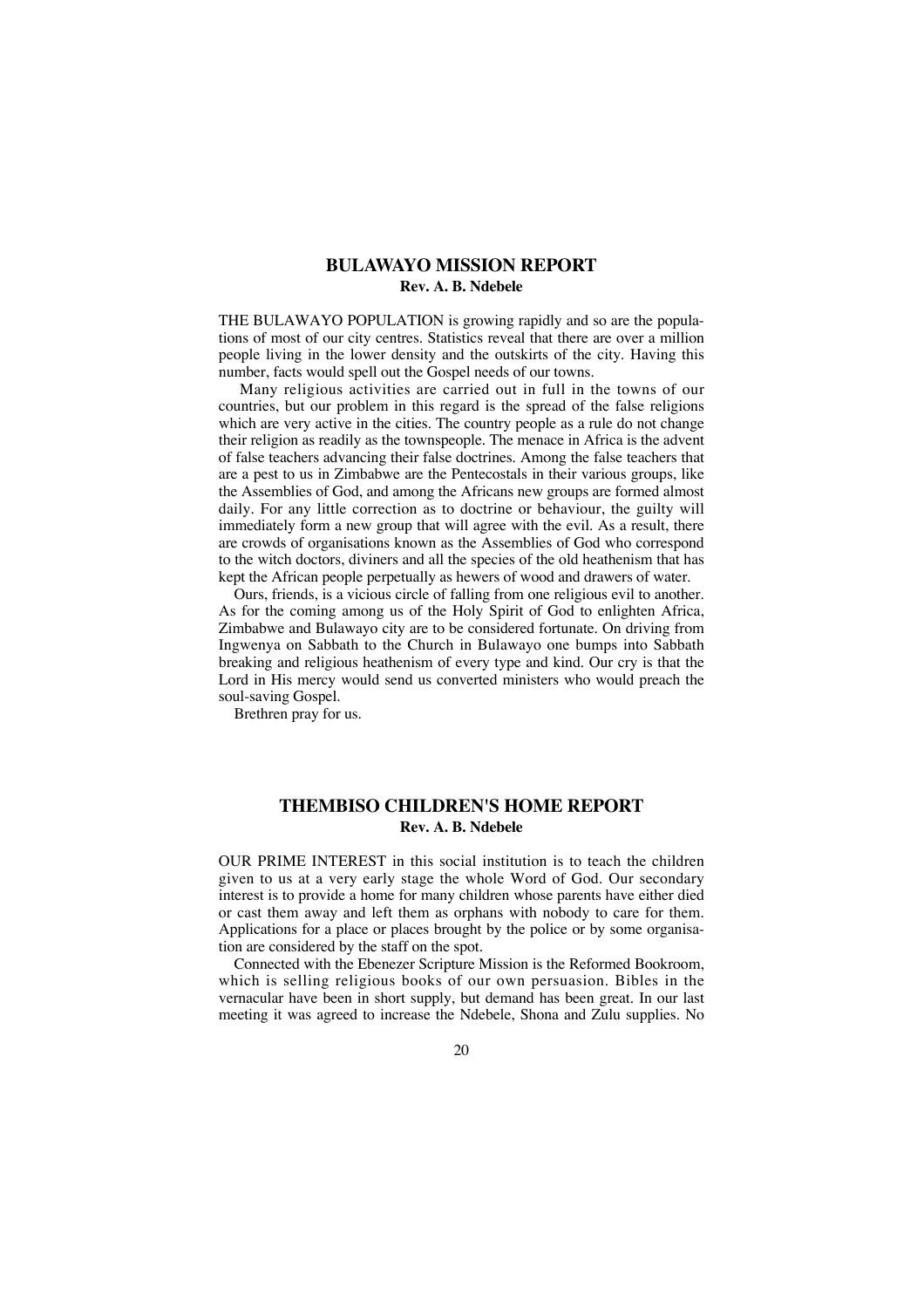## BULAWAYO MISSION REPORT

**Rev. A. B. Ndebele**

THE BULAWAYO POPULATION is growing rapidly and so are the populations of most of our city centres. Statistics reveal that there are over a million people living in the lower density and the outskirts of the city. Having this number, facts would spell out the Gospel needs of our towns.

Many religious activities are carried out in full in the towns of our countries, but our problem in this regard is the spread of the false religions which are very active in the cities. The country people as a rule do not change their religion as readily as the townspeople. The menace in Africa is the advent of false teachers advancing their false doctrines. Among the false teachers that are a pest to us in Zimbabwe are the Pentecostals in their various groups, like the Assemblies of God, and among the Africans new groups are formed almost daily. For any little correction as to doctrine or behaviour, the guilty will immediately form a new group that will agree with the evil. As a result, there are crowds of organisations known as the Assemblies of God who correspond to the witch doctors, diviners and all the species of the old heathenism that has kept the African people perpetually as hewers of wood and drawers of water.

Ours, friends, is a vicious circle of falling from one religious evil to another. As for the coming among us of the Holy Spirit of God to enlighten Africa, Zimbabwe and Bulawayo city are to be considered fortunate. On driving from Ingwenya on Sabbath to the Church in Bulawayo one bumps into Sabbath breaking and religious heathenism of every type and kind. Our cry is that the Lord in His mercy would send us converted ministers who would preach the soul-saving Gospel.

Brethren pray for us.

## THEMBISO CHILDREN'S HOME REPORT

**Rev. A. B. Ndebele**

OUR PRIME INTEREST in this social institution is to teach the children given to us at a very early stage the whole Word of God. Our secondary interest is to provide a home for many children whose parents have either died or cast them away and left them as orphans with nobody to care for them. Applications for a place or places brought by the police or by some organisation are considered by the staff on the spot.

Connected with the Ebenezer Scripture Mission is the Reformed Bookroom, which is selling religious books of our own persuasion. Bibles in the vernacular have been in short supply, but demand has been great. In our last meeting it was agreed to increase the Ndebele, Shona and Zulu supplies. No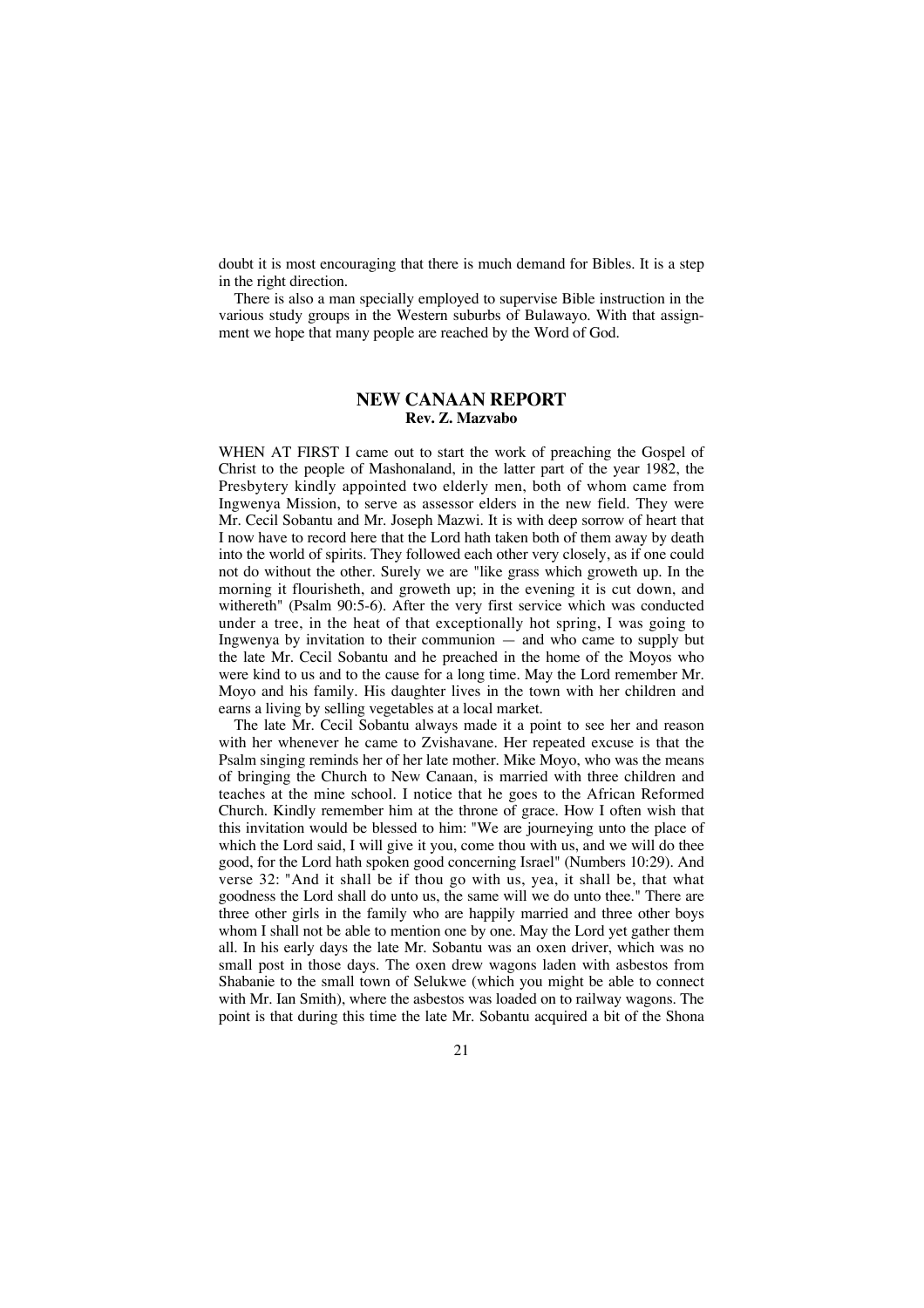doubt it is most encouraging that there is much demand for Bibles. It is a step in the right direction.

There is also a man specially employed to supervise Bible instruction in the various study groups in the Western suburbs of Bulawayo. With that assignment we hope that many people are reached by the Word of God.

## NEW CANAAN REPORT

**Rev. Z. Mazvabo**

WHEN AT FIRST I came out to start the work of preaching the Gospel of Christ to the people of Mashonaland, in the latter part of the year 1982, the Presbytery kindly appointed two elderly men, both of whom came from Ingwenya Mission, to serve as assessor elders in the new field. They were Mr. Cecil Sobantu and Mr. Joseph Mazwi. It is with deep sorrow of heart that I now have to record here that the Lord hath taken both of them away by death into the world of spirits. They followed each other very closely, as if one could not do without the other. Surely we are "like grass which groweth up. In the morning it flourisheth, and groweth up; in the evening it is cut down, and withereth" (Psalm 90:5-6). After the very first service which was conducted under a tree, in the heat of that exceptionally hot spring, I was going to Ingwenya by invitation to their communion — and who came to supply but the late Mr. Cecil Sobantu and he preached in the home of the Moyos who were kind to us and to the cause for a long time. May the Lord remember Mr. Moyo and his family. His daughter lives in the town with her children and earns a living by selling vegetables at a local market.

The late Mr. Cecil Sobantu always made it a point to see her and reason with her whenever he came to Zvishavane. Her repeated excuse is that the Psalm singing reminds her of her late mother. Mike Moyo, who was the means of bringing the Church to New Canaan, is married with three children and teaches at the mine school. I notice that he goes to the African Reformed Church. Kindly remember him at the throne of grace. How I often wish that this invitation would be blessed to him: "We are journeying unto the place of which the Lord said, I will give it you, come thou with us, and we will do thee good, for the Lord hath spoken good concerning Israel" (Numbers 10:29). And verse 32: "And it shall be if thou go with us, yea, it shall be, that what goodness the Lord shall do unto us, the same will we do unto thee." There are three other girls in the family who are happily married and three other boys whom I shall not be able to mention one by one. May the Lord yet gather them all. In his early days the late Mr. Sobantu was an oxen driver, which was no small post in those days. The oxen drew wagons laden with asbestos from Shabanie to the small town of Selukwe (which you might be able to connect with Mr. Ian Smith), where the asbestos was loaded on to railway wagons. The point is that during this time the late Mr. Sobantu acquired a bit of the Shona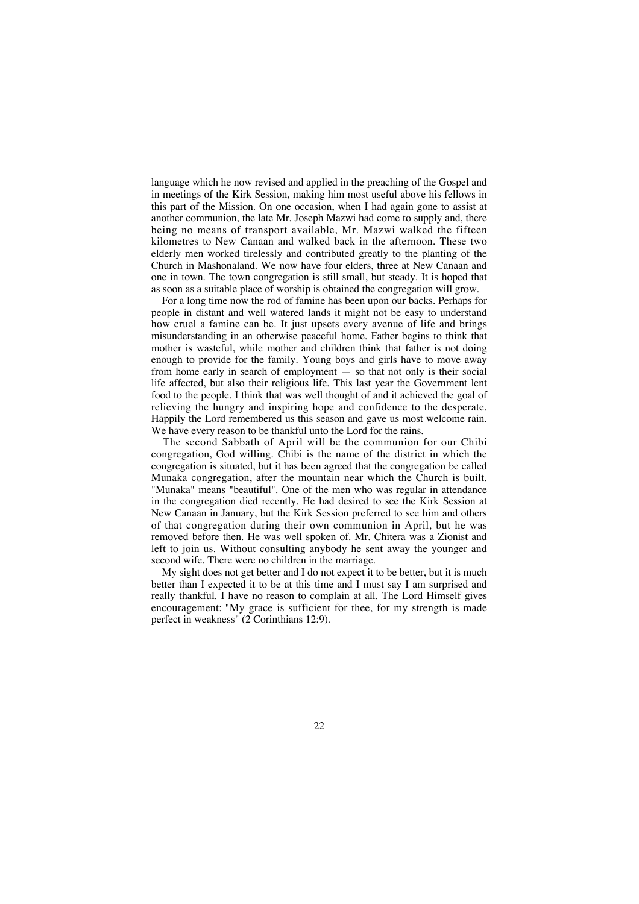language which he now revised and applied in the preaching of the Gospel and in meetings of the Kirk Session, making him most useful above his fellows in this part of the Mission. On one occasion, when I had again gone to assist at another communion, the late Mr. Joseph Mazwi had come to supply and, there being no means of transport available, Mr. Mazwi walked the fifteen kilometres to New Canaan and walked back in the afternoon. These two elderly men worked tirelessly and contributed greatly to the planting of the Church in Mashonaland. We now have four elders, three at New Canaan and one in town. The town congregation is still small, but steady. It is hoped that as soon as a suitable place of worship is obtained the congregation will grow.

For a long time now the rod of famine has been upon our backs. Perhaps for people in distant and well watered lands it might not be easy to understand how cruel a famine can be. It just upsets every avenue of life and brings misunderstanding in an otherwise peaceful home. Father begins to think that mother is wasteful, while mother and children think that father is not doing enough to provide for the family. Young boys and girls have to move away from home early in search of employment — so that not only is their social life affected, but also their religious life. This last year the Government lent food to the people. I think that was well thought of and it achieved the goal of relieving the hungry and inspiring hope and confidence to the desperate. Happily the Lord remembered us this season and gave us most welcome rain. We have every reason to be thankful unto the Lord for the rains.

The second Sabbath of April will be the communion for our Chibi congregation, God willing. Chibi is the name of the district in which the congregation is situated, but it has been agreed that the congregation be called Munaka congregation, after the mountain near which the Church is built. "Munaka" means "beautiful". One of the men who was regular in attendance in the congregation died recently. He had desired to see the Kirk Session at New Canaan in January, but the Kirk Session preferred to see him and others of that congregation during their own communion in April, but he was removed before then. He was well spoken of. Mr. Chitera was a Zionist and left to join us. Without consulting anybody he sent away the younger and second wife. There were no children in the marriage.

My sight does not get better and I do not expect it to be better, but it is much better than I expected it to be at this time and I must say I am surprised and really thankful. I have no reason to complain at all. The Lord Himself gives encouragement: "My grace is sufficient for thee, for my strength is made perfect in weakness" (2 Corinthians 12:9).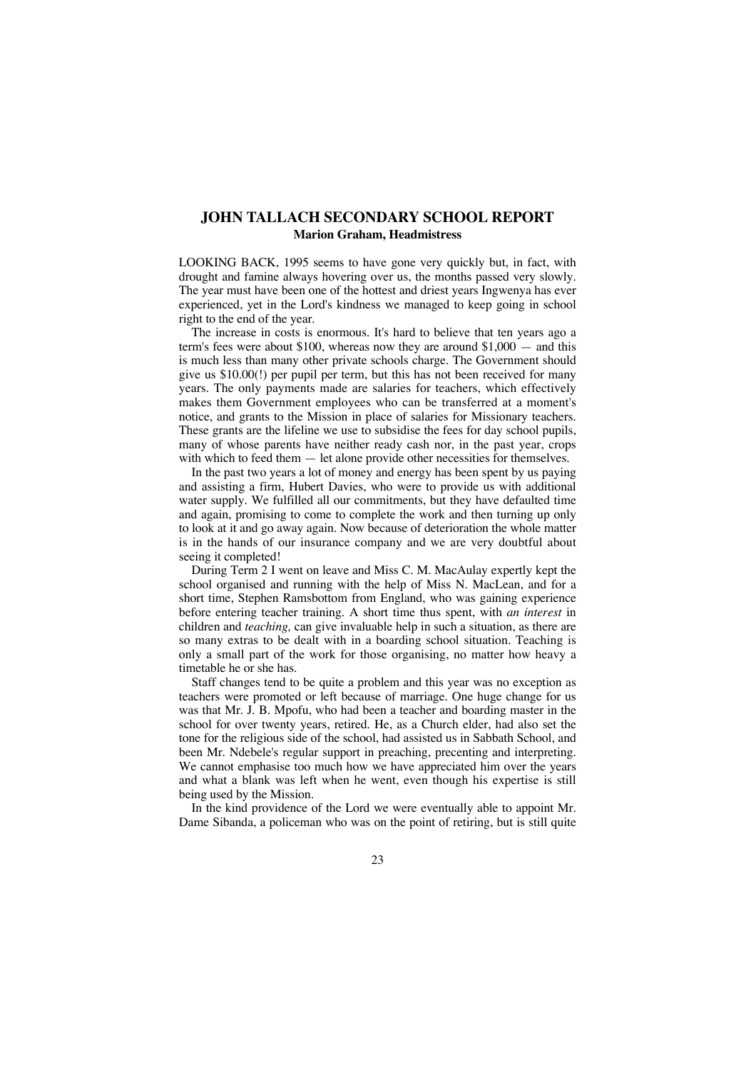## JOHN TALLACH SECONDARY SCHOOL REPORT

**Marion Graham, Headmistress**

LOOKING BACK, 1995 seems to have gone very quickly but, in fact, with drought and famine always hovering over us, the months passed very slowly. The year must have been one of the hottest and driest years Ingwenya has ever experienced, yet in the Lord's kindness we managed to keep going in school right to the end of the year.

The increase in costs is enormous. It's hard to believe that ten years ago a term's fees were about $100, whereas now they are around $1,000 — and this is much less than many other private schools charge. The Government should give us $10.00(!) per pupil per term, but this has not been received for many years. The only payments made are salaries for teachers, which effectively makes them Government employees who can be transferred at a moment's notice, and grants to the Mission in place of salaries for Missionary teachers. These grants are the lifeline we use to subsidise the fees for day school pupils, many of whose parents have neither ready cash nor, in the past year, crops with which to feed them — let alone provide other necessities for themselves.

In the past two years a lot of money and energy has been spent by us paying and assisting a firm, Hubert Davies, who were to provide us with additional water supply. We fulfilled all our commitments, but they have defaulted time and again, promising to come to complete the work and then turning up only to look at it and go away again. Now because of deterioration the whole matter is in the hands of our insurance company and we are very doubtful about seeing it completed!

During Term 2 I went on leave and Miss C. M. MacAulay expertly kept the school organised and running with the help of Miss N. MacLean, and for a short time, Stephen Ramsbottom from England, who was gaining experience before entering teacher training. A short time thus spent, with *an interest* in children and *teaching,* can give invaluable help in such a situation, as there are so many extras to be dealt with in a boarding school situation. Teaching is only a small part of the work for those organising, no matter how heavy a timetable he or she has.

Staff changes tend to be quite a problem and this year was no exception as teachers were promoted or left because of marriage. One huge change for us was that Mr. J. B. Mpofu, who had been a teacher and boarding master in the school for over twenty years, retired. He, as a Church elder, had also set the tone for the religious side of the school, had assisted us in Sabbath School, and been Mr. Ndebele's regular support in preaching, precenting and interpreting. We cannot emphasise too much how we have appreciated him over the years and what a blank was left when he went, even though his expertise is still being used by the Mission.

In the kind providence of the Lord we were eventually able to appoint Mr. Dame Sibanda, a policeman who was on the point of retiring, but is still quite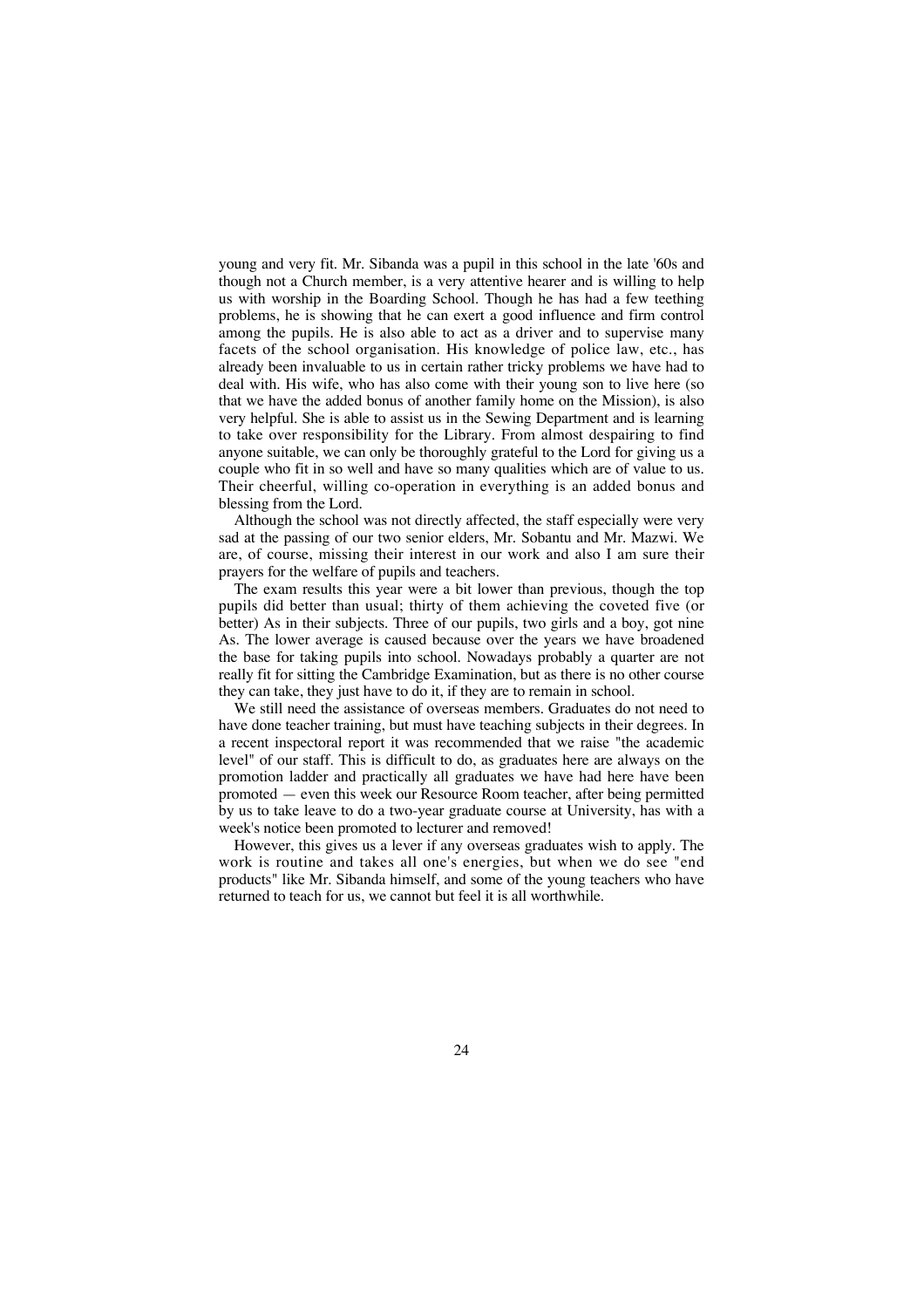young and very fit. Mr. Sibanda was a pupil in this school in the late '60s and though not a Church member, is a very attentive hearer and is willing to help us with worship in the Boarding School. Though he has had a few teething problems, he is showing that he can exert a good influence and firm control among the pupils. He is also able to act as a driver and to supervise many facets of the school organisation. His knowledge of police law, etc., has already been invaluable to us in certain rather tricky problems we have had to deal with. His wife, who has also come with their young son to live here (so that we have the added bonus of another family home on the Mission), is also very helpful. She is able to assist us in the Sewing Department and is learning to take over responsibility for the Library. From almost despairing to find anyone suitable, we can only be thoroughly grateful to the Lord for giving us a couple who fit in so well and have so many qualities which are of value to us. Their cheerful, willing co-operation in everything is an added bonus and blessing from the Lord.

Although the school was not directly affected, the staff especially were very sad at the passing of our two senior elders, Mr. Sobantu and Mr. Mazwi. We are, of course, missing their interest in our work and also I am sure their prayers for the welfare of pupils and teachers.

The exam results this year were a bit lower than previous, though the top pupils did better than usual; thirty of them achieving the coveted five (or better) As in their subjects. Three of our pupils, two girls and a boy, got nine As. The lower average is caused because over the years we have broadened the base for taking pupils into school. Nowadays probably a quarter are not really fit for sitting the Cambridge Examination, but as there is no other course they can take, they just have to do it, if they are to remain in school.

We still need the assistance of overseas members. Graduates do not need to have done teacher training, but must have teaching subjects in their degrees. In a recent inspectoral report it was recommended that we raise "the academic level" of our staff. This is difficult to do, as graduates here are always on the promotion ladder and practically all graduates we have had here have been promoted — even this week our Resource Room teacher, after being permitted by us to take leave to do a two-year graduate course at University, has with a week's notice been promoted to lecturer and removed!

However, this gives us a lever if any overseas graduates wish to apply. The work is routine and takes all one's energies, but when we do see "end products" like Mr. Sibanda himself, and some of the young teachers who have returned to teach for us, we cannot but feel it is all worthwhile.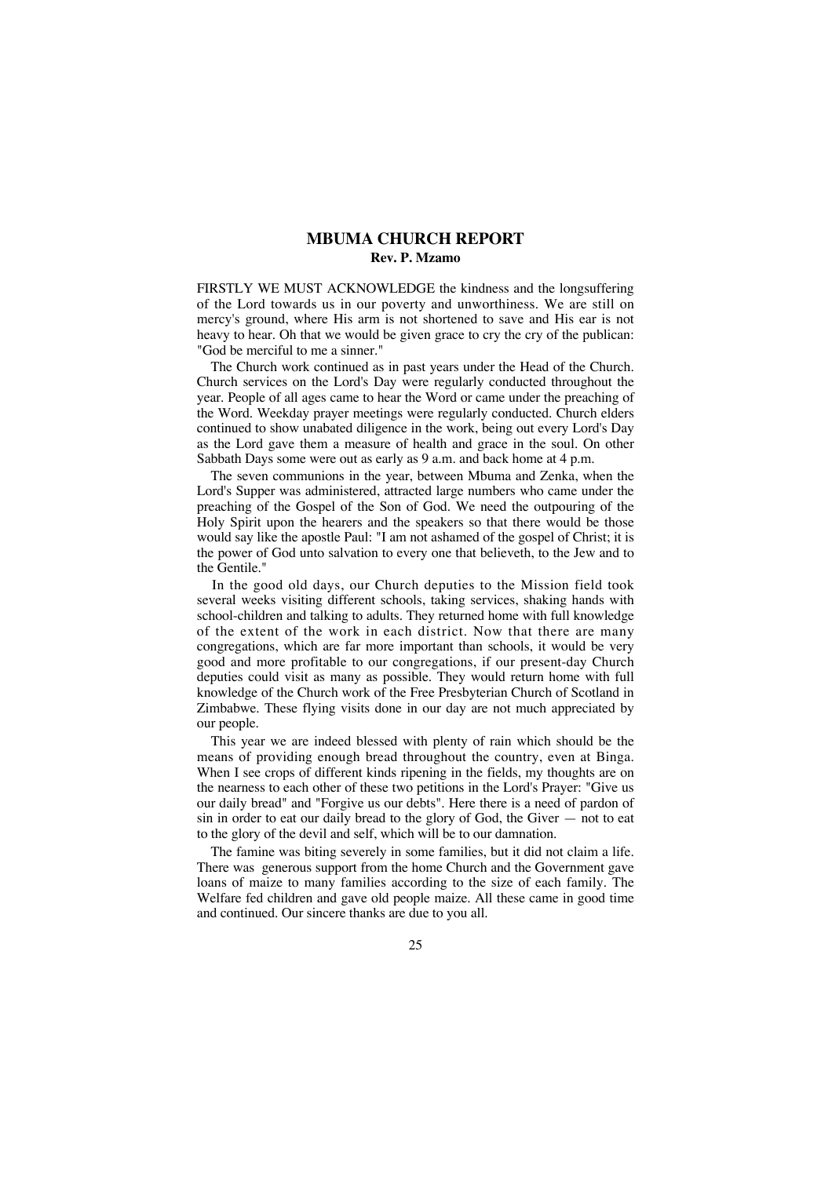## MBUMA CHURCH REPORT

**Rev. P. Mzamo**

FIRSTLY WE MUST ACKNOWLEDGE the kindness and the longsuffering of the Lord towards us in our poverty and unworthiness. We are still on mercy's ground, where His arm is not shortened to save and His ear is not heavy to hear. Oh that we would be given grace to cry the cry of the publican: "God be merciful to me a sinner."

The Church work continued as in past years under the Head of the Church. Church services on the Lord's Day were regularly conducted throughout the year. People of all ages came to hear the Word or came under the preaching of the Word. Weekday prayer meetings were regularly conducted. Church elders continued to show unabated diligence in the work, being out every Lord's Day as the Lord gave them a measure of health and grace in the soul. On other Sabbath Days some were out as early as 9 a.m. and back home at 4 p.m.

The seven communions in the year, between Mbuma and Zenka, when the Lord's Supper was administered, attracted large numbers who came under the preaching of the Gospel of the Son of God. We need the outpouring of the Holy Spirit upon the hearers and the speakers so that there would be those would say like the apostle Paul: "I am not ashamed of the gospel of Christ; it is the power of God unto salvation to every one that believeth, to the Jew and to the Gentile."

In the good old days, our Church deputies to the Mission field took several weeks visiting different schools, taking services, shaking hands with school-children and talking to adults. They returned home with full knowledge of the extent of the work in each district. Now that there are many congregations, which are far more important than schools, it would be very good and more profitable to our congregations, if our present-day Church deputies could visit as many as possible. They would return home with full knowledge of the Church work of the Free Presbyterian Church of Scotland in Zimbabwe. These flying visits done in our day are not much appreciated by our people.

This year we are indeed blessed with plenty of rain which should be the means of providing enough bread throughout the country, even at Binga. When I see crops of different kinds ripening in the fields, my thoughts are on the nearness to each other of these two petitions in the Lord's Prayer: "Give us our daily bread" and "Forgive us our debts". Here there is a need of pardon of sin in order to eat our daily bread to the glory of God, the Giver — not to eat to the glory of the devil and self, which will be to our damnation.

The famine was biting severely in some families, but it did not claim a life. There was generous support from the home Church and the Government gave loans of maize to many families according to the size of each family. The Welfare fed children and gave old people maize. All these came in good time and continued. Our sincere thanks are due to you all.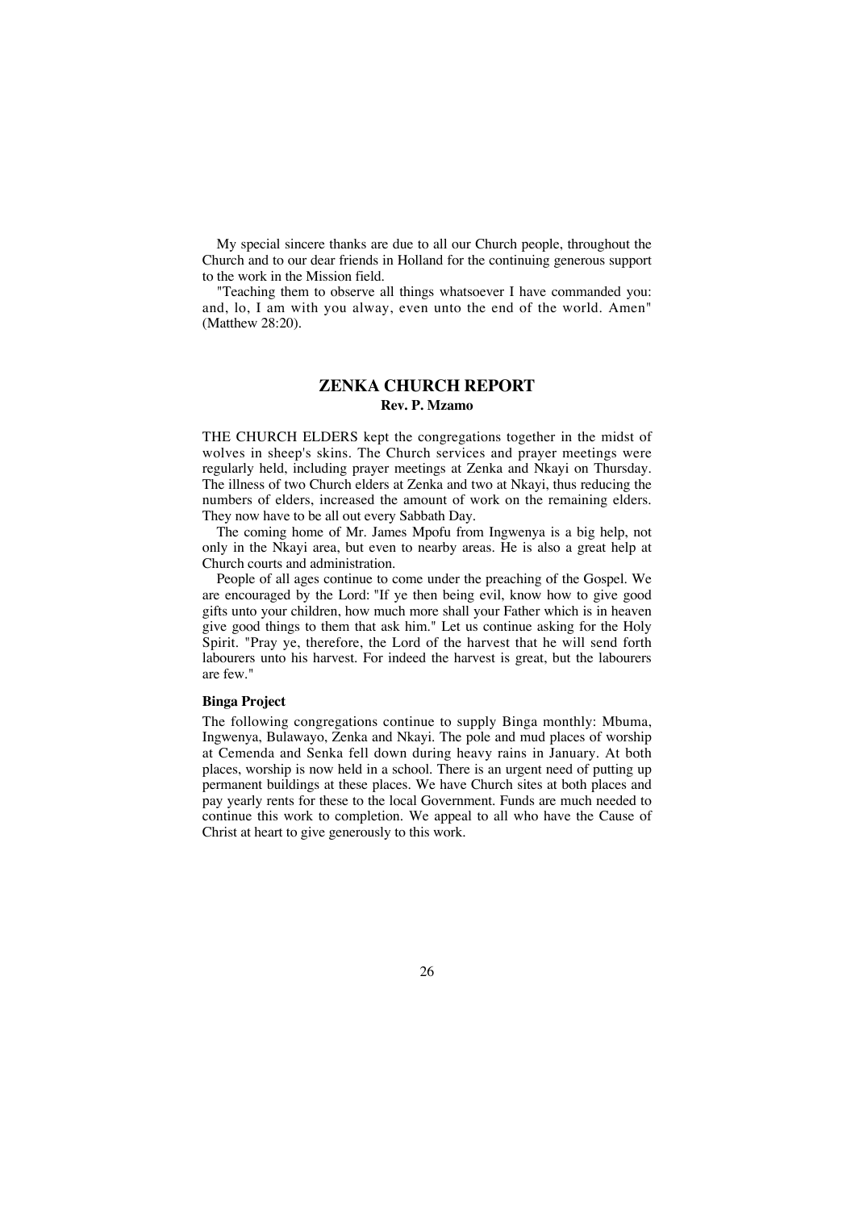My special sincere thanks are due to all our Church people, throughout the Church and to our dear friends in Holland for the continuing generous support to the work in the Mission field.

"Teaching them to observe all things whatsoever I have commanded you: and, lo, I am with you alway, even unto the end of the world. Amen" (Matthew 28:20).

## ZENKA CHURCH REPORT

**Rev. P. Mzamo**

THE CHURCH ELDERS kept the congregations together in the midst of wolves in sheep's skins. The Church services and prayer meetings were regularly held, including prayer meetings at Zenka and Nkayi on Thursday. The illness of two Church elders at Zenka and two at Nkayi, thus reducing the numbers of elders, increased the amount of work on the remaining elders. They now have to be all out every Sabbath Day.

The coming home of Mr. James Mpofu from Ingwenya is a big help, not only in the Nkayi area, but even to nearby areas. He is also a great help at Church courts and administration.

People of all ages continue to come under the preaching of the Gospel. We are encouraged by the Lord: "If ye then being evil, know how to give good gifts unto your children, how much more shall your Father which is in heaven give good things to them that ask him." Let us continue asking for the Holy Spirit. "Pray ye, therefore, the Lord of the harvest that he will send forth labourers unto his harvest. For indeed the harvest is great, but the labourers are few."

**Binga Project**

The following congregations continue to supply Binga monthly: Mbuma, Ingwenya, Bulawayo, Zenka and Nkayi. The pole and mud places of worship at Cemenda and Senka fell down during heavy rains in January. At both places, worship is now held in a school. There is an urgent need of putting up permanent buildings at these places. We have Church sites at both places and pay yearly rents for these to the local Government. Funds are much needed to continue this work to completion. We appeal to all who have the Cause of Christ at heart to give generously to this work.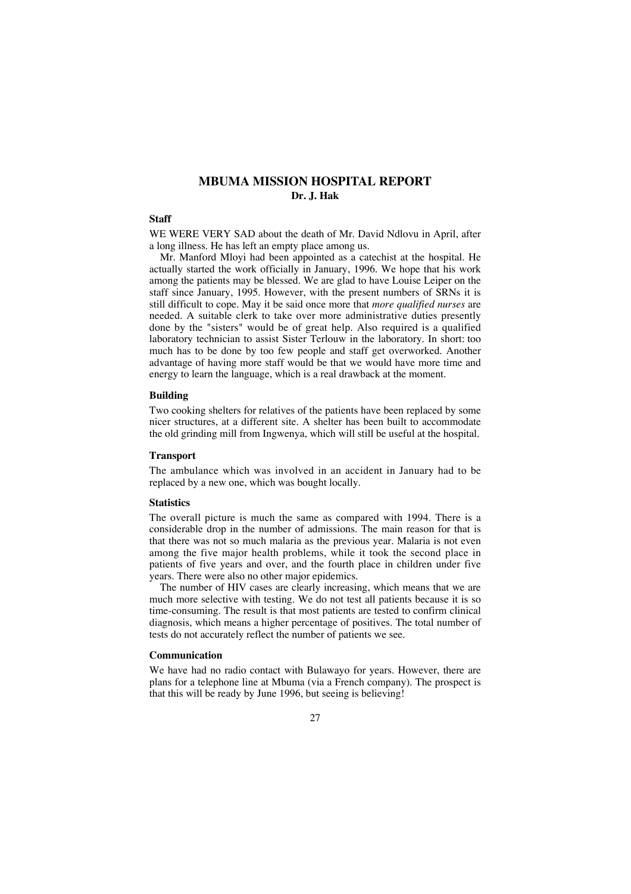# MBUMA MISSION HOSPITAL REPORT

**Dr. J. Hak**

### Staff

WE WERE VERY SAD about the death of Mr. David Ndlovu in April, after a long illness. He has left an empty place among us.

Mr. Manford Mloyi had been appointed as a catechist at the hospital. He actually started the work officially in January, 1996. We hope that his work among the patients may be blessed. We are glad to have Louise Leiper on the staff since January, 1995. However, with the present numbers of SRNs it is still difficult to cope. May it be said once more that *more qualified nurses* are needed. A suitable clerk to take over more administrative duties presently done by the "sisters" would be of great help. Also required is a qualified laboratory technician to assist Sister Terlouw in the laboratory. In short: too much has to be done by too few people and staff get overworked. Another advantage of having more staff would be that we would have more time and energy to learn the language, which is a real drawback at the moment.

### Building

Two cooking shelters for relatives of the patients have been replaced by some nicer structures, at a different site. A shelter has been built to accommodate the old grinding mill from Ingwenya, which will still be useful at the hospital.

### Transport

The ambulance which was involved in an accident in January had to be replaced by a new one, which was bought locally.

### Statistics

The overall picture is much the same as compared with 1994. There is a considerable drop in the number of admissions. The main reason for that is that there was not so much malaria as the previous year. Malaria is not even among the five major health problems, while it took the second place in patients of five years and over, and the fourth place in children under five years. There were also no other major epidemics.

The number of HIV cases are clearly increasing, which means that we are much more selective with testing. We do not test all patients because it is so time-consuming. The result is that most patients are tested to confirm clinical diagnosis, which means a higher percentage of positives. The total number of tests do not accurately reflect the number of patients we see.

### Communication

We have had no radio contact with Bulawayo for years. However, there are plans for a telephone line at Mbuma (via a French company). The prospect is that this will be ready by June 1996, but seeing is believing!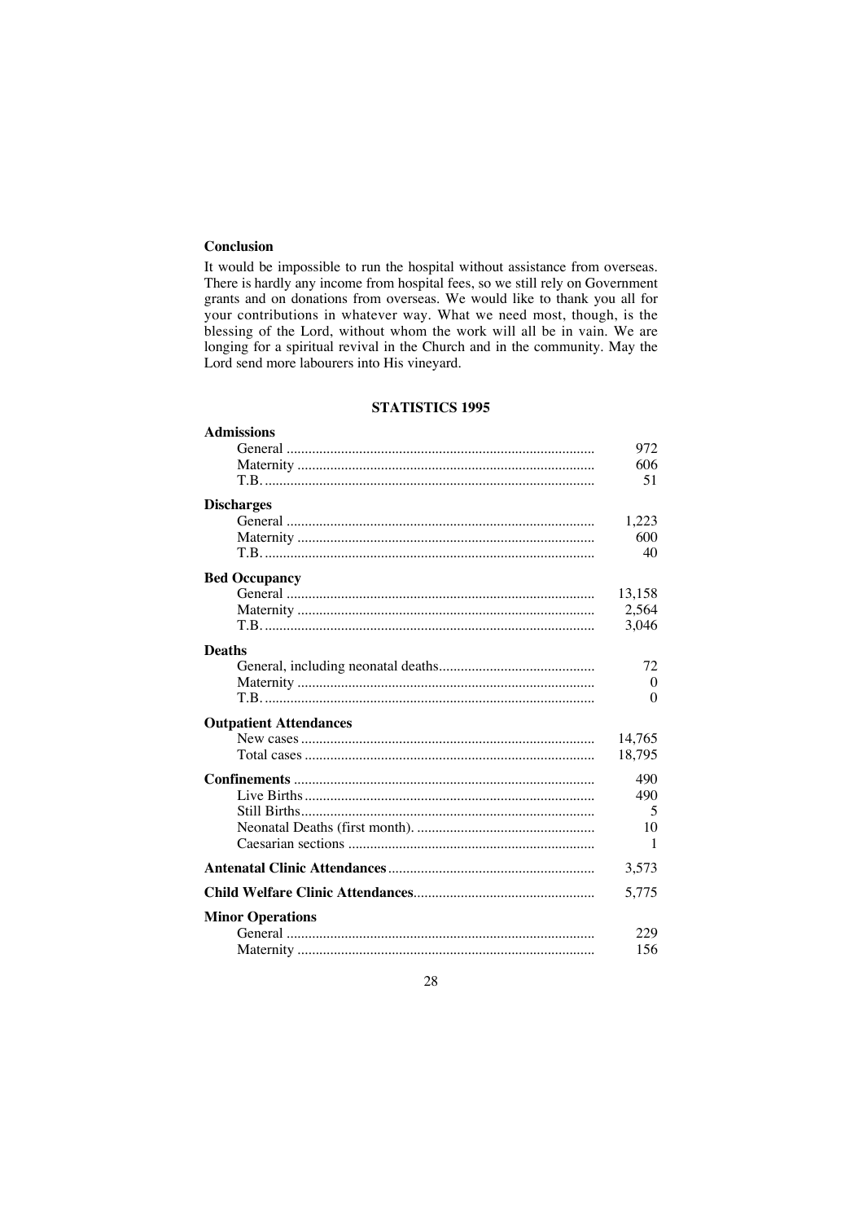### Conclusion

It would be impossible to run the hospital without assistance from overseas. There is hardly any income from hospital fees, so we still rely on Government grants and on donations from overseas. We would like to thank you all for your contributions in whatever way. What we need most, though, is the blessing of the Lord, without whom the work will all be in vain. We are longing for a spiritual revival in the Church and in the community. May the Lord send more labourers into His vineyard.

## STATISTICS 1995

| | |
|---|---|
| **Admissions** | |
| General | 972 |
| Maternity | 606 |
| T.B. | 51 |
| **Discharges** | |
| General | 1,223 |
| Maternity | 600 |
| T.B. | 40 |
| **Bed Occupancy** | |
| General | 13,158 |
| Maternity | 2,564 |
| T.B. | 3,046 |
| **Deaths** | |
| General, including neonatal deaths | 72 |
| Maternity | 0 |
| T.B. | 0 |
| **Outpatient Attendances** | |
| New cases | 14,765 |
| Total cases | 18,795 |
| **Confinements** | 490 |
| Live Births | 490 |
| Still Births | 5 |
| Neonatal Deaths (first month). | 10 |
| Caesarian sections | 1 |
| **Antenatal Clinic Attendances** | 3,573 |
| **Child Welfare Clinic Attendances** | 5,775 |
| **Minor Operations** | |
| General | 229 |
| Maternity | 156 |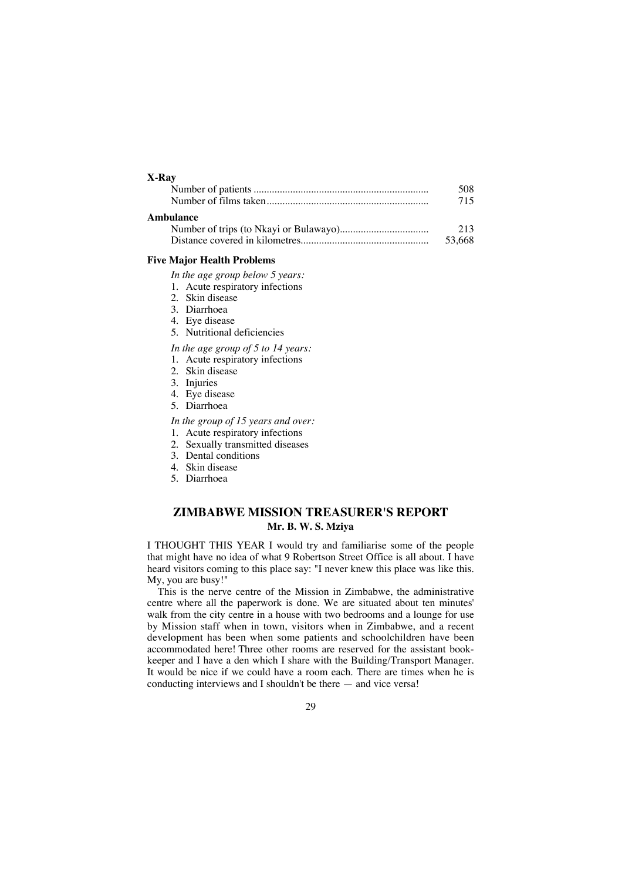**X-Ray**

| | |
|---|---|
| Number of patients | 508 |
| Number of films taken | 715 |

**Ambulance**

| | |
|---|---|
| Number of trips (to Nkayi or Bulawayo) | 213 |
| Distance covered in kilometres | 53,668 |

**Five Major Health Problems**

*In the age group below 5 years:*

1. Acute respiratory infections
2. Skin disease
3. Diarrhoea
4. Eye disease
5. Nutritional deficiencies

*In the age group of 5 to 14 years:*

1. Acute respiratory infections
2. Skin disease
3. Injuries
4. Eye disease
5. Diarrhoea

*In the group of 15 years and over:*

1. Acute respiratory infections
2. Sexually transmitted diseases
3. Dental conditions
4. Skin disease
5. Diarrhoea

## ZIMBABWE MISSION TREASURER'S REPORT

**Mr. B. W. S. Mziya**

I THOUGHT THIS YEAR I would try and familiarise some of the people that might have no idea of what 9 Robertson Street Office is all about. I have heard visitors coming to this place say: "I never knew this place was like this. My, you are busy!"

This is the nerve centre of the Mission in Zimbabwe, the administrative centre where all the paperwork is done. We are situated about ten minutes' walk from the city centre in a house with two bedrooms and a lounge for use by Mission staff when in town, visitors when in Zimbabwe, and a recent development has been when some patients and schoolchildren have been accommodated here! Three other rooms are reserved for the assistant book-keeper and I have a den which I share with the Building/Transport Manager. It would be nice if we could have a room each. There are times when he is conducting interviews and I shouldn't be there — and vice versa!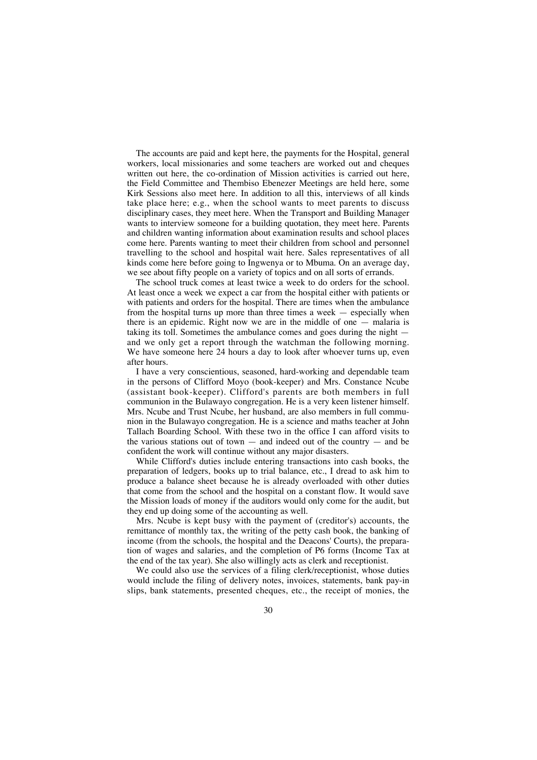The accounts are paid and kept here, the payments for the Hospital, general workers, local missionaries and some teachers are worked out and cheques written out here, the co-ordination of Mission activities is carried out here, the Field Committee and Thembiso Ebenezer Meetings are held here, some Kirk Sessions also meet here. In addition to all this, interviews of all kinds take place here; e.g., when the school wants to meet parents to discuss disciplinary cases, they meet here. When the Transport and Building Manager wants to interview someone for a building quotation, they meet here. Parents and children wanting information about examination results and school places come here. Parents wanting to meet their children from school and personnel travelling to the school and hospital wait here. Sales representatives of all kinds come here before going to Ingwenya or to Mbuma. On an average day, we see about fifty people on a variety of topics and on all sorts of errands.

The school truck comes at least twice a week to do orders for the school. At least once a week we expect a car from the hospital either with patients or with patients and orders for the hospital. There are times when the ambulance from the hospital turns up more than three times a week — especially when there is an epidemic. Right now we are in the middle of one — malaria is taking its toll. Sometimes the ambulance comes and goes during the night — and we only get a report through the watchman the following morning. We have someone here 24 hours a day to look after whoever turns up, even after hours.

I have a very conscientious, seasoned, hard-working and dependable team in the persons of Clifford Moyo (book-keeper) and Mrs. Constance Ncube (assistant book-keeper). Clifford's parents are both members in full communion in the Bulawayo congregation. He is a very keen listener himself. Mrs. Ncube and Trust Ncube, her husband, are also members in full communion in the Bulawayo congregation. He is a science and maths teacher at John Tallach Boarding School. With these two in the office I can afford visits to the various stations out of town — and indeed out of the country — and be confident the work will continue without any major disasters.

While Clifford's duties include entering transactions into cash books, the preparation of ledgers, books up to trial balance, etc., I dread to ask him to produce a balance sheet because he is already overloaded with other duties that come from the school and the hospital on a constant flow. It would save the Mission loads of money if the auditors would only come for the audit, but they end up doing some of the accounting as well.

Mrs. Ncube is kept busy with the payment of (creditor's) accounts, the remittance of monthly tax, the writing of the petty cash book, the banking of income (from the schools, the hospital and the Deacons' Courts), the preparation of wages and salaries, and the completion of P6 forms (Income Tax at the end of the tax year). She also willingly acts as clerk and receptionist.

We could also use the services of a filing clerk/receptionist, whose duties would include the filing of delivery notes, invoices, statements, bank pay-in slips, bank statements, presented cheques, etc., the receipt of monies, the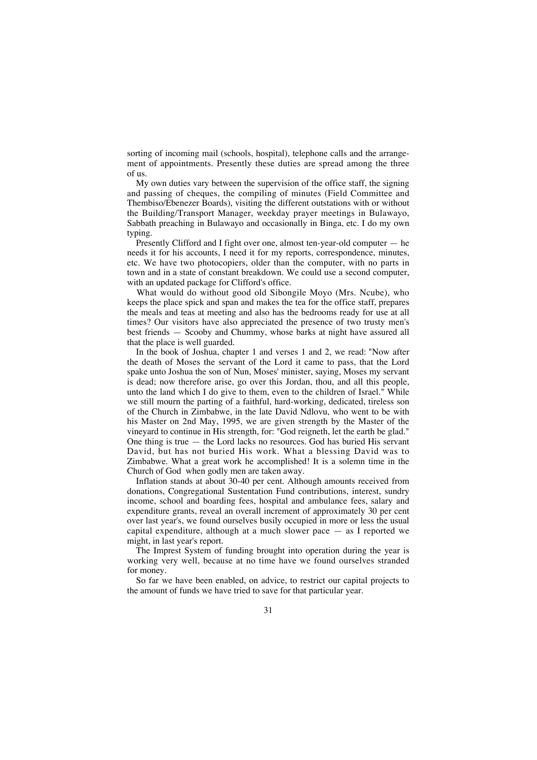sorting of incoming mail (schools, hospital), telephone calls and the arrangement of appointments. Presently these duties are spread among the three of us.

My own duties vary between the supervision of the office staff, the signing and passing of cheques, the compiling of minutes (Field Committee and Thembiso/Ebenezer Boards), visiting the different outstations with or without the Building/Transport Manager, weekday prayer meetings in Bulawayo, Sabbath preaching in Bulawayo and occasionally in Binga, etc. I do my own typing.

Presently Clifford and I fight over one, almost ten-year-old computer — he needs it for his accounts, I need it for my reports, correspondence, minutes, etc. We have two photocopiers, older than the computer, with no parts in town and in a state of constant breakdown. We could use a second computer, with an updated package for Clifford's office.

What would do without good old Sibongile Moyo (Mrs. Ncube), who keeps the place spick and span and makes the tea for the office staff, prepares the meals and teas at meeting and also has the bedrooms ready for use at all times? Our visitors have also appreciated the presence of two trusty men's best friends — Scooby and Chummy, whose barks at night have assured all that the place is well guarded.

In the book of Joshua, chapter 1 and verses 1 and 2, we read: "Now after the death of Moses the servant of the Lord it came to pass, that the Lord spake unto Joshua the son of Nun, Moses' minister, saying, Moses my servant is dead; now therefore arise, go over this Jordan, thou, and all this people, unto the land which I do give to them, even to the children of Israel." While we still mourn the parting of a faithful, hard-working, dedicated, tireless son of the Church in Zimbabwe, in the late David Ndlovu, who went to be with his Master on 2nd May, 1995, we are given strength by the Master of the vineyard to continue in His strength, for: "God reigneth, let the earth be glad." One thing is true — the Lord lacks no resources. God has buried His servant David, but has not buried His work. What a blessing David was to Zimbabwe. What a great work he accomplished! It is a solemn time in the Church of God when godly men are taken away.

Inflation stands at about 30-40 per cent. Although amounts received from donations, Congregational Sustentation Fund contributions, interest, sundry income, school and boarding fees, hospital and ambulance fees, salary and expenditure grants, reveal an overall increment of approximately 30 per cent over last year's, we found ourselves busily occupied in more or less the usual capital expenditure, although at a much slower pace — as I reported we might, in last year's report.

The Imprest System of funding brought into operation during the year is working very well, because at no time have we found ourselves stranded for money.

So far we have been enabled, on advice, to restrict our capital projects to the amount of funds we have tried to save for that particular year.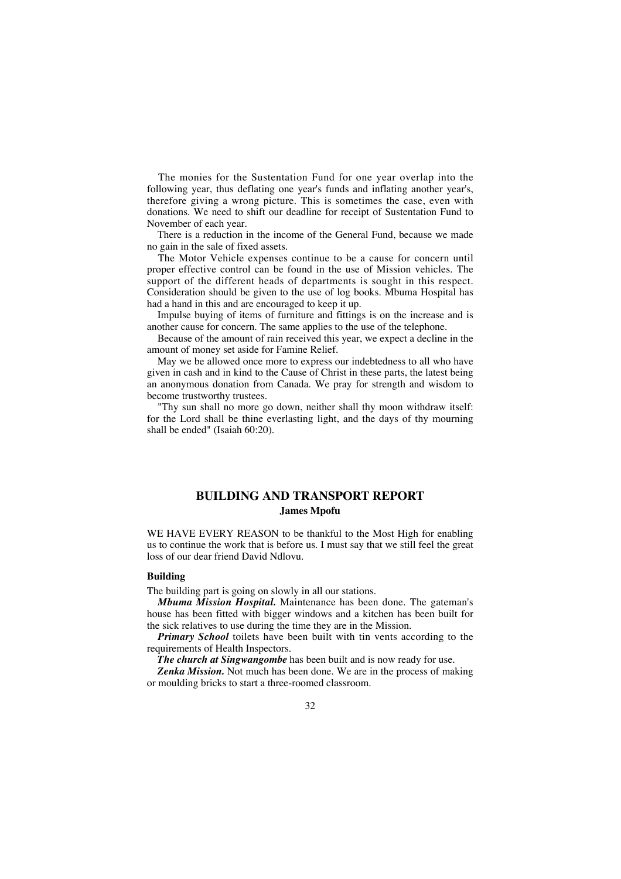The monies for the Sustentation Fund for one year overlap into the following year, thus deflating one year's funds and inflating another year's, therefore giving a wrong picture. This is sometimes the case, even with donations. We need to shift our deadline for receipt of Sustentation Fund to November of each year.

There is a reduction in the income of the General Fund, because we made no gain in the sale of fixed assets.

The Motor Vehicle expenses continue to be a cause for concern until proper effective control can be found in the use of Mission vehicles. The support of the different heads of departments is sought in this respect. Consideration should be given to the use of log books. Mbuma Hospital has had a hand in this and are encouraged to keep it up.

Impulse buying of items of furniture and fittings is on the increase and is another cause for concern. The same applies to the use of the telephone.

Because of the amount of rain received this year, we expect a decline in the amount of money set aside for Famine Relief.

May we be allowed once more to express our indebtedness to all who have given in cash and in kind to the Cause of Christ in these parts, the latest being an anonymous donation from Canada. We pray for strength and wisdom to become trustworthy trustees.

"Thy sun shall no more go down, neither shall thy moon withdraw itself: for the Lord shall be thine everlasting light, and the days of thy mourning shall be ended" (Isaiah 60:20).

## BUILDING AND TRANSPORT REPORT

**James Mpofu**

WE HAVE EVERY REASON to be thankful to the Most High for enabling us to continue the work that is before us. I must say that we still feel the great loss of our dear friend David Ndlovu.

### Building

The building part is going on slowly in all our stations.

***Mbuma Mission Hospital.*** Maintenance has been done. The gateman's house has been fitted with bigger windows and a kitchen has been built for the sick relatives to use during the time they are in the Mission.

***Primary School*** toilets have been built with tin vents according to the requirements of Health Inspectors.

***The church at Singwangombe*** has been built and is now ready for use.

***Zenka Mission.*** Not much has been done. We are in the process of making or moulding bricks to start a three-roomed classroom.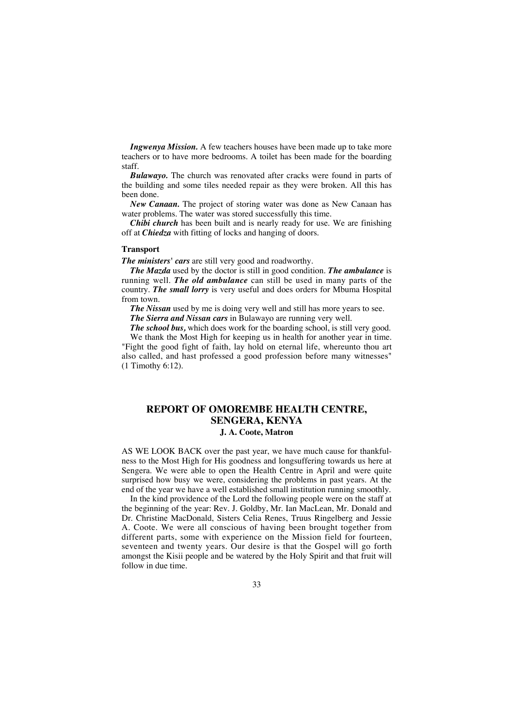***Ingwenya Mission.*** A few teachers houses have been made up to take more teachers or to have more bedrooms. A toilet has been made for the boarding staff.

***Bulawayo.*** The church was renovated after cracks were found in parts of the building and some tiles needed repair as they were broken. All this has been done.

***New Canaan.*** The project of storing water was done as New Canaan has water problems. The water was stored successfully this time.

***Chibi church*** has been built and is nearly ready for use. We are finishing off at ***Chiedza*** with fitting of locks and hanging of doors.

**Transport**

***The ministers' cars*** are still very good and roadworthy.

***The Mazda*** used by the doctor is still in good condition. ***The ambulance*** is running well. ***The old ambulance*** can still be used in many parts of the country. ***The small lorry*** is very useful and does orders for Mbuma Hospital from town.

***The Nissan*** used by me is doing very well and still has more years to see.

***The Sierra and Nissan cars*** in Bulawayo are running very well.

***The school bus,*** which does work for the boarding school, is still very good.

We thank the Most High for keeping us in health for another year in time. "Fight the good fight of faith, lay hold on eternal life, whereunto thou art also called, and hast professed a good profession before many witnesses" (1 Timothy 6:12).

## REPORT OF OMOREMBE HEALTH CENTRE, SENGERA, KENYA

**J. A. Coote, Matron**

AS WE LOOK BACK over the past year, we have much cause for thankfulness to the Most High for His goodness and longsuffering towards us here at Sengera. We were able to open the Health Centre in April and were quite surprised how busy we were, considering the problems in past years. At the end of the year we have a well established small institution running smoothly.

In the kind providence of the Lord the following people were on the staff at the beginning of the year: Rev. J. Goldby, Mr. Ian MacLean, Mr. Donald and Dr. Christine MacDonald, Sisters Celia Renes, Truus Ringelberg and Jessie A. Coote. We were all conscious of having been brought together from different parts, some with experience on the Mission field for fourteen, seventeen and twenty years. Our desire is that the Gospel will go forth amongst the Kisii people and be watered by the Holy Spirit and that fruit will follow in due time.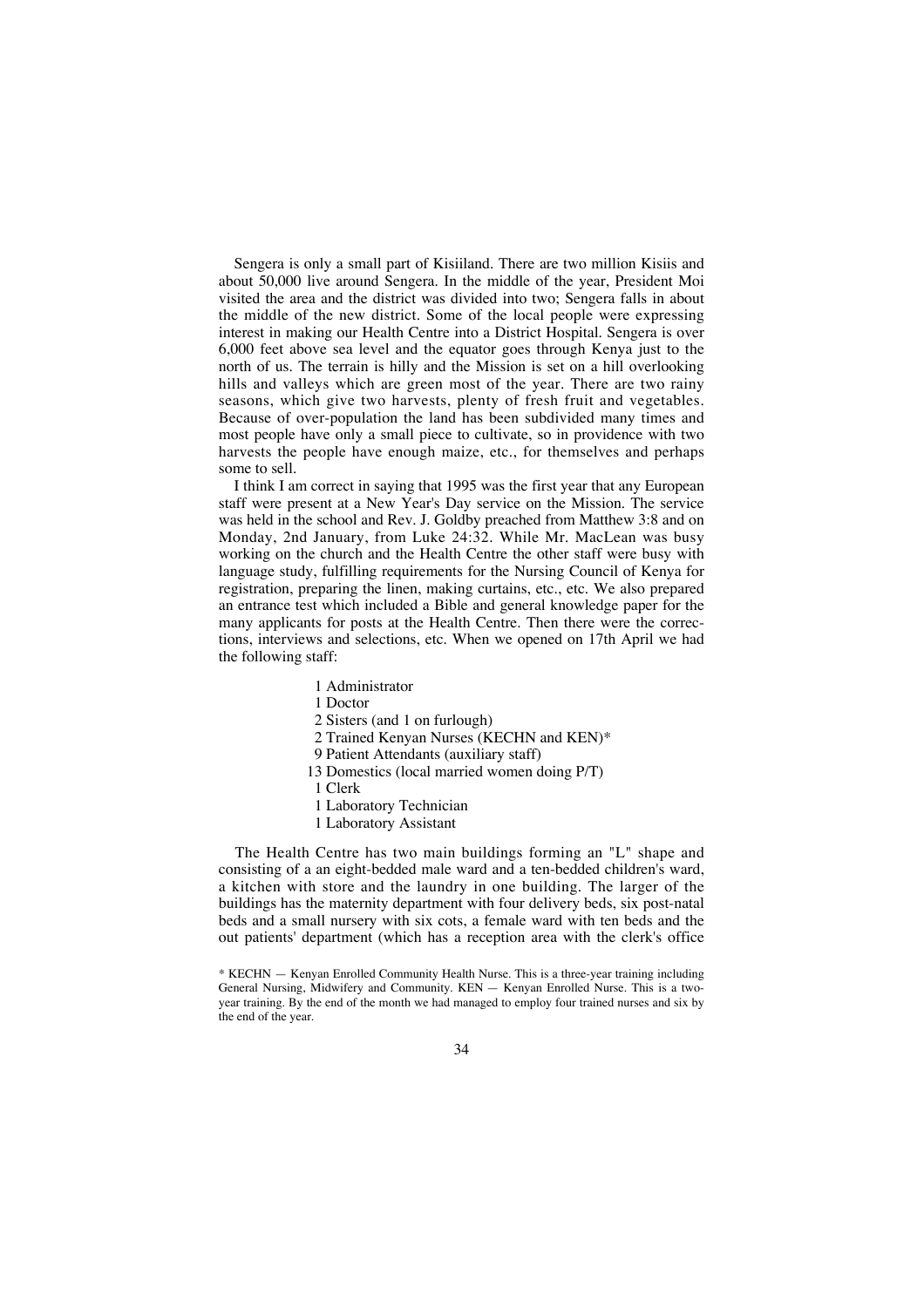Sengera is only a small part of Kisiiland. There are two million Kisiis and about 50,000 live around Sengera. In the middle of the year, President Moi visited the area and the district was divided into two; Sengera falls in about the middle of the new district. Some of the local people were expressing interest in making our Health Centre into a District Hospital. Sengera is over 6,000 feet above sea level and the equator goes through Kenya just to the north of us. The terrain is hilly and the Mission is set on a hill overlooking hills and valleys which are green most of the year. There are two rainy seasons, which give two harvests, plenty of fresh fruit and vegetables. Because of over-population the land has been subdivided many times and most people have only a small piece to cultivate, so in providence with two harvests the people have enough maize, etc., for themselves and perhaps some to sell.

I think I am correct in saying that 1995 was the first year that any European staff were present at a New Year's Day service on the Mission. The service was held in the school and Rev. J. Goldby preached from Matthew 3:8 and on Monday, 2nd January, from Luke 24:32. While Mr. MacLean was busy working on the church and the Health Centre the other staff were busy with language study, fulfilling requirements for the Nursing Council of Kenya for registration, preparing the linen, making curtains, etc., etc. We also prepared an entrance test which included a Bible and general knowledge paper for the many applicants for posts at the Health Centre. Then there were the corrections, interviews and selections, etc. When we opened on 17th April we had the following staff:

- 1 Administrator
- 1 Doctor
- 2 Sisters (and 1 on furlough)
- 2 Trained Kenyan Nurses (KECHN and KEN)*
- 9 Patient Attendants (auxiliary staff)
- 13 Domestics (local married women doing P/T)
- 1 Clerk
- 1 Laboratory Technician
- 1 Laboratory Assistant

The Health Centre has two main buildings forming an "L" shape and consisting of a an eight-bedded male ward and a ten-bedded children's ward, a kitchen with store and the laundry in one building. The larger of the buildings has the maternity department with four delivery beds, six post-natal beds and a small nursery with six cots, a female ward with ten beds and the out patients' department (which has a reception area with the clerk's office

* KECHN — Kenyan Enrolled Community Health Nurse. This is a three-year training including General Nursing, Midwifery and Community. KEN — Kenyan Enrolled Nurse. This is a two-year training. By the end of the month we had managed to employ four trained nurses and six by the end of the year.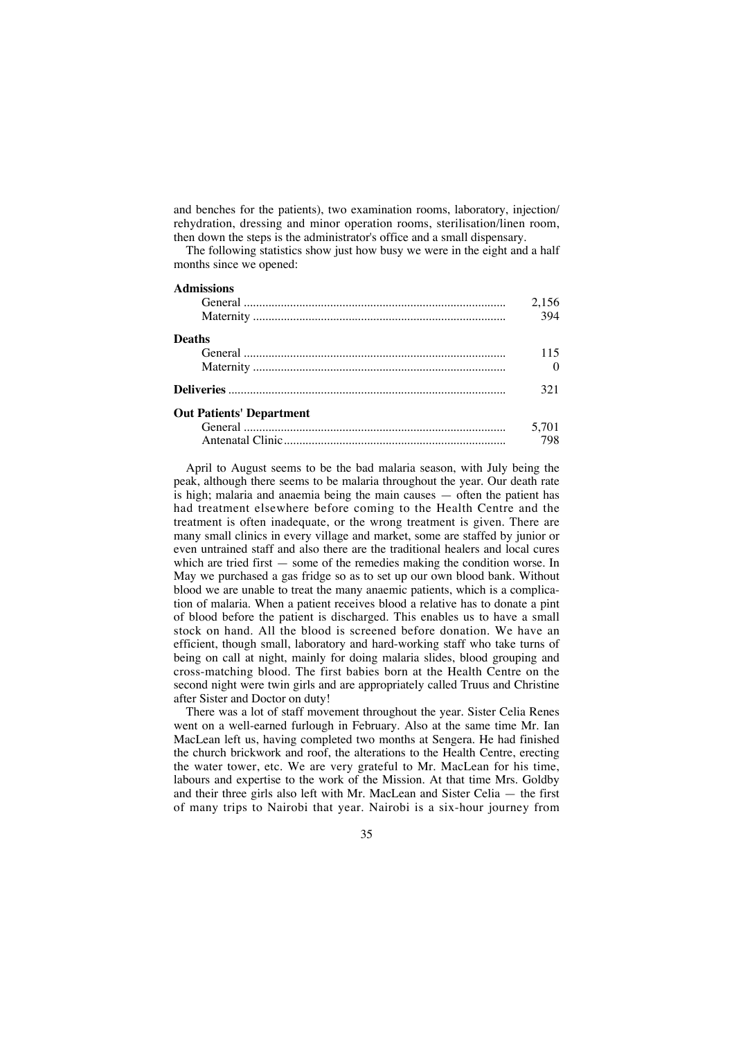and benches for the patients), two examination rooms, laboratory, injection/rehydration, dressing and minor operation rooms, sterilisation/linen room, then down the steps is the administrator's office and a small dispensary.

The following statistics show just how busy we were in the eight and a half months since we opened:

| | |
|---|---|
| **Admissions** | |
| General | 2,156 |
| Maternity | 394 |
| **Deaths** | |
| General | 115 |
| Maternity | 0 |
| **Deliveries** | 321 |
| **Out Patients' Department** | |
| General | 5,701 |
| Antenatal Clinic | 798 |

April to August seems to be the bad malaria season, with July being the peak, although there seems to be malaria throughout the year. Our death rate is high; malaria and anaemia being the main causes — often the patient has had treatment elsewhere before coming to the Health Centre and the treatment is often inadequate, or the wrong treatment is given. There are many small clinics in every village and market, some are staffed by junior or even untrained staff and also there are the traditional healers and local cures which are tried first — some of the remedies making the condition worse. In May we purchased a gas fridge so as to set up our own blood bank. Without blood we are unable to treat the many anaemic patients, which is a complication of malaria. When a patient receives blood a relative has to donate a pint of blood before the patient is discharged. This enables us to have a small stock on hand. All the blood is screened before donation. We have an efficient, though small, laboratory and hard-working staff who take turns of being on call at night, mainly for doing malaria slides, blood grouping and cross-matching blood. The first babies born at the Health Centre on the second night were twin girls and are appropriately called Truus and Christine after Sister and Doctor on duty!

There was a lot of staff movement throughout the year. Sister Celia Renes went on a well-earned furlough in February. Also at the same time Mr. Ian MacLean left us, having completed two months at Sengera. He had finished the church brickwork and roof, the alterations to the Health Centre, erecting the water tower, etc. We are very grateful to Mr. MacLean for his time, labours and expertise to the work of the Mission. At that time Mrs. Goldby and their three girls also left with Mr. MacLean and Sister Celia — the first of many trips to Nairobi that year. Nairobi is a six-hour journey from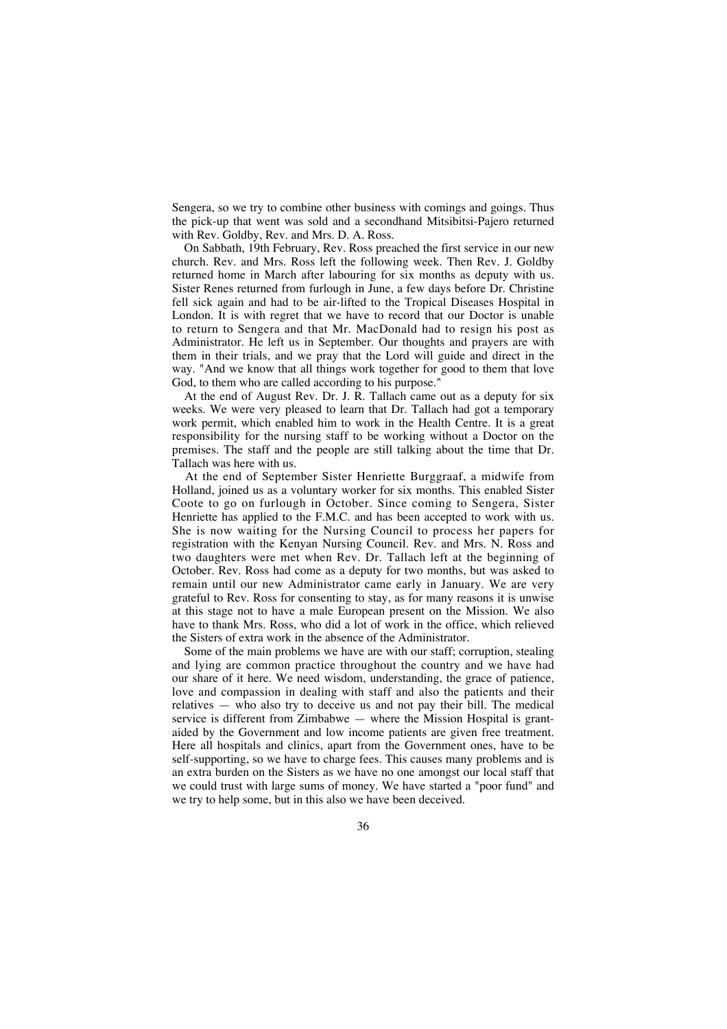Sengera, so we try to combine other business with comings and goings. Thus the pick-up that went was sold and a secondhand Mitsibitsi-Pajero returned with Rev. Goldby, Rev. and Mrs. D. A. Ross.

On Sabbath, 19th February, Rev. Ross preached the first service in our new church. Rev. and Mrs. Ross left the following week. Then Rev. J. Goldby returned home in March after labouring for six months as deputy with us. Sister Renes returned from furlough in June, a few days before Dr. Christine fell sick again and had to be air-lifted to the Tropical Diseases Hospital in London. It is with regret that we have to record that our Doctor is unable to return to Sengera and that Mr. MacDonald had to resign his post as Administrator. He left us in September. Our thoughts and prayers are with them in their trials, and we pray that the Lord will guide and direct in the way. "And we know that all things work together for good to them that love God, to them who are called according to his purpose."

At the end of August Rev. Dr. J. R. Tallach came out as a deputy for six weeks. We were very pleased to learn that Dr. Tallach had got a temporary work permit, which enabled him to work in the Health Centre. It is a great responsibility for the nursing staff to be working without a Doctor on the premises. The staff and the people are still talking about the time that Dr. Tallach was here with us.

At the end of September Sister Henriette Burggraaf, a midwife from Holland, joined us as a voluntary worker for six months. This enabled Sister Coote to go on furlough in October. Since coming to Sengera, Sister Henriette has applied to the F.M.C. and has been accepted to work with us. She is now waiting for the Nursing Council to process her papers for registration with the Kenyan Nursing Council. Rev. and Mrs. N. Ross and two daughters were met when Rev. Dr. Tallach left at the beginning of October. Rev. Ross had come as a deputy for two months, but was asked to remain until our new Administrator came early in January. We are very grateful to Rev. Ross for consenting to stay, as for many reasons it is unwise at this stage not to have a male European present on the Mission. We also have to thank Mrs. Ross, who did a lot of work in the office, which relieved the Sisters of extra work in the absence of the Administrator.

Some of the main problems we have are with our staff; corruption, stealing and lying are common practice throughout the country and we have had our share of it here. We need wisdom, understanding, the grace of patience, love and compassion in dealing with staff and also the patients and their relatives — who also try to deceive us and not pay their bill. The medical service is different from Zimbabwe — where the Mission Hospital is grant-aided by the Government and low income patients are given free treatment. Here all hospitals and clinics, apart from the Government ones, have to be self-supporting, so we have to charge fees. This causes many problems and is an extra burden on the Sisters as we have no one amongst our local staff that we could trust with large sums of money. We have started a "poor fund" and we try to help some, but in this also we have been deceived.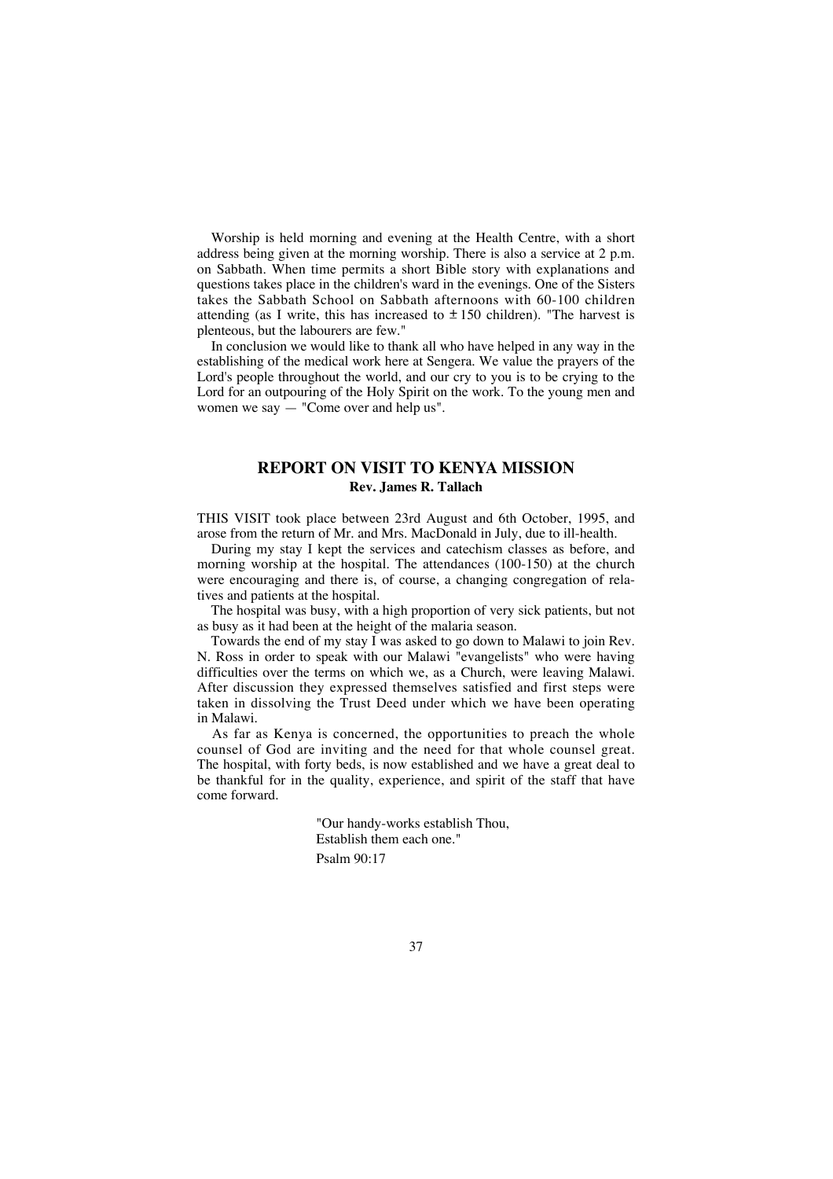Worship is held morning and evening at the Health Centre, with a short address being given at the morning worship. There is also a service at 2 p.m. on Sabbath. When time permits a short Bible story with explanations and questions takes place in the children's ward in the evenings. One of the Sisters takes the Sabbath School on Sabbath afternoons with 60-100 children attending (as I write, this has increased to ± 150 children). "The harvest is plenteous, but the labourers are few."

In conclusion we would like to thank all who have helped in any way in the establishing of the medical work here at Sengera. We value the prayers of the Lord's people throughout the world, and our cry to you is to be crying to the Lord for an outpouring of the Holy Spirit on the work. To the young men and women we say — "Come over and help us".

## REPORT ON VISIT TO KENYA MISSION

**Rev. James R. Tallach**

THIS VISIT took place between 23rd August and 6th October, 1995, and arose from the return of Mr. and Mrs. MacDonald in July, due to ill-health.

During my stay I kept the services and catechism classes as before, and morning worship at the hospital. The attendances (100-150) at the church were encouraging and there is, of course, a changing congregation of relatives and patients at the hospital.

The hospital was busy, with a high proportion of very sick patients, but not as busy as it had been at the height of the malaria season.

Towards the end of my stay I was asked to go down to Malawi to join Rev. N. Ross in order to speak with our Malawi "evangelists" who were having difficulties over the terms on which we, as a Church, were leaving Malawi. After discussion they expressed themselves satisfied and first steps were taken in dissolving the Trust Deed under which we have been operating in Malawi.

As far as Kenya is concerned, the opportunities to preach the whole counsel of God are inviting and the need for that whole counsel great. The hospital, with forty beds, is now established and we have a great deal to be thankful for in the quality, experience, and spirit of the staff that have come forward.

> "Our handy-works establish Thou,
> Establish them each one."
>
> Psalm 90:17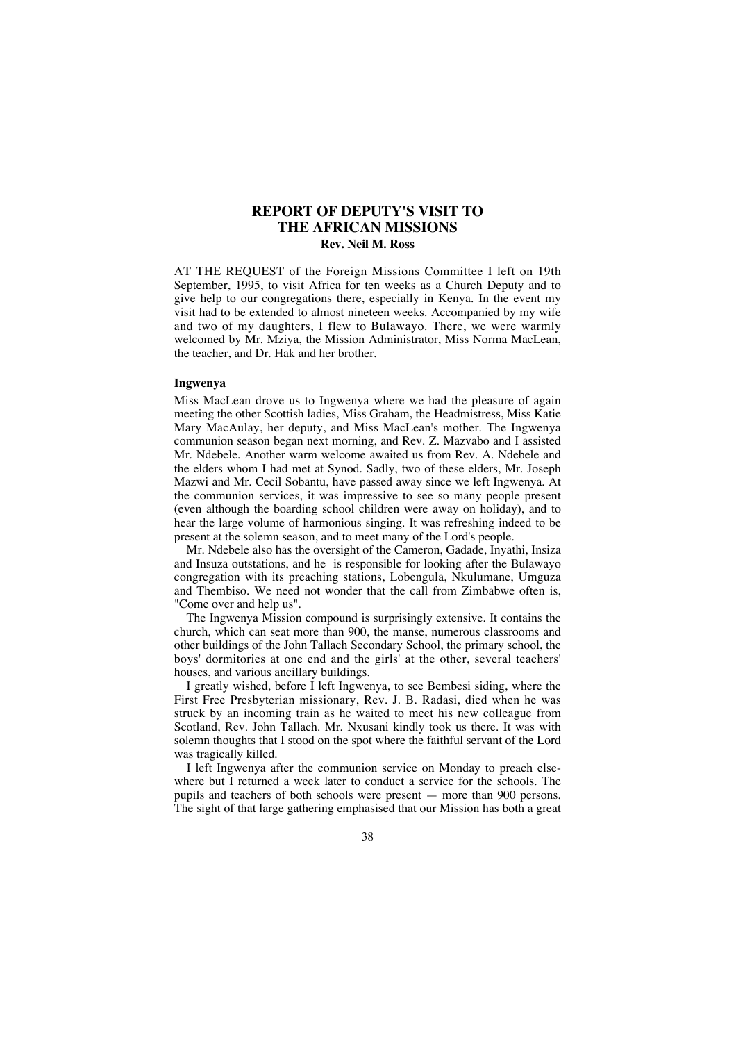# REPORT OF DEPUTY'S VISIT TO THE AFRICAN MISSIONS

**Rev. Neil M. Ross**

AT THE REQUEST of the Foreign Missions Committee I left on 19th September, 1995, to visit Africa for ten weeks as a Church Deputy and to give help to our congregations there, especially in Kenya. In the event my visit had to be extended to almost nineteen weeks. Accompanied by my wife and two of my daughters, I flew to Bulawayo. There, we were warmly welcomed by Mr. Mziya, the Mission Administrator, Miss Norma MacLean, the teacher, and Dr. Hak and her brother.

### Ingwenya

Miss MacLean drove us to Ingwenya where we had the pleasure of again meeting the other Scottish ladies, Miss Graham, the Headmistress, Miss Katie Mary MacAulay, her deputy, and Miss MacLean's mother. The Ingwenya communion season began next morning, and Rev. Z. Mazvabo and I assisted Mr. Ndebele. Another warm welcome awaited us from Rev. A. Ndebele and the elders whom I had met at Synod. Sadly, two of these elders, Mr. Joseph Mazwi and Mr. Cecil Sobantu, have passed away since we left Ingwenya. At the communion services, it was impressive to see so many people present (even although the boarding school children were away on holiday), and to hear the large volume of harmonious singing. It was refreshing indeed to be present at the solemn season, and to meet many of the Lord's people.

Mr. Ndebele also has the oversight of the Cameron, Gadade, Inyathi, Insiza and Insuza outstations, and he is responsible for looking after the Bulawayo congregation with its preaching stations, Lobengula, Nkulumane, Umguza and Thembiso. We need not wonder that the call from Zimbabwe often is, "Come over and help us".

The Ingwenya Mission compound is surprisingly extensive. It contains the church, which can seat more than 900, the manse, numerous classrooms and other buildings of the John Tallach Secondary School, the primary school, the boys' dormitories at one end and the girls' at the other, several teachers' houses, and various ancillary buildings.

I greatly wished, before I left Ingwenya, to see Bembesi siding, where the First Free Presbyterian missionary, Rev. J. B. Radasi, died when he was struck by an incoming train as he waited to meet his new colleague from Scotland, Rev. John Tallach. Mr. Nxusani kindly took us there. It was with solemn thoughts that I stood on the spot where the faithful servant of the Lord was tragically killed.

I left Ingwenya after the communion service on Monday to preach elsewhere but I returned a week later to conduct a service for the schools. The pupils and teachers of both schools were present — more than 900 persons. The sight of that large gathering emphasised that our Mission has both a great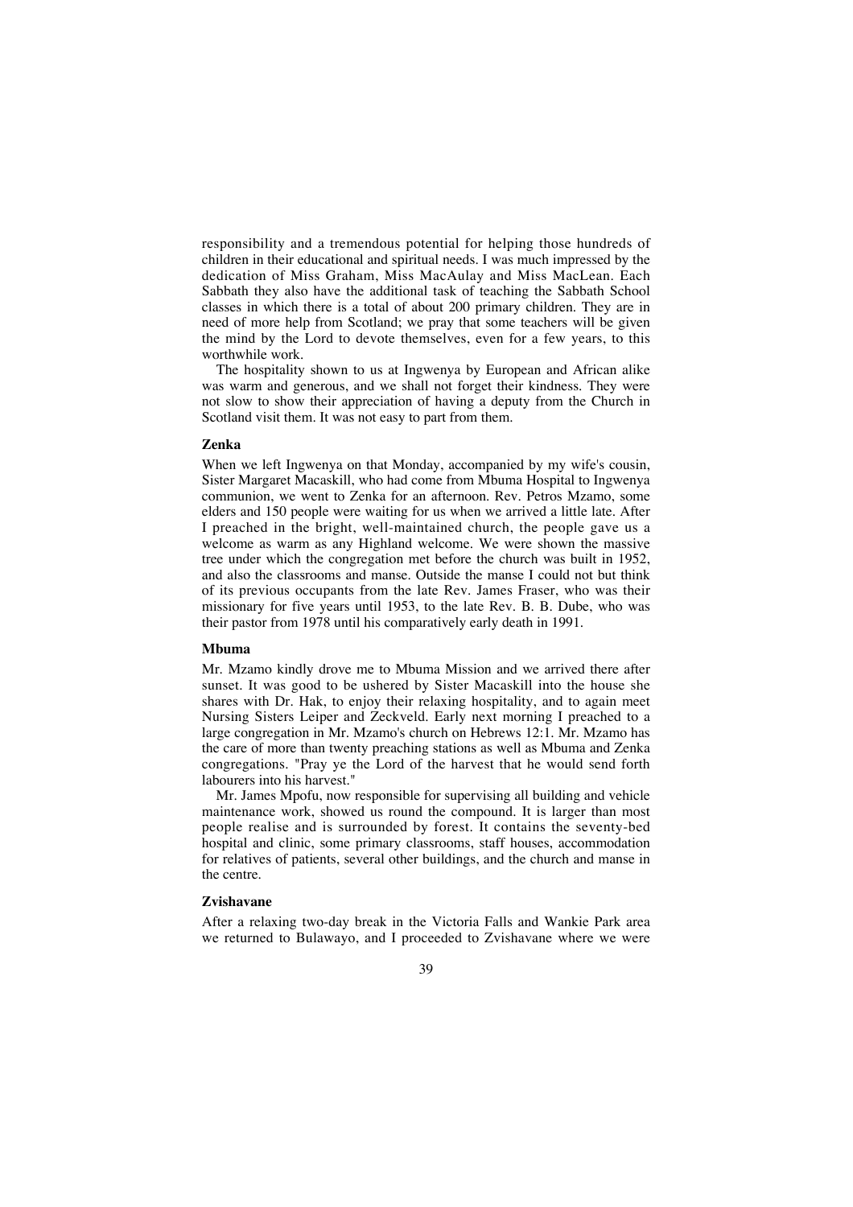responsibility and a tremendous potential for helping those hundreds of children in their educational and spiritual needs. I was much impressed by the dedication of Miss Graham, Miss MacAulay and Miss MacLean. Each Sabbath they also have the additional task of teaching the Sabbath School classes in which there is a total of about 200 primary children. They are in need of more help from Scotland; we pray that some teachers will be given the mind by the Lord to devote themselves, even for a few years, to this worthwhile work.

The hospitality shown to us at Ingwenya by European and African alike was warm and generous, and we shall not forget their kindness. They were not slow to show their appreciation of having a deputy from the Church in Scotland visit them. It was not easy to part from them.

### Zenka

When we left Ingwenya on that Monday, accompanied by my wife's cousin, Sister Margaret Macaskill, who had come from Mbuma Hospital to Ingwenya communion, we went to Zenka for an afternoon. Rev. Petros Mzamo, some elders and 150 people were waiting for us when we arrived a little late. After I preached in the bright, well-maintained church, the people gave us a welcome as warm as any Highland welcome. We were shown the massive tree under which the congregation met before the church was built in 1952, and also the classrooms and manse. Outside the manse I could not but think of its previous occupants from the late Rev. James Fraser, who was their missionary for five years until 1953, to the late Rev. B. B. Dube, who was their pastor from 1978 until his comparatively early death in 1991.

### Mbuma

Mr. Mzamo kindly drove me to Mbuma Mission and we arrived there after sunset. It was good to be ushered by Sister Macaskill into the house she shares with Dr. Hak, to enjoy their relaxing hospitality, and to again meet Nursing Sisters Leiper and Zeckveld. Early next morning I preached to a large congregation in Mr. Mzamo's church on Hebrews 12:1. Mr. Mzamo has the care of more than twenty preaching stations as well as Mbuma and Zenka congregations. "Pray ye the Lord of the harvest that he would send forth labourers into his harvest."

Mr. James Mpofu, now responsible for supervising all building and vehicle maintenance work, showed us round the compound. It is larger than most people realise and is surrounded by forest. It contains the seventy-bed hospital and clinic, some primary classrooms, staff houses, accommodation for relatives of patients, several other buildings, and the church and manse in the centre.

### Zvishavane

After a relaxing two-day break in the Victoria Falls and Wankie Park area we returned to Bulawayo, and I proceeded to Zvishavane where we were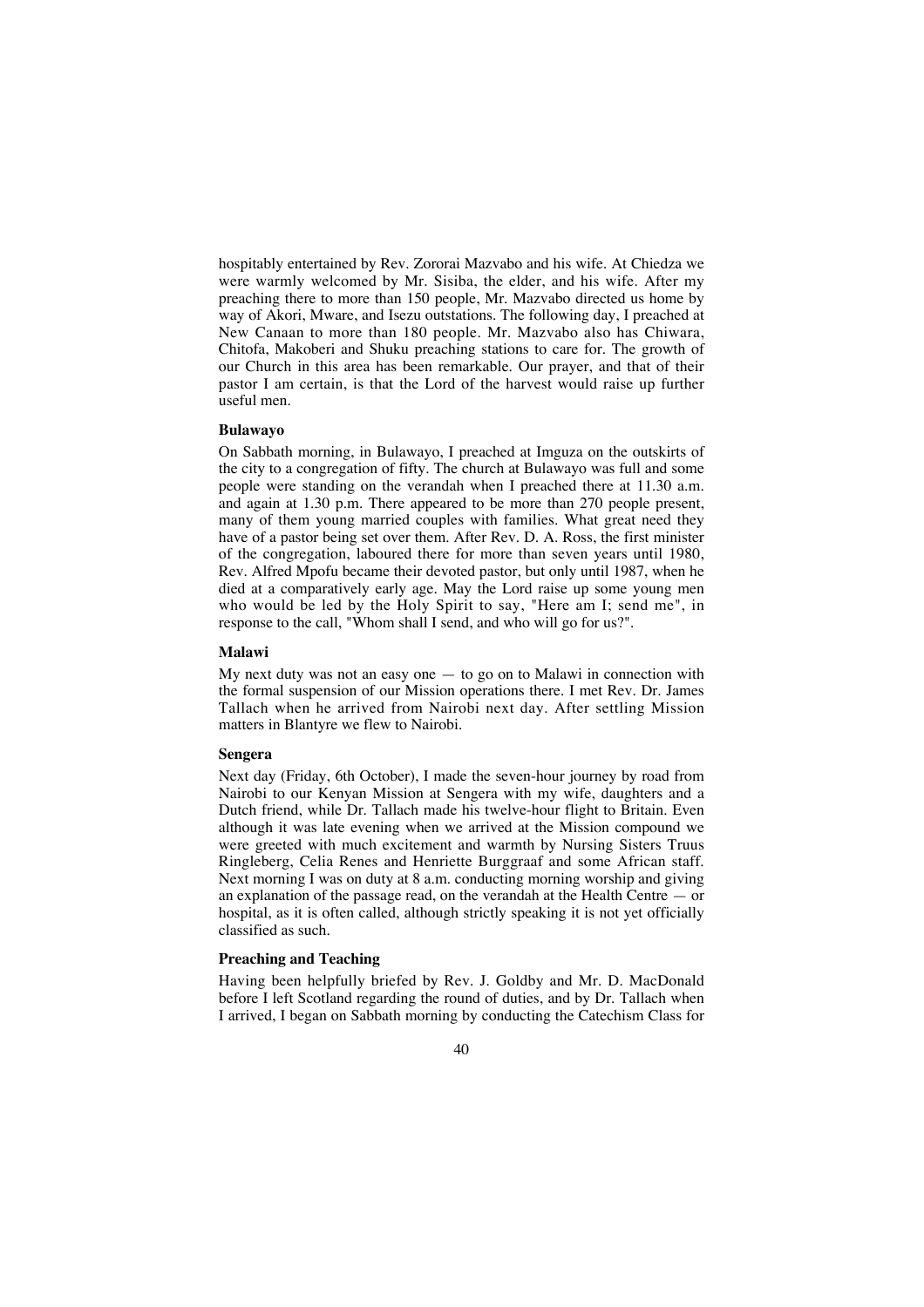hospitably entertained by Rev. Zororai Mazvabo and his wife. At Chiedza we were warmly welcomed by Mr. Sisiba, the elder, and his wife. After my preaching there to more than 150 people, Mr. Mazvabo directed us home by way of Akori, Mware, and Isezu outstations. The following day, I preached at New Canaan to more than 180 people. Mr. Mazvabo also has Chiwara, Chitofa, Makoberi and Shuku preaching stations to care for. The growth of our Church in this area has been remarkable. Our prayer, and that of their pastor I am certain, is that the Lord of the harvest would raise up further useful men.

**Bulawayo**

On Sabbath morning, in Bulawayo, I preached at Imguza on the outskirts of the city to a congregation of fifty. The church at Bulawayo was full and some people were standing on the verandah when I preached there at 11.30 a.m. and again at 1.30 p.m. There appeared to be more than 270 people present, many of them young married couples with families. What great need they have of a pastor being set over them. After Rev. D. A. Ross, the first minister of the congregation, laboured there for more than seven years until 1980, Rev. Alfred Mpofu became their devoted pastor, but only until 1987, when he died at a comparatively early age. May the Lord raise up some young men who would be led by the Holy Spirit to say, "Here am I; send me", in response to the call, "Whom shall I send, and who will go for us?".

**Malawi**

My next duty was not an easy one — to go on to Malawi in connection with the formal suspension of our Mission operations there. I met Rev. Dr. James Tallach when he arrived from Nairobi next day. After settling Mission matters in Blantyre we flew to Nairobi.

**Sengera**

Next day (Friday, 6th October), I made the seven-hour journey by road from Nairobi to our Kenyan Mission at Sengera with my wife, daughters and a Dutch friend, while Dr. Tallach made his twelve-hour flight to Britain. Even although it was late evening when we arrived at the Mission compound we were greeted with much excitement and warmth by Nursing Sisters Truus Ringleberg, Celia Renes and Henriette Burggraaf and some African staff. Next morning I was on duty at 8 a.m. conducting morning worship and giving an explanation of the passage read, on the verandah at the Health Centre — or hospital, as it is often called, although strictly speaking it is not yet officially classified as such.

**Preaching and Teaching**

Having been helpfully briefed by Rev. J. Goldby and Mr. D. MacDonald before I left Scotland regarding the round of duties, and by Dr. Tallach when I arrived, I began on Sabbath morning by conducting the Catechism Class for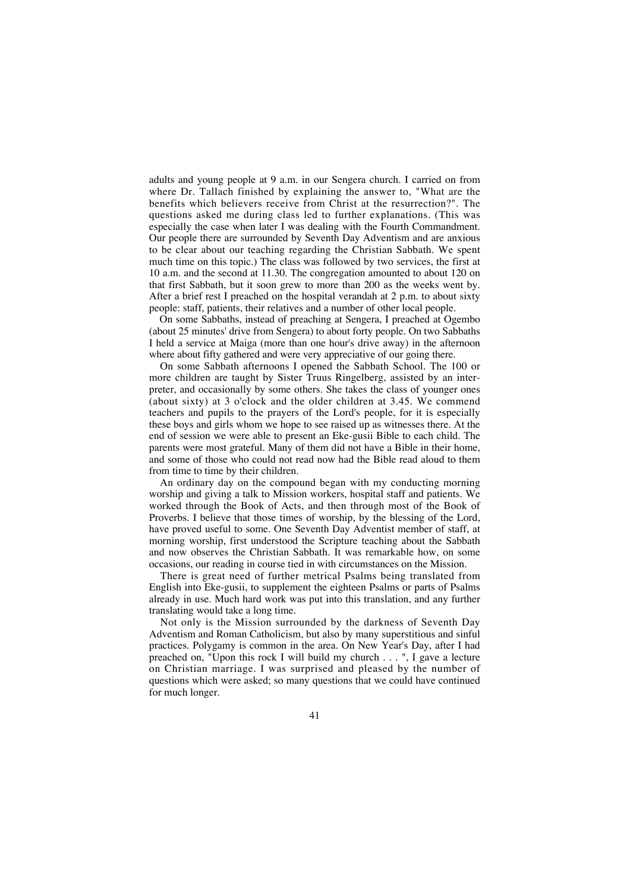adults and young people at 9 a.m. in our Sengera church. I carried on from where Dr. Tallach finished by explaining the answer to, "What are the benefits which believers receive from Christ at the resurrection?". The questions asked me during class led to further explanations. (This was especially the case when later I was dealing with the Fourth Commandment. Our people there are surrounded by Seventh Day Adventism and are anxious to be clear about our teaching regarding the Christian Sabbath. We spent much time on this topic.) The class was followed by two services, the first at 10 a.m. and the second at 11.30. The congregation amounted to about 120 on that first Sabbath, but it soon grew to more than 200 as the weeks went by. After a brief rest I preached on the hospital verandah at 2 p.m. to about sixty people: staff, patients, their relatives and a number of other local people.

On some Sabbaths, instead of preaching at Sengera, I preached at Ogembo (about 25 minutes' drive from Sengera) to about forty people. On two Sabbaths I held a service at Maiga (more than one hour's drive away) in the afternoon where about fifty gathered and were very appreciative of our going there.

On some Sabbath afternoons I opened the Sabbath School. The 100 or more children are taught by Sister Truus Ringelberg, assisted by an interpreter, and occasionally by some others. She takes the class of younger ones (about sixty) at 3 o'clock and the older children at 3.45. We commend teachers and pupils to the prayers of the Lord's people, for it is especially these boys and girls whom we hope to see raised up as witnesses there. At the end of session we were able to present an Eke-gusii Bible to each child. The parents were most grateful. Many of them did not have a Bible in their home, and some of those who could not read now had the Bible read aloud to them from time to time by their children.

An ordinary day on the compound began with my conducting morning worship and giving a talk to Mission workers, hospital staff and patients. We worked through the Book of Acts, and then through most of the Book of Proverbs. I believe that those times of worship, by the blessing of the Lord, have proved useful to some. One Seventh Day Adventist member of staff, at morning worship, first understood the Scripture teaching about the Sabbath and now observes the Christian Sabbath. It was remarkable how, on some occasions, our reading in course tied in with circumstances on the Mission.

There is great need of further metrical Psalms being translated from English into Eke-gusii, to supplement the eighteen Psalms or parts of Psalms already in use. Much hard work was put into this translation, and any further translating would take a long time.

Not only is the Mission surrounded by the darkness of Seventh Day Adventism and Roman Catholicism, but also by many superstitious and sinful practices. Polygamy is common in the area. On New Year's Day, after I had preached on, "Upon this rock I will build my church . . . ", I gave a lecture on Christian marriage. I was surprised and pleased by the number of questions which were asked; so many questions that we could have continued for much longer.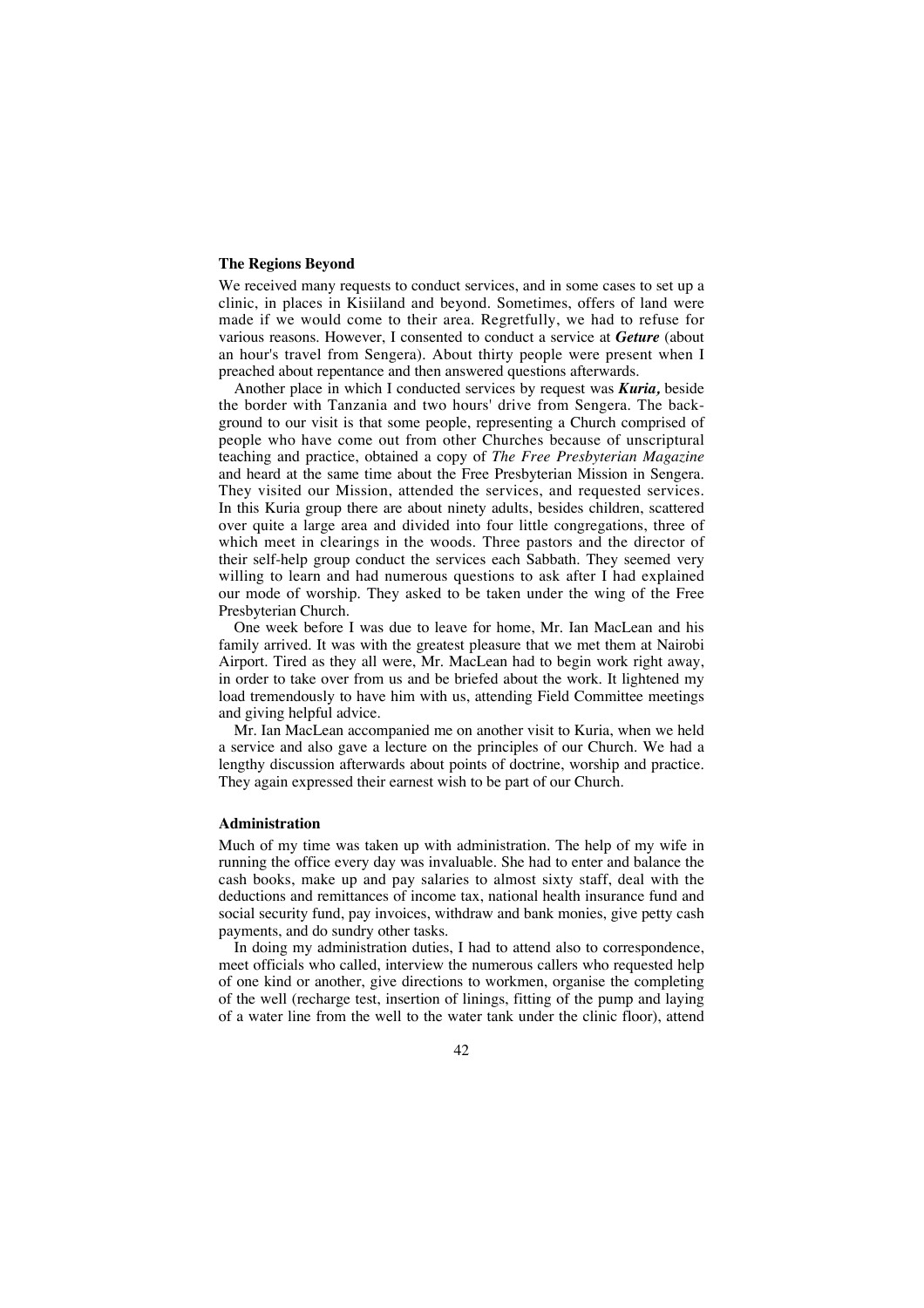### The Regions Beyond

We received many requests to conduct services, and in some cases to set up a clinic, in places in Kisiiland and beyond. Sometimes, offers of land were made if we would come to their area. Regretfully, we had to refuse for various reasons. However, I consented to conduct a service at ***Geture*** (about an hour's travel from Sengera). About thirty people were present when I preached about repentance and then answered questions afterwards.

Another place in which I conducted services by request was ***Kuria,*** beside the border with Tanzania and two hours' drive from Sengera. The background to our visit is that some people, representing a Church comprised of people who have come out from other Churches because of unscriptural teaching and practice, obtained a copy of *The Free Presbyterian Magazine* and heard at the same time about the Free Presbyterian Mission in Sengera. They visited our Mission, attended the services, and requested services. In this Kuria group there are about ninety adults, besides children, scattered over quite a large area and divided into four little congregations, three of which meet in clearings in the woods. Three pastors and the director of their self-help group conduct the services each Sabbath. They seemed very willing to learn and had numerous questions to ask after I had explained our mode of worship. They asked to be taken under the wing of the Free Presbyterian Church.

One week before I was due to leave for home, Mr. Ian MacLean and his family arrived. It was with the greatest pleasure that we met them at Nairobi Airport. Tired as they all were, Mr. MacLean had to begin work right away, in order to take over from us and be briefed about the work. It lightened my load tremendously to have him with us, attending Field Committee meetings and giving helpful advice.

Mr. Ian MacLean accompanied me on another visit to Kuria, when we held a service and also gave a lecture on the principles of our Church. We had a lengthy discussion afterwards about points of doctrine, worship and practice. They again expressed their earnest wish to be part of our Church.

### Administration

Much of my time was taken up with administration. The help of my wife in running the office every day was invaluable. She had to enter and balance the cash books, make up and pay salaries to almost sixty staff, deal with the deductions and remittances of income tax, national health insurance fund and social security fund, pay invoices, withdraw and bank monies, give petty cash payments, and do sundry other tasks.

In doing my administration duties, I had to attend also to correspondence, meet officials who called, interview the numerous callers who requested help of one kind or another, give directions to workmen, organise the completing of the well (recharge test, insertion of linings, fitting of the pump and laying of a water line from the well to the water tank under the clinic floor), attend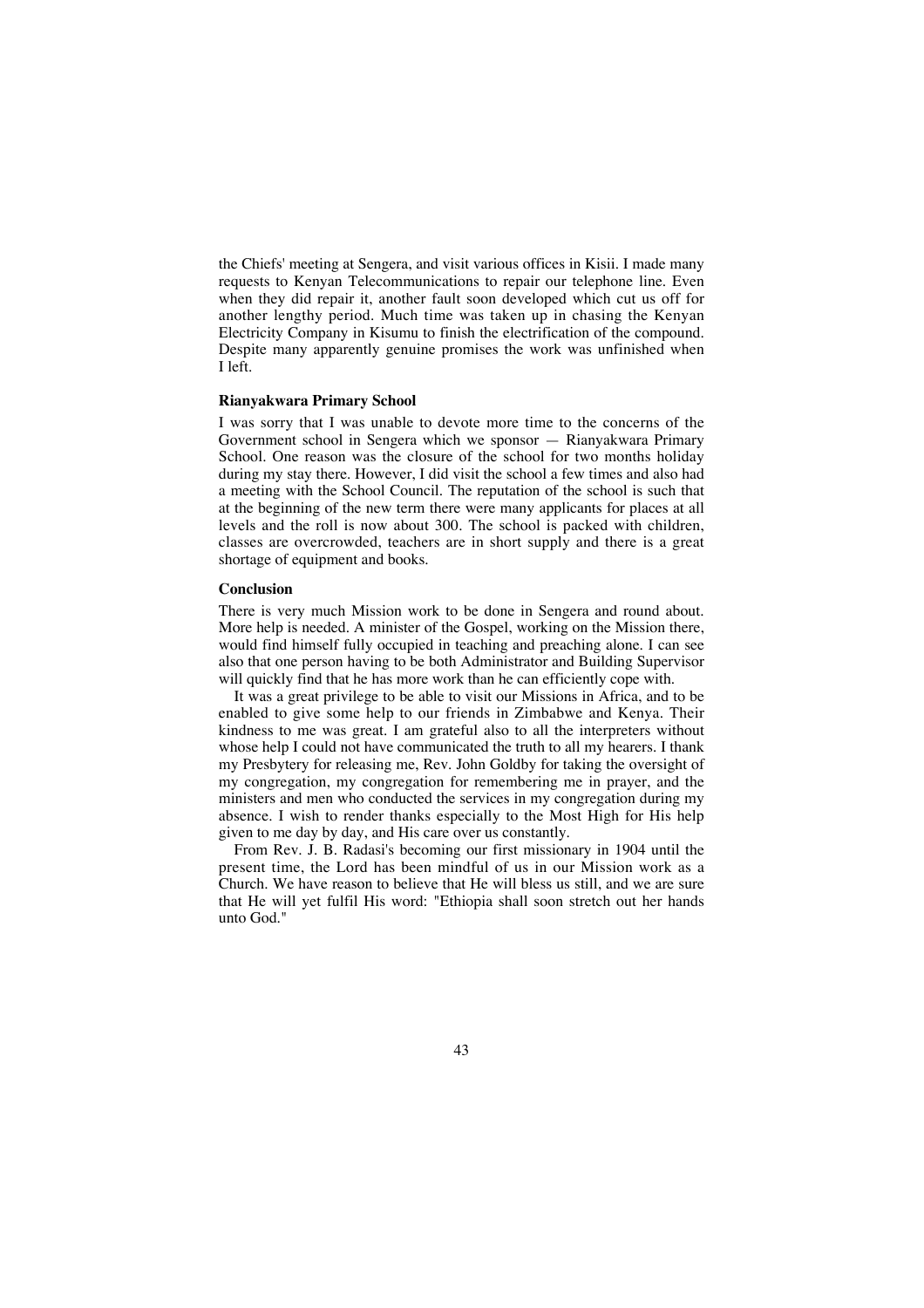the Chiefs' meeting at Sengera, and visit various offices in Kisii. I made many requests to Kenyan Telecommunications to repair our telephone line. Even when they did repair it, another fault soon developed which cut us off for another lengthy period. Much time was taken up in chasing the Kenyan Electricity Company in Kisumu to finish the electrification of the compound. Despite many apparently genuine promises the work was unfinished when I left.

### Rianyakwara Primary School

I was sorry that I was unable to devote more time to the concerns of the Government school in Sengera which we sponsor — Rianyakwara Primary School. One reason was the closure of the school for two months holiday during my stay there. However, I did visit the school a few times and also had a meeting with the School Council. The reputation of the school is such that at the beginning of the new term there were many applicants for places at all levels and the roll is now about 300. The school is packed with children, classes are overcrowded, teachers are in short supply and there is a great shortage of equipment and books.

### Conclusion

There is very much Mission work to be done in Sengera and round about. More help is needed. A minister of the Gospel, working on the Mission there, would find himself fully occupied in teaching and preaching alone. I can see also that one person having to be both Administrator and Building Supervisor will quickly find that he has more work than he can efficiently cope with.

It was a great privilege to be able to visit our Missions in Africa, and to be enabled to give some help to our friends in Zimbabwe and Kenya. Their kindness to me was great. I am grateful also to all the interpreters without whose help I could not have communicated the truth to all my hearers. I thank my Presbytery for releasing me, Rev. John Goldby for taking the oversight of my congregation, my congregation for remembering me in prayer, and the ministers and men who conducted the services in my congregation during my absence. I wish to render thanks especially to the Most High for His help given to me day by day, and His care over us constantly.

From Rev. J. B. Radasi's becoming our first missionary in 1904 until the present time, the Lord has been mindful of us in our Mission work as a Church. We have reason to believe that He will bless us still, and we are sure that He will yet fulfil His word: "Ethiopia shall soon stretch out her hands unto God."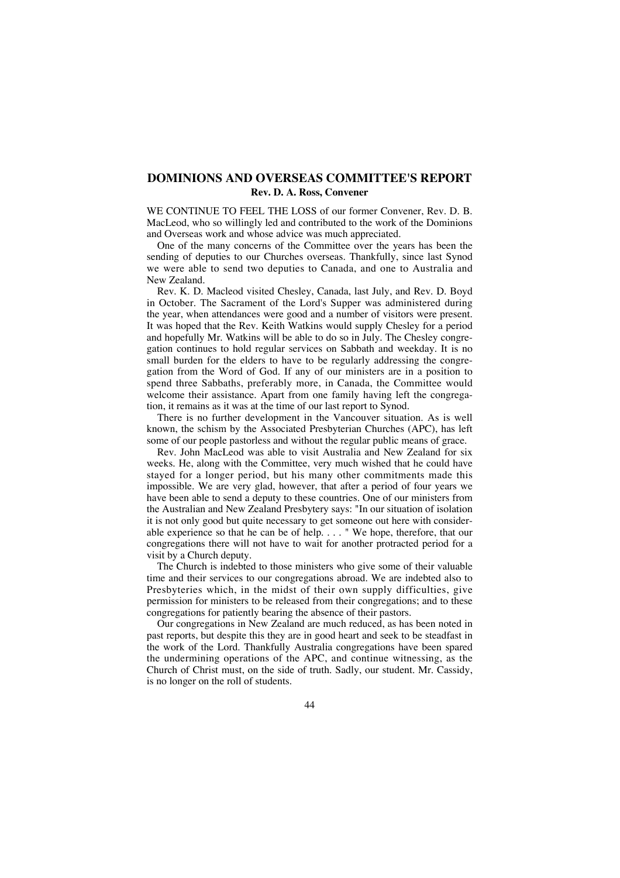## DOMINIONS AND OVERSEAS COMMITTEE'S REPORT

**Rev. D. A. Ross, Convener**

WE CONTINUE TO FEEL THE LOSS of our former Convener, Rev. D. B. MacLeod, who so willingly led and contributed to the work of the Dominions and Overseas work and whose advice was much appreciated.

One of the many concerns of the Committee over the years has been the sending of deputies to our Churches overseas. Thankfully, since last Synod we were able to send two deputies to Canada, and one to Australia and New Zealand.

Rev. K. D. Macleod visited Chesley, Canada, last July, and Rev. D. Boyd in October. The Sacrament of the Lord's Supper was administered during the year, when attendances were good and a number of visitors were present. It was hoped that the Rev. Keith Watkins would supply Chesley for a period and hopefully Mr. Watkins will be able to do so in July. The Chesley congregation continues to hold regular services on Sabbath and weekday. It is no small burden for the elders to have to be regularly addressing the congregation from the Word of God. If any of our ministers are in a position to spend three Sabbaths, preferably more, in Canada, the Committee would welcome their assistance. Apart from one family having left the congregation, it remains as it was at the time of our last report to Synod.

There is no further development in the Vancouver situation. As is well known, the schism by the Associated Presbyterian Churches (APC), has left some of our people pastorless and without the regular public means of grace.

Rev. John MacLeod was able to visit Australia and New Zealand for six weeks. He, along with the Committee, very much wished that he could have stayed for a longer period, but his many other commitments made this impossible. We are very glad, however, that after a period of four years we have been able to send a deputy to these countries. One of our ministers from the Australian and New Zealand Presbytery says: "In our situation of isolation it is not only good but quite necessary to get someone out here with considerable experience so that he can be of help. . . . " We hope, therefore, that our congregations there will not have to wait for another protracted period for a visit by a Church deputy.

The Church is indebted to those ministers who give some of their valuable time and their services to our congregations abroad. We are indebted also to Presbyteries which, in the midst of their own supply difficulties, give permission for ministers to be released from their congregations; and to these congregations for patiently bearing the absence of their pastors.

Our congregations in New Zealand are much reduced, as has been noted in past reports, but despite this they are in good heart and seek to be steadfast in the work of the Lord. Thankfully Australia congregations have been spared the undermining operations of the APC, and continue witnessing, as the Church of Christ must, on the side of truth. Sadly, our student. Mr. Cassidy, is no longer on the roll of students.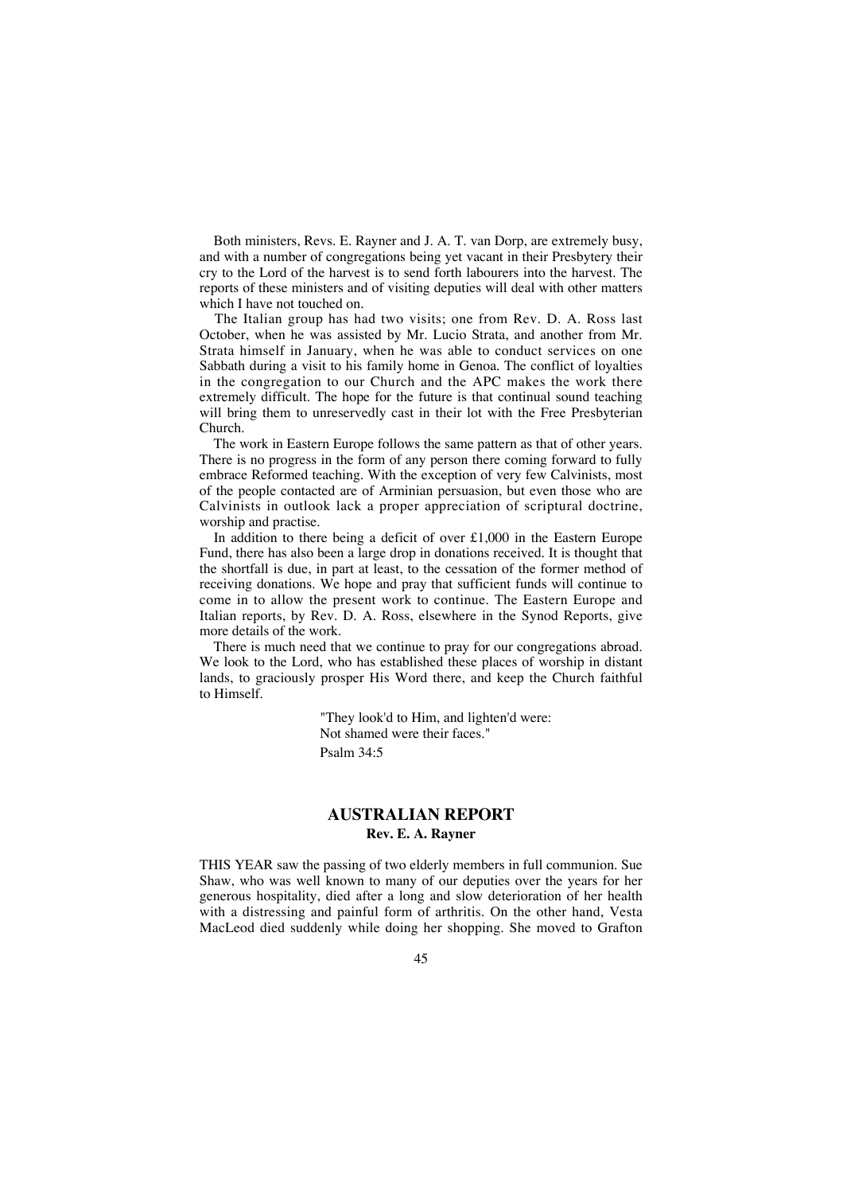Both ministers, Revs. E. Rayner and J. A. T. van Dorp, are extremely busy, and with a number of congregations being yet vacant in their Presbytery their cry to the Lord of the harvest is to send forth labourers into the harvest. The reports of these ministers and of visiting deputies will deal with other matters which I have not touched on.

The Italian group has had two visits; one from Rev. D. A. Ross last October, when he was assisted by Mr. Lucio Strata, and another from Mr. Strata himself in January, when he was able to conduct services on one Sabbath during a visit to his family home in Genoa. The conflict of loyalties in the congregation to our Church and the APC makes the work there extremely difficult. The hope for the future is that continual sound teaching will bring them to unreservedly cast in their lot with the Free Presbyterian Church.

The work in Eastern Europe follows the same pattern as that of other years. There is no progress in the form of any person there coming forward to fully embrace Reformed teaching. With the exception of very few Calvinists, most of the people contacted are of Arminian persuasion, but even those who are Calvinists in outlook lack a proper appreciation of scriptural doctrine, worship and practise.

In addition to there being a deficit of over £1,000 in the Eastern Europe Fund, there has also been a large drop in donations received. It is thought that the shortfall is due, in part at least, to the cessation of the former method of receiving donations. We hope and pray that sufficient funds will continue to come in to allow the present work to continue. The Eastern Europe and Italian reports, by Rev. D. A. Ross, elsewhere in the Synod Reports, give more details of the work.

There is much need that we continue to pray for our congregations abroad. We look to the Lord, who has established these places of worship in distant lands, to graciously prosper His Word there, and keep the Church faithful to Himself.

> "They look'd to Him, and lighten'd were:
> Not shamed were their faces."
> Psalm 34:5

## AUSTRALIAN REPORT

**Rev. E. A. Rayner**

THIS YEAR saw the passing of two elderly members in full communion. Sue Shaw, who was well known to many of our deputies over the years for her generous hospitality, died after a long and slow deterioration of her health with a distressing and painful form of arthritis. On the other hand, Vesta MacLeod died suddenly while doing her shopping. She moved to Grafton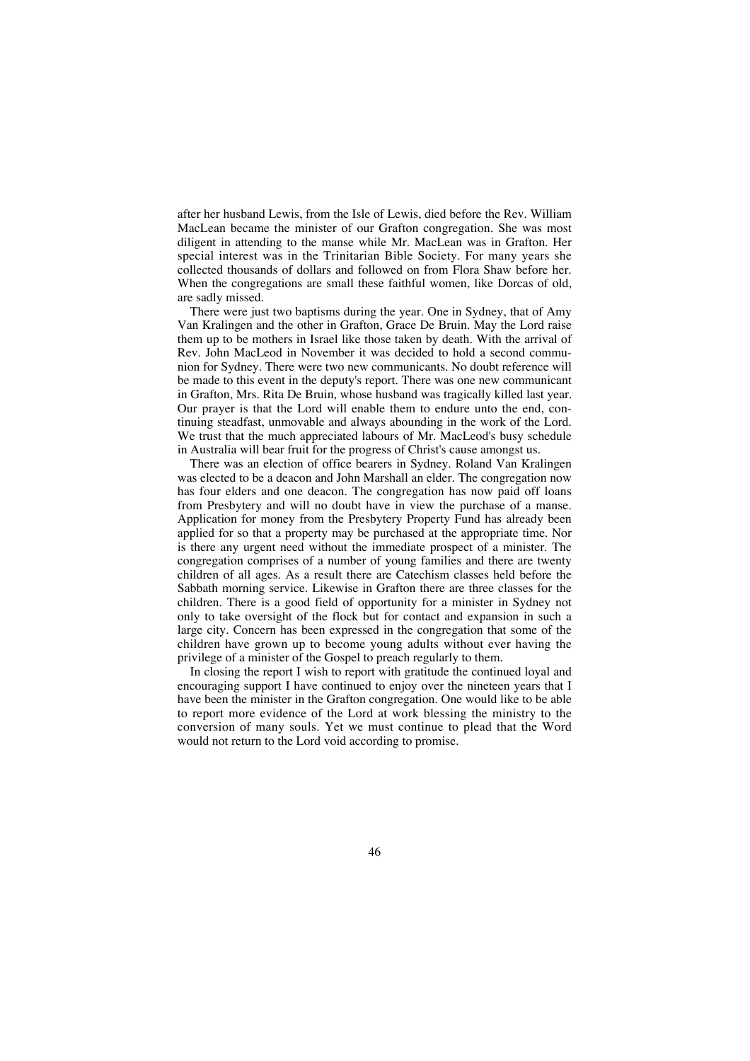after her husband Lewis, from the Isle of Lewis, died before the Rev. William MacLean became the minister of our Grafton congregation. She was most diligent in attending to the manse while Mr. MacLean was in Grafton. Her special interest was in the Trinitarian Bible Society. For many years she collected thousands of dollars and followed on from Flora Shaw before her. When the congregations are small these faithful women, like Dorcas of old, are sadly missed.

There were just two baptisms during the year. One in Sydney, that of Amy Van Kralingen and the other in Grafton, Grace De Bruin. May the Lord raise them up to be mothers in Israel like those taken by death. With the arrival of Rev. John MacLeod in November it was decided to hold a second communion for Sydney. There were two new communicants. No doubt reference will be made to this event in the deputy's report. There was one new communicant in Grafton, Mrs. Rita De Bruin, whose husband was tragically killed last year. Our prayer is that the Lord will enable them to endure unto the end, continuing steadfast, unmovable and always abounding in the work of the Lord. We trust that the much appreciated labours of Mr. MacLeod's busy schedule in Australia will bear fruit for the progress of Christ's cause amongst us.

There was an election of office bearers in Sydney. Roland Van Kralingen was elected to be a deacon and John Marshall an elder. The congregation now has four elders and one deacon. The congregation has now paid off loans from Presbytery and will no doubt have in view the purchase of a manse. Application for money from the Presbytery Property Fund has already been applied for so that a property may be purchased at the appropriate time. Nor is there any urgent need without the immediate prospect of a minister. The congregation comprises of a number of young families and there are twenty children of all ages. As a result there are Catechism classes held before the Sabbath morning service. Likewise in Grafton there are three classes for the children. There is a good field of opportunity for a minister in Sydney not only to take oversight of the flock but for contact and expansion in such a large city. Concern has been expressed in the congregation that some of the children have grown up to become young adults without ever having the privilege of a minister of the Gospel to preach regularly to them.

In closing the report I wish to report with gratitude the continued loyal and encouraging support I have continued to enjoy over the nineteen years that I have been the minister in the Grafton congregation. One would like to be able to report more evidence of the Lord at work blessing the ministry to the conversion of many souls. Yet we must continue to plead that the Word would not return to the Lord void according to promise.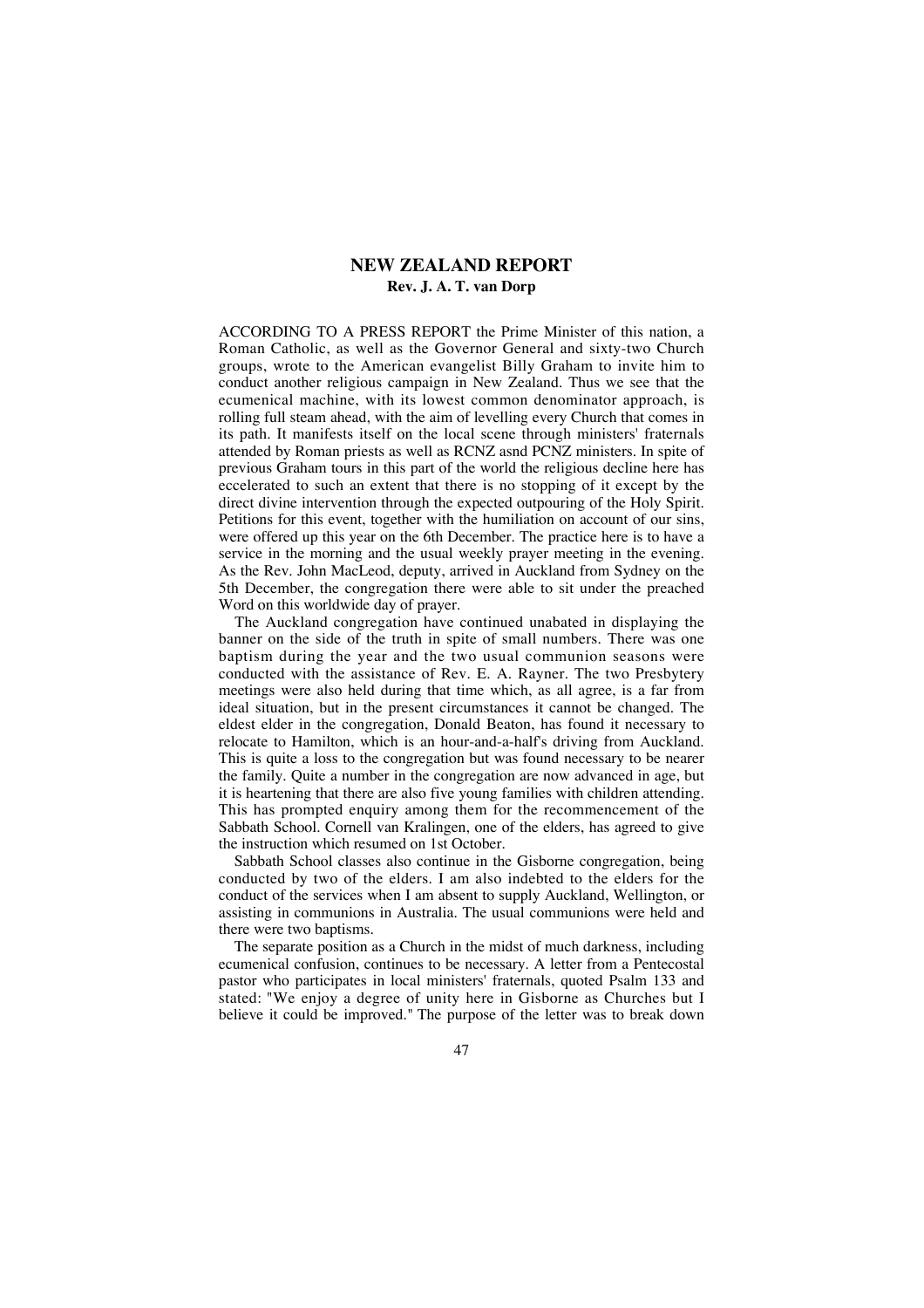# NEW ZEALAND REPORT

**Rev. J. A. T. van Dorp**

ACCORDING TO A PRESS REPORT the Prime Minister of this nation, a Roman Catholic, as well as the Governor General and sixty-two Church groups, wrote to the American evangelist Billy Graham to invite him to conduct another religious campaign in New Zealand. Thus we see that the ecumenical machine, with its lowest common denominator approach, is rolling full steam ahead, with the aim of levelling every Church that comes in its path. It manifests itself on the local scene through ministers' fraternals attended by Roman priests as well as RCNZ asnd PCNZ ministers. In spite of previous Graham tours in this part of the world the religious decline here has eccelerated to such an extent that there is no stopping of it except by the direct divine intervention through the expected outpouring of the Holy Spirit. Petitions for this event, together with the humiliation on account of our sins, were offered up this year on the 6th December. The practice here is to have a service in the morning and the usual weekly prayer meeting in the evening. As the Rev. John MacLeod, deputy, arrived in Auckland from Sydney on the 5th December, the congregation there were able to sit under the preached Word on this worldwide day of prayer.

The Auckland congregation have continued unabated in displaying the banner on the side of the truth in spite of small numbers. There was one baptism during the year and the two usual communion seasons were conducted with the assistance of Rev. E. A. Rayner. The two Presbytery meetings were also held during that time which, as all agree, is a far from ideal situation, but in the present circumstances it cannot be changed. The eldest elder in the congregation, Donald Beaton, has found it necessary to relocate to Hamilton, which is an hour-and-a-half's driving from Auckland. This is quite a loss to the congregation but was found necessary to be nearer the family. Quite a number in the congregation are now advanced in age, but it is heartening that there are also five young families with children attending. This has prompted enquiry among them for the recommencement of the Sabbath School. Cornell van Kralingen, one of the elders, has agreed to give the instruction which resumed on 1st October.

Sabbath School classes also continue in the Gisborne congregation, being conducted by two of the elders. I am also indebted to the elders for the conduct of the services when I am absent to supply Auckland, Wellington, or assisting in communions in Australia. The usual communions were held and there were two baptisms.

The separate position as a Church in the midst of much darkness, including ecumenical confusion, continues to be necessary. A letter from a Pentecostal pastor who participates in local ministers' fraternals, quoted Psalm 133 and stated: "We enjoy a degree of unity here in Gisborne as Churches but I believe it could be improved." The purpose of the letter was to break down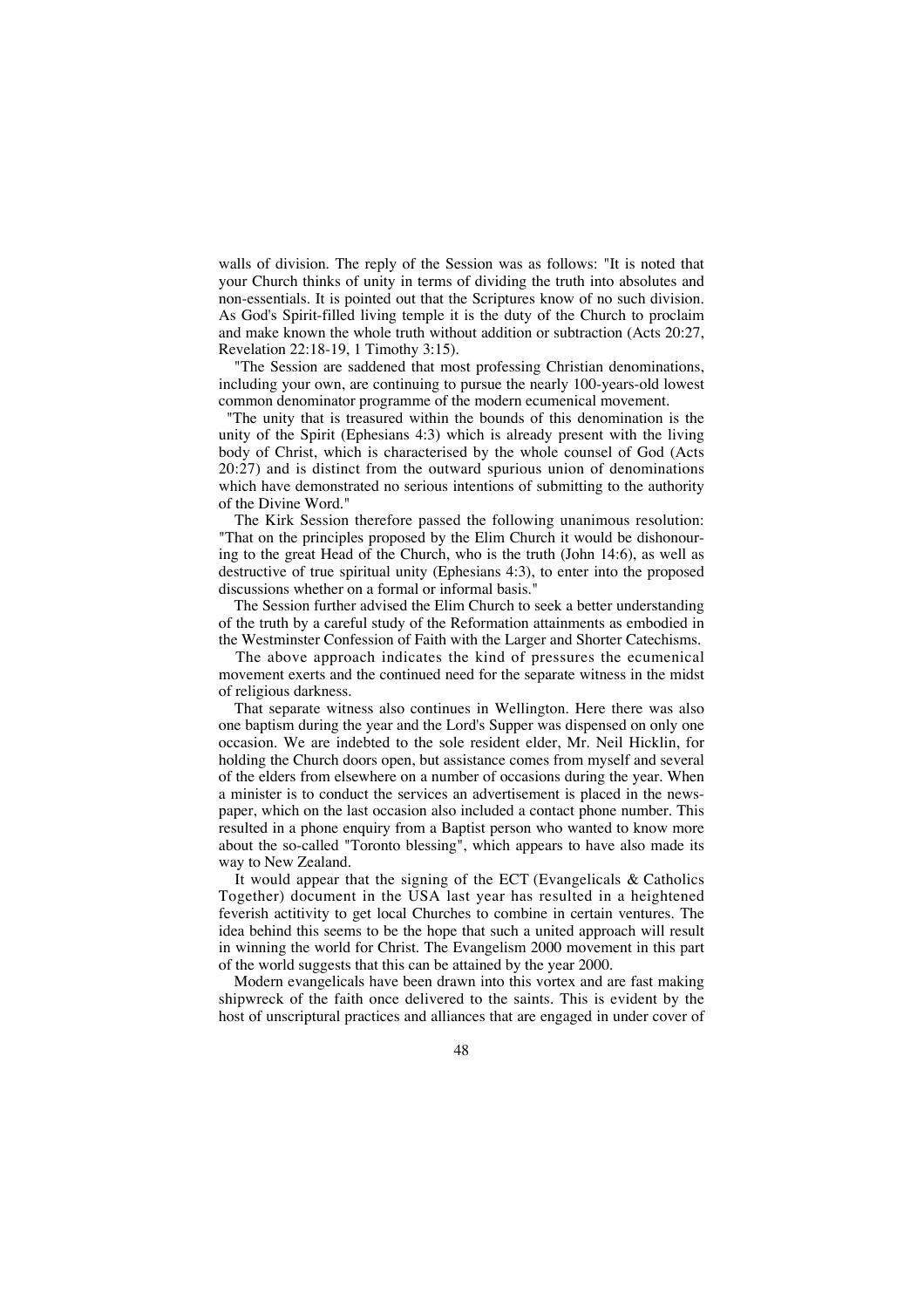walls of division. The reply of the Session was as follows: "It is noted that your Church thinks of unity in terms of dividing the truth into absolutes and non-essentials. It is pointed out that the Scriptures know of no such division. As God's Spirit-filled living temple it is the duty of the Church to proclaim and make known the whole truth without addition or subtraction (Acts 20:27, Revelation 22:18-19, 1 Timothy 3:15).

"The Session are saddened that most professing Christian denominations, including your own, are continuing to pursue the nearly 100-years-old lowest common denominator programme of the modern ecumenical movement.

"The unity that is treasured within the bounds of this denomination is the unity of the Spirit (Ephesians 4:3) which is already present with the living body of Christ, which is characterised by the whole counsel of God (Acts 20:27) and is distinct from the outward spurious union of denominations which have demonstrated no serious intentions of submitting to the authority of the Divine Word."

The Kirk Session therefore passed the following unanimous resolution: "That on the principles proposed by the Elim Church it would be dishonouring to the great Head of the Church, who is the truth (John 14:6), as well as destructive of true spiritual unity (Ephesians 4:3), to enter into the proposed discussions whether on a formal or informal basis."

The Session further advised the Elim Church to seek a better understanding of the truth by a careful study of the Reformation attainments as embodied in the Westminster Confession of Faith with the Larger and Shorter Catechisms.

The above approach indicates the kind of pressures the ecumenical movement exerts and the continued need for the separate witness in the midst of religious darkness.

That separate witness also continues in Wellington. Here there was also one baptism during the year and the Lord's Supper was dispensed on only one occasion. We are indebted to the sole resident elder, Mr. Neil Hicklin, for holding the Church doors open, but assistance comes from myself and several of the elders from elsewhere on a number of occasions during the year. When a minister is to conduct the services an advertisement is placed in the newspaper, which on the last occasion also included a contact phone number. This resulted in a phone enquiry from a Baptist person who wanted to know more about the so-called "Toronto blessing", which appears to have also made its way to New Zealand.

It would appear that the signing of the ECT (Evangelicals & Catholics Together) document in the USA last year has resulted in a heightened feverish actitivity to get local Churches to combine in certain ventures. The idea behind this seems to be the hope that such a united approach will result in winning the world for Christ. The Evangelism 2000 movement in this part of the world suggests that this can be attained by the year 2000.

Modern evangelicals have been drawn into this vortex and are fast making shipwreck of the faith once delivered to the saints. This is evident by the host of unscriptural practices and alliances that are engaged in under cover of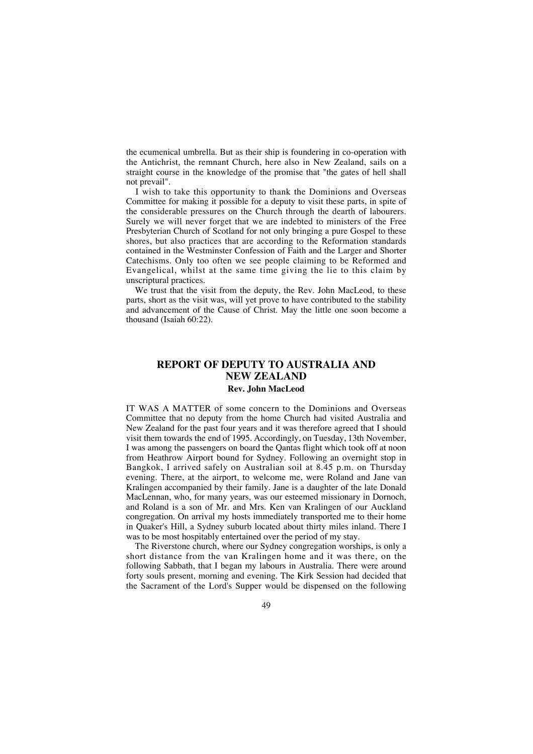the ecumenical umbrella. But as their ship is foundering in co-operation with the Antichrist, the remnant Church, here also in New Zealand, sails on a straight course in the knowledge of the promise that "the gates of hell shall not prevail".

I wish to take this opportunity to thank the Dominions and Overseas Committee for making it possible for a deputy to visit these parts, in spite of the considerable pressures on the Church through the dearth of labourers. Surely we will never forget that we are indebted to ministers of the Free Presbyterian Church of Scotland for not only bringing a pure Gospel to these shores, but also practices that are according to the Reformation standards contained in the Westminster Confession of Faith and the Larger and Shorter Catechisms. Only too often we see people claiming to be Reformed and Evangelical, whilst at the same time giving the lie to this claim by unscriptural practices.

We trust that the visit from the deputy, the Rev. John MacLeod, to these parts, short as the visit was, will yet prove to have contributed to the stability and advancement of the Cause of Christ. May the little one soon become a thousand (Isaiah 60:22).

## REPORT OF DEPUTY TO AUSTRALIA AND NEW ZEALAND

**Rev. John MacLeod**

IT WAS A MATTER of some concern to the Dominions and Overseas Committee that no deputy from the home Church had visited Australia and New Zealand for the past four years and it was therefore agreed that I should visit them towards the end of 1995. Accordingly, on Tuesday, 13th November, I was among the passengers on board the Qantas flight which took off at noon from Heathrow Airport bound for Sydney. Following an overnight stop in Bangkok, I arrived safely on Australian soil at 8.45 p.m. on Thursday evening. There, at the airport, to welcome me, were Roland and Jane van Kralingen accompanied by their family. Jane is a daughter of the late Donald MacLennan, who, for many years, was our esteemed missionary in Dornoch, and Roland is a son of Mr. and Mrs. Ken van Kralingen of our Auckland congregation. On arrival my hosts immediately transported me to their home in Quaker's Hill, a Sydney suburb located about thirty miles inland. There I was to be most hospitably entertained over the period of my stay.

The Riverstone church, where our Sydney congregation worships, is only a short distance from the van Kralingen home and it was there, on the following Sabbath, that I began my labours in Australia. There were around forty souls present, morning and evening. The Kirk Session had decided that the Sacrament of the Lord's Supper would be dispensed on the following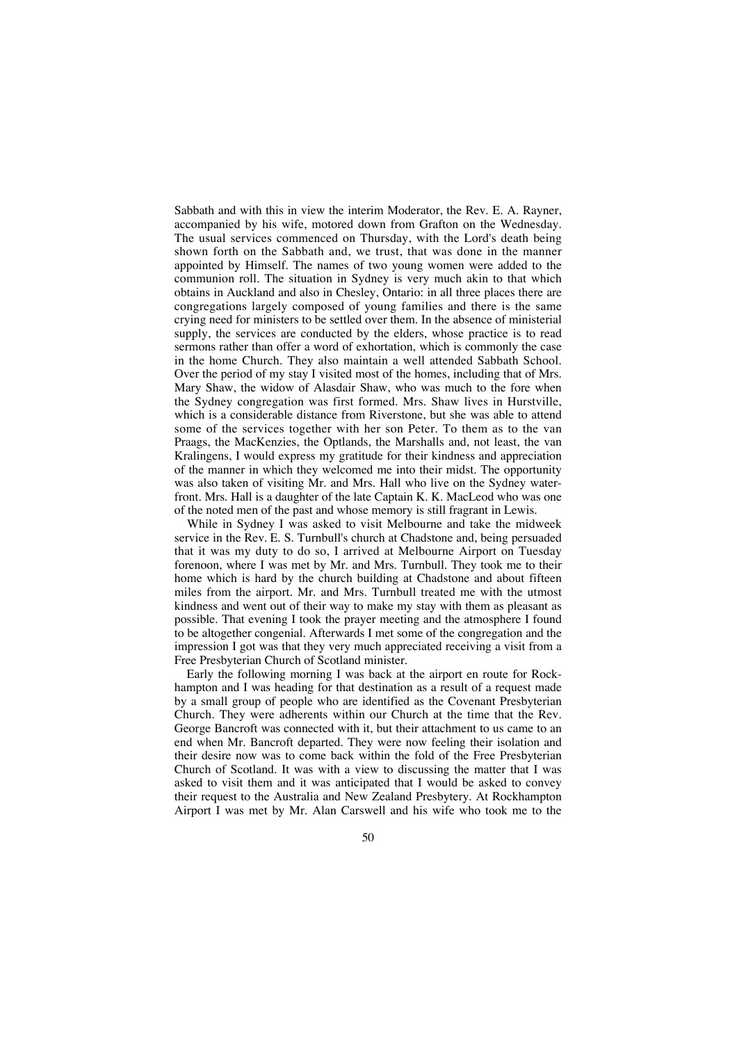Sabbath and with this in view the interim Moderator, the Rev. E. A. Rayner, accompanied by his wife, motored down from Grafton on the Wednesday. The usual services commenced on Thursday, with the Lord's death being shown forth on the Sabbath and, we trust, that was done in the manner appointed by Himself. The names of two young women were added to the communion roll. The situation in Sydney is very much akin to that which obtains in Auckland and also in Chesley, Ontario: in all three places there are congregations largely composed of young families and there is the same crying need for ministers to be settled over them. In the absence of ministerial supply, the services are conducted by the elders, whose practice is to read sermons rather than offer a word of exhortation, which is commonly the case in the home Church. They also maintain a well attended Sabbath School. Over the period of my stay I visited most of the homes, including that of Mrs. Mary Shaw, the widow of Alasdair Shaw, who was much to the fore when the Sydney congregation was first formed. Mrs. Shaw lives in Hurstville, which is a considerable distance from Riverstone, but she was able to attend some of the services together with her son Peter. To them as to the van Praags, the MacKenzies, the Optlands, the Marshalls and, not least, the van Kralingens, I would express my gratitude for their kindness and appreciation of the manner in which they welcomed me into their midst. The opportunity was also taken of visiting Mr. and Mrs. Hall who live on the Sydney waterfront. Mrs. Hall is a daughter of the late Captain K. K. MacLeod who was one of the noted men of the past and whose memory is still fragrant in Lewis.

While in Sydney I was asked to visit Melbourne and take the midweek service in the Rev. E. S. Turnbull's church at Chadstone and, being persuaded that it was my duty to do so, I arrived at Melbourne Airport on Tuesday forenoon, where I was met by Mr. and Mrs. Turnbull. They took me to their home which is hard by the church building at Chadstone and about fifteen miles from the airport. Mr. and Mrs. Turnbull treated me with the utmost kindness and went out of their way to make my stay with them as pleasant as possible. That evening I took the prayer meeting and the atmosphere I found to be altogether congenial. Afterwards I met some of the congregation and the impression I got was that they very much appreciated receiving a visit from a Free Presbyterian Church of Scotland minister.

Early the following morning I was back at the airport en route for Rockhampton and I was heading for that destination as a result of a request made by a small group of people who are identified as the Covenant Presbyterian Church. They were adherents within our Church at the time that the Rev. George Bancroft was connected with it, but their attachment to us came to an end when Mr. Bancroft departed. They were now feeling their isolation and their desire now was to come back within the fold of the Free Presbyterian Church of Scotland. It was with a view to discussing the matter that I was asked to visit them and it was anticipated that I would be asked to convey their request to the Australia and New Zealand Presbytery. At Rockhampton Airport I was met by Mr. Alan Carswell and his wife who took me to the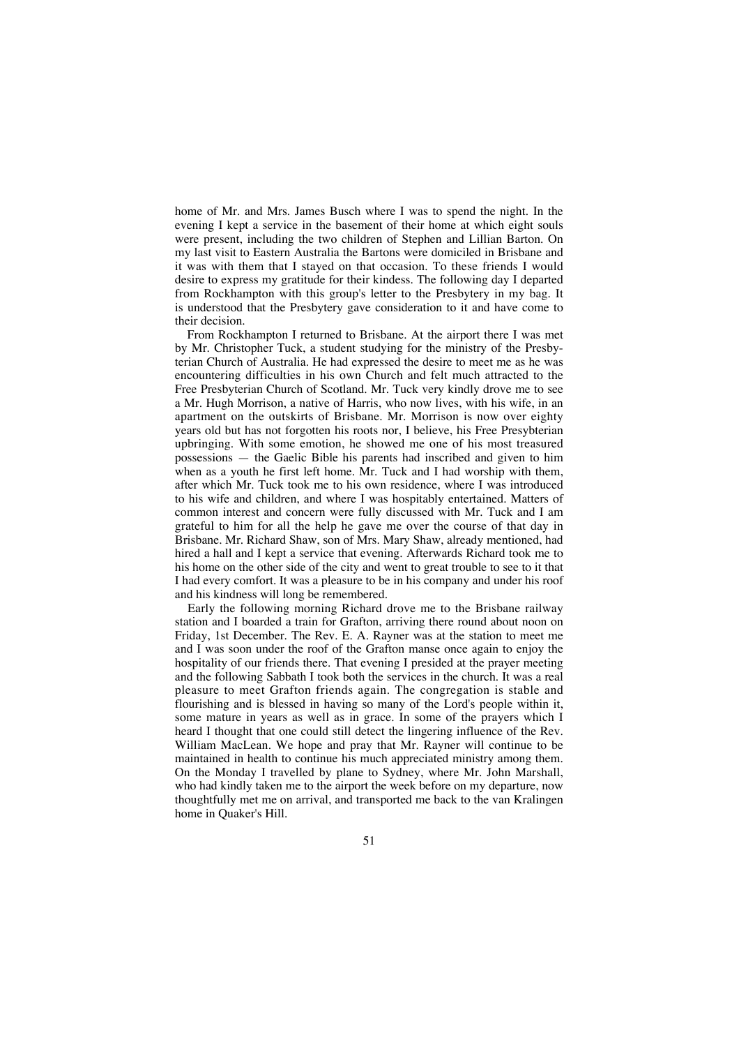home of Mr. and Mrs. James Busch where I was to spend the night. In the evening I kept a service in the basement of their home at which eight souls were present, including the two children of Stephen and Lillian Barton. On my last visit to Eastern Australia the Bartons were domiciled in Brisbane and it was with them that I stayed on that occasion. To these friends I would desire to express my gratitude for their kindess. The following day I departed from Rockhampton with this group's letter to the Presbytery in my bag. It is understood that the Presbytery gave consideration to it and have come to their decision.

From Rockhampton I returned to Brisbane. At the airport there I was met by Mr. Christopher Tuck, a student studying for the ministry of the Presbyterian Church of Australia. He had expressed the desire to meet me as he was encountering difficulties in his own Church and felt much attracted to the Free Presbyterian Church of Scotland. Mr. Tuck very kindly drove me to see a Mr. Hugh Morrison, a native of Harris, who now lives, with his wife, in an apartment on the outskirts of Brisbane. Mr. Morrison is now over eighty years old but has not forgotten his roots nor, I believe, his Free Presybterian upbringing. With some emotion, he showed me one of his most treasured possessions — the Gaelic Bible his parents had inscribed and given to him when as a youth he first left home. Mr. Tuck and I had worship with them, after which Mr. Tuck took me to his own residence, where I was introduced to his wife and children, and where I was hospitably entertained. Matters of common interest and concern were fully discussed with Mr. Tuck and I am grateful to him for all the help he gave me over the course of that day in Brisbane. Mr. Richard Shaw, son of Mrs. Mary Shaw, already mentioned, had hired a hall and I kept a service that evening. Afterwards Richard took me to his home on the other side of the city and went to great trouble to see to it that I had every comfort. It was a pleasure to be in his company and under his roof and his kindness will long be remembered.

Early the following morning Richard drove me to the Brisbane railway station and I boarded a train for Grafton, arriving there round about noon on Friday, 1st December. The Rev. E. A. Rayner was at the station to meet me and I was soon under the roof of the Grafton manse once again to enjoy the hospitality of our friends there. That evening I presided at the prayer meeting and the following Sabbath I took both the services in the church. It was a real pleasure to meet Grafton friends again. The congregation is stable and flourishing and is blessed in having so many of the Lord's people within it, some mature in years as well as in grace. In some of the prayers which I heard I thought that one could still detect the lingering influence of the Rev. William MacLean. We hope and pray that Mr. Rayner will continue to be maintained in health to continue his much appreciated ministry among them. On the Monday I travelled by plane to Sydney, where Mr. John Marshall, who had kindly taken me to the airport the week before on my departure, now thoughtfully met me on arrival, and transported me back to the van Kralingen home in Quaker's Hill.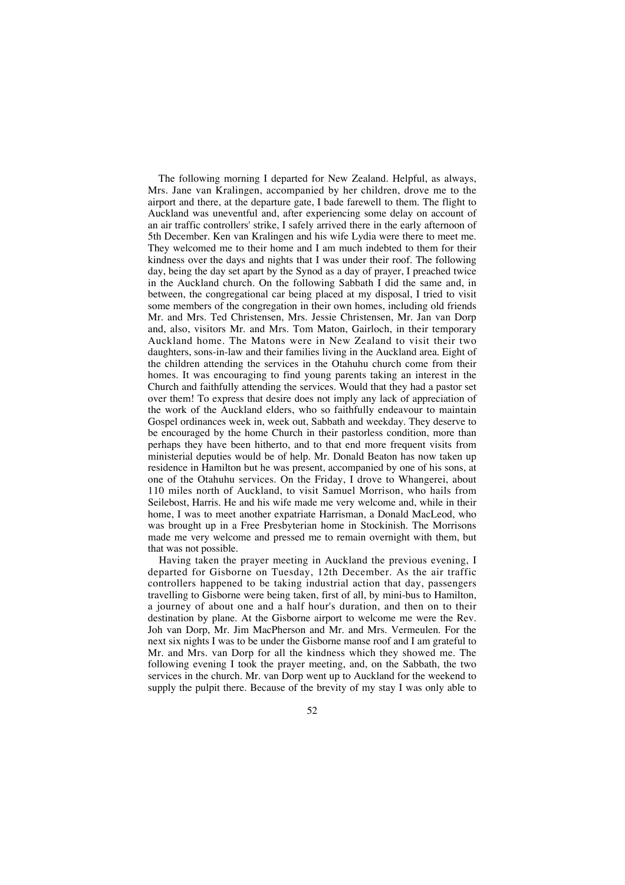The following morning I departed for New Zealand. Helpful, as always, Mrs. Jane van Kralingen, accompanied by her children, drove me to the airport and there, at the departure gate, I bade farewell to them. The flight to Auckland was uneventful and, after experiencing some delay on account of an air traffic controllers' strike, I safely arrived there in the early afternoon of 5th December. Ken van Kralingen and his wife Lydia were there to meet me. They welcomed me to their home and I am much indebted to them for their kindness over the days and nights that I was under their roof. The following day, being the day set apart by the Synod as a day of prayer, I preached twice in the Auckland church. On the following Sabbath I did the same and, in between, the congregational car being placed at my disposal, I tried to visit some members of the congregation in their own homes, including old friends Mr. and Mrs. Ted Christensen, Mrs. Jessie Christensen, Mr. Jan van Dorp and, also, visitors Mr. and Mrs. Tom Maton, Gairloch, in their temporary Auckland home. The Matons were in New Zealand to visit their two daughters, sons-in-law and their families living in the Auckland area. Eight of the children attending the services in the Otahuhu church come from their homes. It was encouraging to find young parents taking an interest in the Church and faithfully attending the services. Would that they had a pastor set over them! To express that desire does not imply any lack of appreciation of the work of the Auckland elders, who so faithfully endeavour to maintain Gospel ordinances week in, week out, Sabbath and weekday. They deserve to be encouraged by the home Church in their pastorless condition, more than perhaps they have been hitherto, and to that end more frequent visits from ministerial deputies would be of help. Mr. Donald Beaton has now taken up residence in Hamilton but he was present, accompanied by one of his sons, at one of the Otahuhu services. On the Friday, I drove to Whangerei, about 110 miles north of Auckland, to visit Samuel Morrison, who hails from Seilebost, Harris. He and his wife made me very welcome and, while in their home, I was to meet another expatriate Harrisman, a Donald MacLeod, who was brought up in a Free Presbyterian home in Stockinish. The Morrisons made me very welcome and pressed me to remain overnight with them, but that was not possible.

Having taken the prayer meeting in Auckland the previous evening, I departed for Gisborne on Tuesday, 12th December. As the air traffic controllers happened to be taking industrial action that day, passengers travelling to Gisborne were being taken, first of all, by mini-bus to Hamilton, a journey of about one and a half hour's duration, and then on to their destination by plane. At the Gisborne airport to welcome me were the Rev. Joh van Dorp, Mr. Jim MacPherson and Mr. and Mrs. Vermeulen. For the next six nights I was to be under the Gisborne manse roof and I am grateful to Mr. and Mrs. van Dorp for all the kindness which they showed me. The following evening I took the prayer meeting, and, on the Sabbath, the two services in the church. Mr. van Dorp went up to Auckland for the weekend to supply the pulpit there. Because of the brevity of my stay I was only able to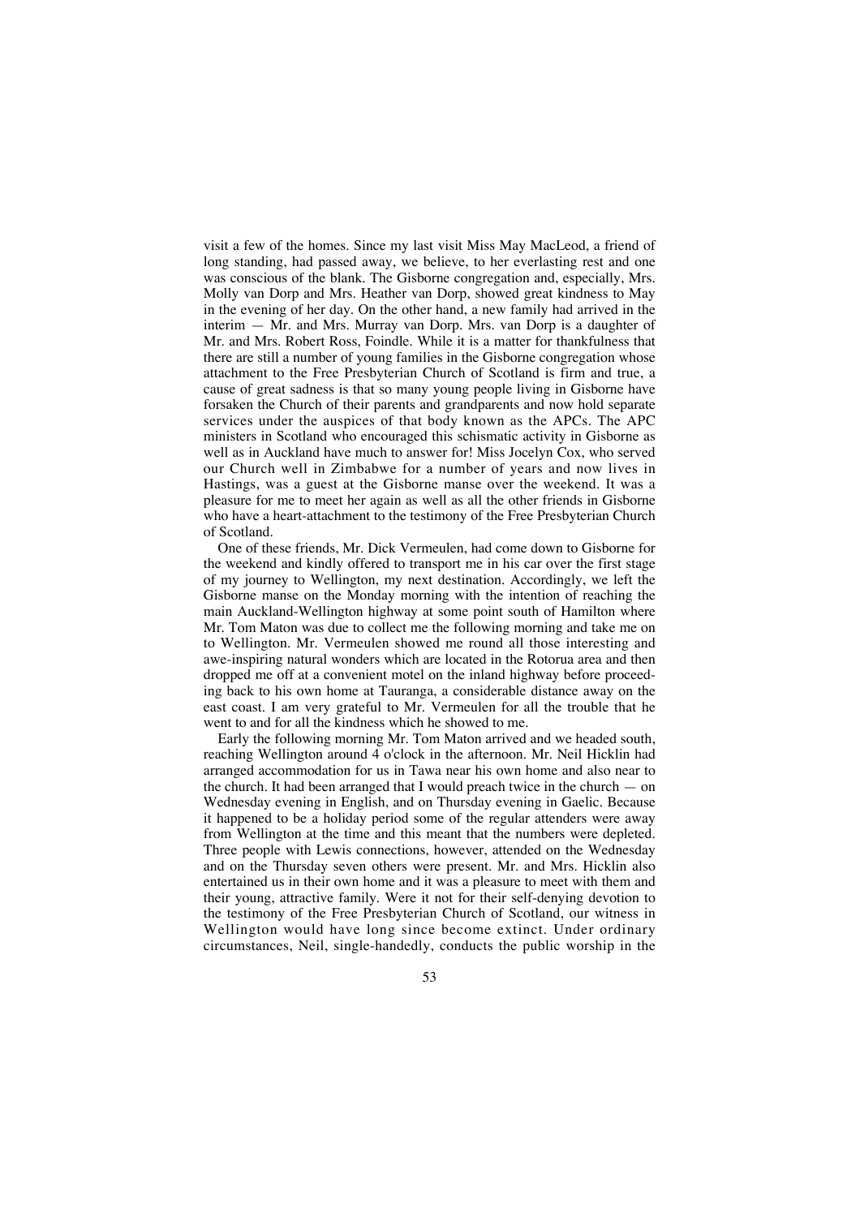visit a few of the homes. Since my last visit Miss May MacLeod, a friend of long standing, had passed away, we believe, to her everlasting rest and one was conscious of the blank. The Gisborne congregation and, especially, Mrs. Molly van Dorp and Mrs. Heather van Dorp, showed great kindness to May in the evening of her day. On the other hand, a new family had arrived in the interim — Mr. and Mrs. Murray van Dorp. Mrs. van Dorp is a daughter of Mr. and Mrs. Robert Ross, Foindle. While it is a matter for thankfulness that there are still a number of young families in the Gisborne congregation whose attachment to the Free Presbyterian Church of Scotland is firm and true, a cause of great sadness is that so many young people living in Gisborne have forsaken the Church of their parents and grandparents and now hold separate services under the auspices of that body known as the APCs. The APC ministers in Scotland who encouraged this schismatic activity in Gisborne as well as in Auckland have much to answer for! Miss Jocelyn Cox, who served our Church well in Zimbabwe for a number of years and now lives in Hastings, was a guest at the Gisborne manse over the weekend. It was a pleasure for me to meet her again as well as all the other friends in Gisborne who have a heart-attachment to the testimony of the Free Presbyterian Church of Scotland.

One of these friends, Mr. Dick Vermeulen, had come down to Gisborne for the weekend and kindly offered to transport me in his car over the first stage of my journey to Wellington, my next destination. Accordingly, we left the Gisborne manse on the Monday morning with the intention of reaching the main Auckland-Wellington highway at some point south of Hamilton where Mr. Tom Maton was due to collect me the following morning and take me on to Wellington. Mr. Vermeulen showed me round all those interesting and awe-inspiring natural wonders which are located in the Rotorua area and then dropped me off at a convenient motel on the inland highway before proceeding back to his own home at Tauranga, a considerable distance away on the east coast. I am very grateful to Mr. Vermeulen for all the trouble that he went to and for all the kindness which he showed to me.

Early the following morning Mr. Tom Maton arrived and we headed south, reaching Wellington around 4 o'clock in the afternoon. Mr. Neil Hicklin had arranged accommodation for us in Tawa near his own home and also near to the church. It had been arranged that I would preach twice in the church — on Wednesday evening in English, and on Thursday evening in Gaelic. Because it happened to be a holiday period some of the regular attenders were away from Wellington at the time and this meant that the numbers were depleted. Three people with Lewis connections, however, attended on the Wednesday and on the Thursday seven others were present. Mr. and Mrs. Hicklin also entertained us in their own home and it was a pleasure to meet with them and their young, attractive family. Were it not for their self-denying devotion to the testimony of the Free Presbyterian Church of Scotland, our witness in Wellington would have long since become extinct. Under ordinary circumstances, Neil, single-handedly, conducts the public worship in the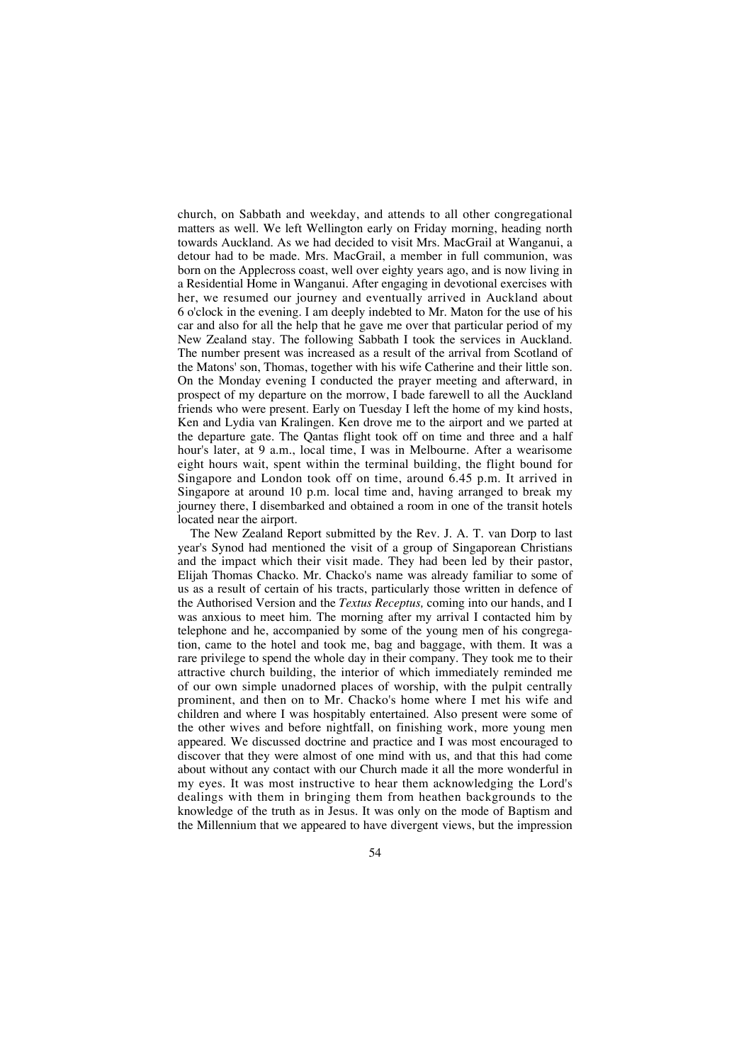church, on Sabbath and weekday, and attends to all other congregational matters as well. We left Wellington early on Friday morning, heading north towards Auckland. As we had decided to visit Mrs. MacGrail at Wanganui, a detour had to be made. Mrs. MacGrail, a member in full communion, was born on the Applecross coast, well over eighty years ago, and is now living in a Residential Home in Wanganui. After engaging in devotional exercises with her, we resumed our journey and eventually arrived in Auckland about 6 o'clock in the evening. I am deeply indebted to Mr. Maton for the use of his car and also for all the help that he gave me over that particular period of my New Zealand stay. The following Sabbath I took the services in Auckland. The number present was increased as a result of the arrival from Scotland of the Matons' son, Thomas, together with his wife Catherine and their little son. On the Monday evening I conducted the prayer meeting and afterward, in prospect of my departure on the morrow, I bade farewell to all the Auckland friends who were present. Early on Tuesday I left the home of my kind hosts, Ken and Lydia van Kralingen. Ken drove me to the airport and we parted at the departure gate. The Qantas flight took off on time and three and a half hour's later, at 9 a.m., local time, I was in Melbourne. After a wearisome eight hours wait, spent within the terminal building, the flight bound for Singapore and London took off on time, around 6.45 p.m. It arrived in Singapore at around 10 p.m. local time and, having arranged to break my journey there, I disembarked and obtained a room in one of the transit hotels located near the airport.

The New Zealand Report submitted by the Rev. J. A. T. van Dorp to last year's Synod had mentioned the visit of a group of Singaporean Christians and the impact which their visit made. They had been led by their pastor, Elijah Thomas Chacko. Mr. Chacko's name was already familiar to some of us as a result of certain of his tracts, particularly those written in defence of the Authorised Version and the *Textus Receptus,* coming into our hands, and I was anxious to meet him. The morning after my arrival I contacted him by telephone and he, accompanied by some of the young men of his congregation, came to the hotel and took me, bag and baggage, with them. It was a rare privilege to spend the whole day in their company. They took me to their attractive church building, the interior of which immediately reminded me of our own simple unadorned places of worship, with the pulpit centrally prominent, and then on to Mr. Chacko's home where I met his wife and children and where I was hospitably entertained. Also present were some of the other wives and before nightfall, on finishing work, more young men appeared. We discussed doctrine and practice and I was most encouraged to discover that they were almost of one mind with us, and that this had come about without any contact with our Church made it all the more wonderful in my eyes. It was most instructive to hear them acknowledging the Lord's dealings with them in bringing them from heathen backgrounds to the knowledge of the truth as in Jesus. It was only on the mode of Baptism and the Millennium that we appeared to have divergent views, but the impression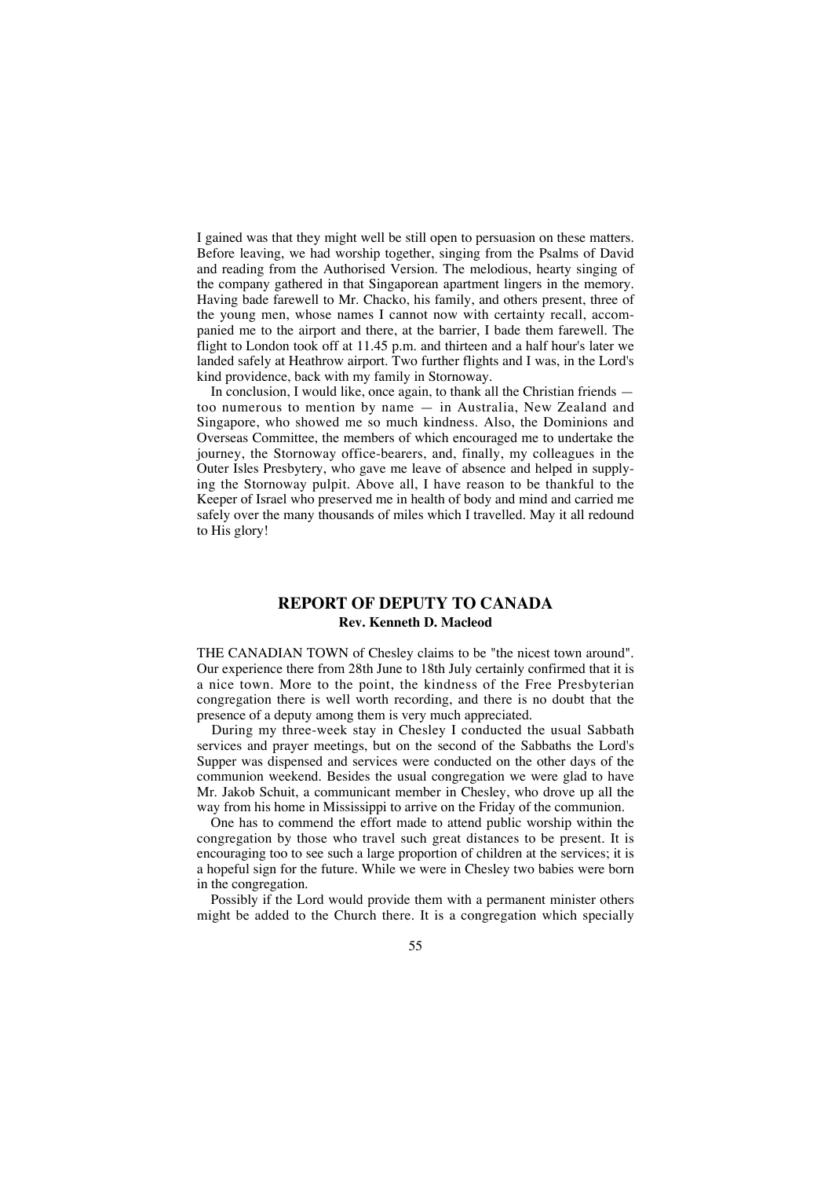I gained was that they might well be still open to persuasion on these matters. Before leaving, we had worship together, singing from the Psalms of David and reading from the Authorised Version. The melodious, hearty singing of the company gathered in that Singaporean apartment lingers in the memory. Having bade farewell to Mr. Chacko, his family, and others present, three of the young men, whose names I cannot now with certainty recall, accompanied me to the airport and there, at the barrier, I bade them farewell. The flight to London took off at 11.45 p.m. and thirteen and a half hour's later we landed safely at Heathrow airport. Two further flights and I was, in the Lord's kind providence, back with my family in Stornoway.

In conclusion, I would like, once again, to thank all the Christian friends — too numerous to mention by name — in Australia, New Zealand and Singapore, who showed me so much kindness. Also, the Dominions and Overseas Committee, the members of which encouraged me to undertake the journey, the Stornoway office-bearers, and, finally, my colleagues in the Outer Isles Presbytery, who gave me leave of absence and helped in supplying the Stornoway pulpit. Above all, I have reason to be thankful to the Keeper of Israel who preserved me in health of body and mind and carried me safely over the many thousands of miles which I travelled. May it all redound to His glory!

## REPORT OF DEPUTY TO CANADA

**Rev. Kenneth D. Macleod**

THE CANADIAN TOWN of Chesley claims to be "the nicest town around". Our experience there from 28th June to 18th July certainly confirmed that it is a nice town. More to the point, the kindness of the Free Presbyterian congregation there is well worth recording, and there is no doubt that the presence of a deputy among them is very much appreciated.

During my three-week stay in Chesley I conducted the usual Sabbath services and prayer meetings, but on the second of the Sabbaths the Lord's Supper was dispensed and services were conducted on the other days of the communion weekend. Besides the usual congregation we were glad to have Mr. Jakob Schuit, a communicant member in Chesley, who drove up all the way from his home in Mississippi to arrive on the Friday of the communion.

One has to commend the effort made to attend public worship within the congregation by those who travel such great distances to be present. It is encouraging too to see such a large proportion of children at the services; it is a hopeful sign for the future. While we were in Chesley two babies were born in the congregation.

Possibly if the Lord would provide them with a permanent minister others might be added to the Church there. It is a congregation which specially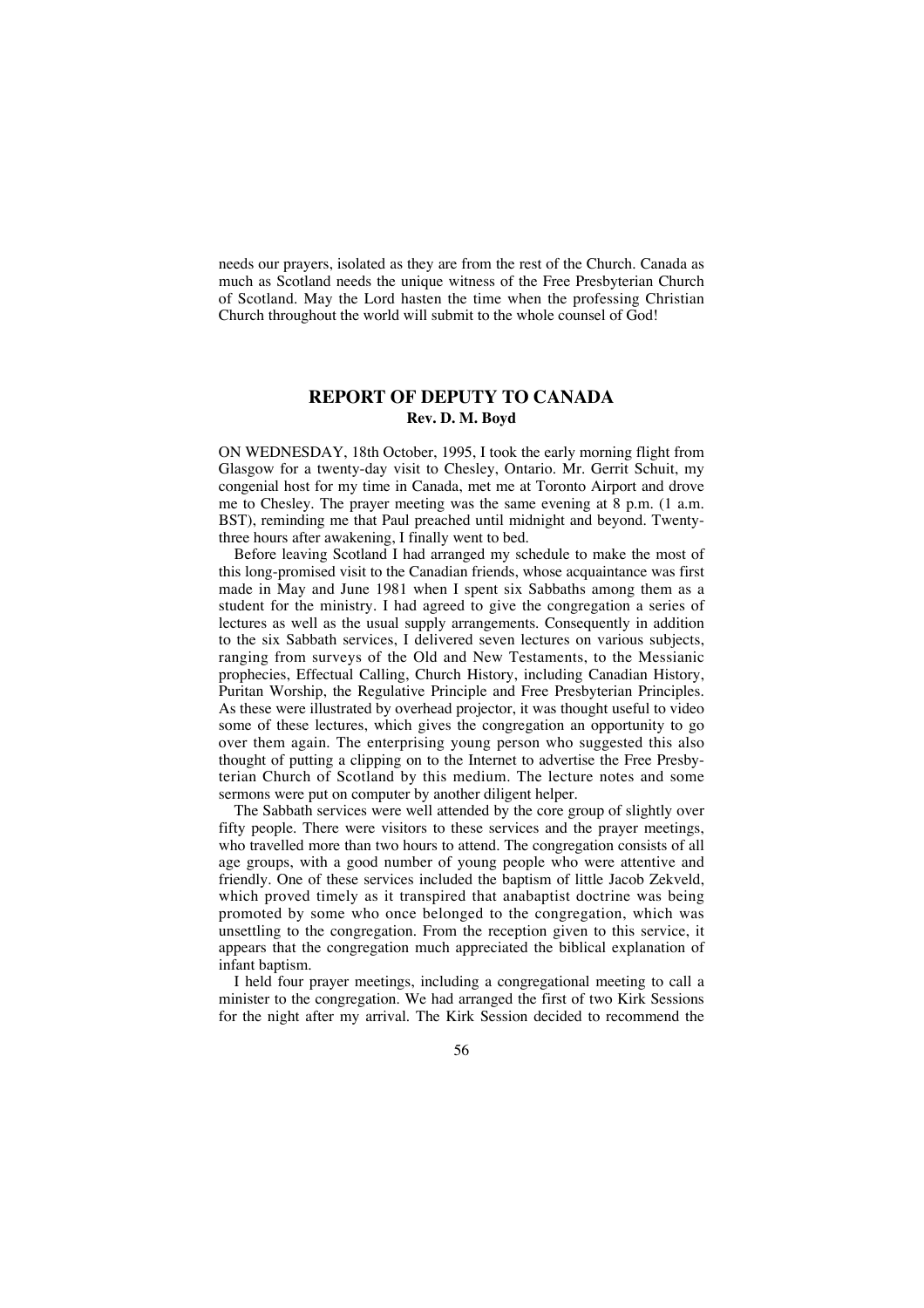needs our prayers, isolated as they are from the rest of the Church. Canada as much as Scotland needs the unique witness of the Free Presbyterian Church of Scotland. May the Lord hasten the time when the professing Christian Church throughout the world will submit to the whole counsel of God!

## REPORT OF DEPUTY TO CANADA

**Rev. D. M. Boyd**

ON WEDNESDAY, 18th October, 1995, I took the early morning flight from Glasgow for a twenty-day visit to Chesley, Ontario. Mr. Gerrit Schuit, my congenial host for my time in Canada, met me at Toronto Airport and drove me to Chesley. The prayer meeting was the same evening at 8 p.m. (1 a.m. BST), reminding me that Paul preached until midnight and beyond. Twenty-three hours after awakening, I finally went to bed.

Before leaving Scotland I had arranged my schedule to make the most of this long-promised visit to the Canadian friends, whose acquaintance was first made in May and June 1981 when I spent six Sabbaths among them as a student for the ministry. I had agreed to give the congregation a series of lectures as well as the usual supply arrangements. Consequently in addition to the six Sabbath services, I delivered seven lectures on various subjects, ranging from surveys of the Old and New Testaments, to the Messianic prophecies, Effectual Calling, Church History, including Canadian History, Puritan Worship, the Regulative Principle and Free Presbyterian Principles. As these were illustrated by overhead projector, it was thought useful to video some of these lectures, which gives the congregation an opportunity to go over them again. The enterprising young person who suggested this also thought of putting a clipping on to the Internet to advertise the Free Presbyterian Church of Scotland by this medium. The lecture notes and some sermons were put on computer by another diligent helper.

The Sabbath services were well attended by the core group of slightly over fifty people. There were visitors to these services and the prayer meetings, who travelled more than two hours to attend. The congregation consists of all age groups, with a good number of young people who were attentive and friendly. One of these services included the baptism of little Jacob Zekveld, which proved timely as it transpired that anabaptist doctrine was being promoted by some who once belonged to the congregation, which was unsettling to the congregation. From the reception given to this service, it appears that the congregation much appreciated the biblical explanation of infant baptism.

I held four prayer meetings, including a congregational meeting to call a minister to the congregation. We had arranged the first of two Kirk Sessions for the night after my arrival. The Kirk Session decided to recommend the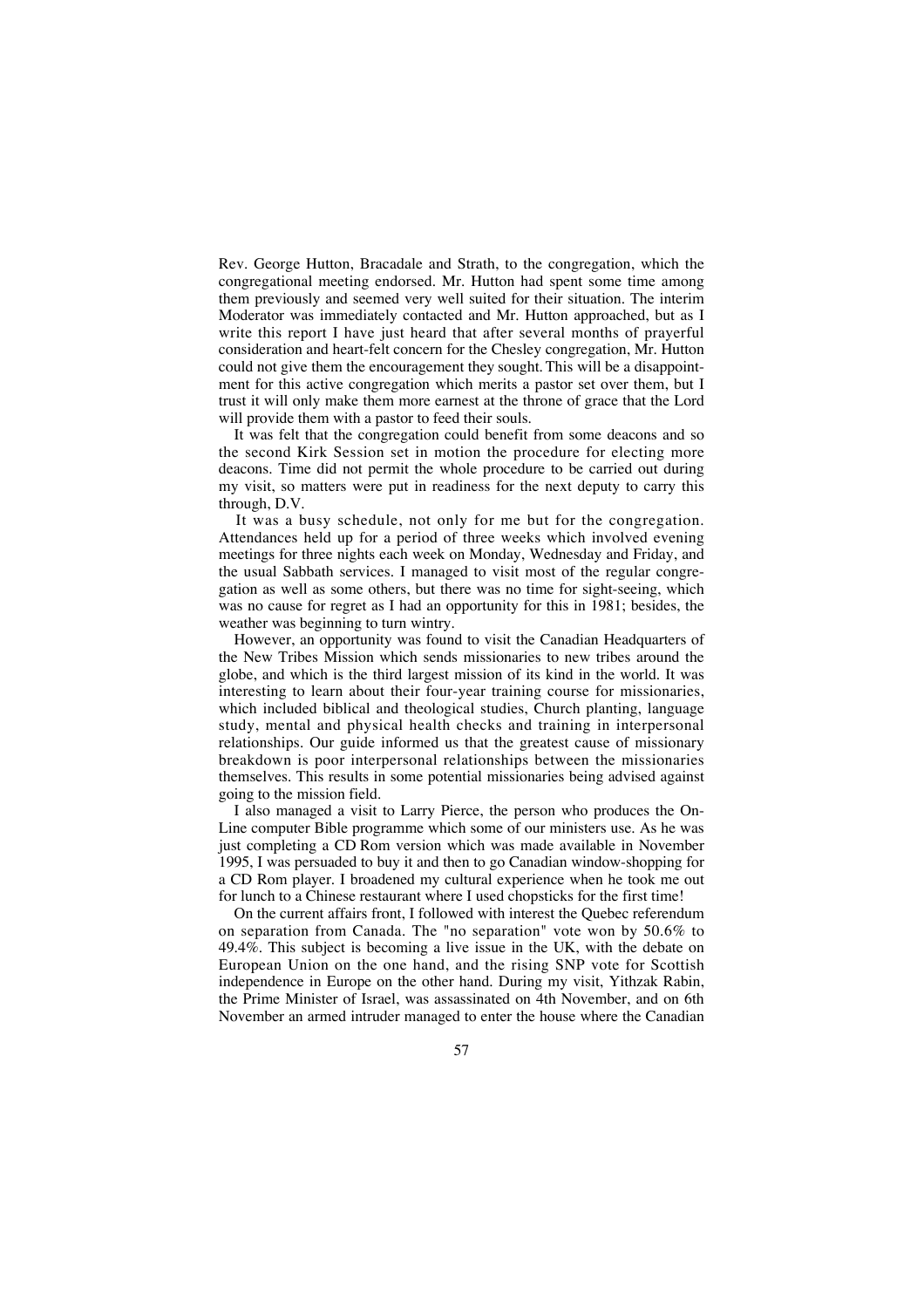Rev. George Hutton, Bracadale and Strath, to the congregation, which the congregational meeting endorsed. Mr. Hutton had spent some time among them previously and seemed very well suited for their situation. The interim Moderator was immediately contacted and Mr. Hutton approached, but as I write this report I have just heard that after several months of prayerful consideration and heart-felt concern for the Chesley congregation, Mr. Hutton could not give them the encouragement they sought. This will be a disappointment for this active congregation which merits a pastor set over them, but I trust it will only make them more earnest at the throne of grace that the Lord will provide them with a pastor to feed their souls.

It was felt that the congregation could benefit from some deacons and so the second Kirk Session set in motion the procedure for electing more deacons. Time did not permit the whole procedure to be carried out during my visit, so matters were put in readiness for the next deputy to carry this through, D.V.

It was a busy schedule, not only for me but for the congregation. Attendances held up for a period of three weeks which involved evening meetings for three nights each week on Monday, Wednesday and Friday, and the usual Sabbath services. I managed to visit most of the regular congregation as well as some others, but there was no time for sight-seeing, which was no cause for regret as I had an opportunity for this in 1981; besides, the weather was beginning to turn wintry.

However, an opportunity was found to visit the Canadian Headquarters of the New Tribes Mission which sends missionaries to new tribes around the globe, and which is the third largest mission of its kind in the world. It was interesting to learn about their four-year training course for missionaries, which included biblical and theological studies, Church planting, language study, mental and physical health checks and training in interpersonal relationships. Our guide informed us that the greatest cause of missionary breakdown is poor interpersonal relationships between the missionaries themselves. This results in some potential missionaries being advised against going to the mission field.

I also managed a visit to Larry Pierce, the person who produces the On-Line computer Bible programme which some of our ministers use. As he was just completing a CD Rom version which was made available in November 1995, I was persuaded to buy it and then to go Canadian window-shopping for a CD Rom player. I broadened my cultural experience when he took me out for lunch to a Chinese restaurant where I used chopsticks for the first time!

On the current affairs front, I followed with interest the Quebec referendum on separation from Canada. The "no separation" vote won by 50.6% to 49.4%. This subject is becoming a live issue in the UK, with the debate on European Union on the one hand, and the rising SNP vote for Scottish independence in Europe on the other hand. During my visit, Yithzak Rabin, the Prime Minister of Israel, was assassinated on 4th November, and on 6th November an armed intruder managed to enter the house where the Canadian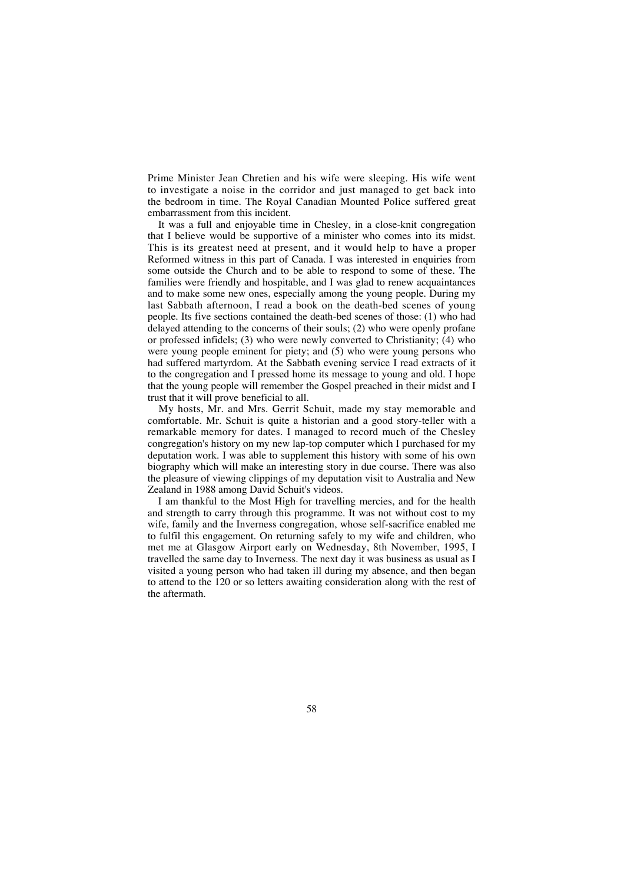Prime Minister Jean Chretien and his wife were sleeping. His wife went to investigate a noise in the corridor and just managed to get back into the bedroom in time. The Royal Canadian Mounted Police suffered great embarrassment from this incident.

It was a full and enjoyable time in Chesley, in a close-knit congregation that I believe would be supportive of a minister who comes into its midst. This is its greatest need at present, and it would help to have a proper Reformed witness in this part of Canada. I was interested in enquiries from some outside the Church and to be able to respond to some of these. The families were friendly and hospitable, and I was glad to renew acquaintances and to make some new ones, especially among the young people. During my last Sabbath afternoon, I read a book on the death-bed scenes of young people. Its five sections contained the death-bed scenes of those: (1) who had delayed attending to the concerns of their souls; (2) who were openly profane or professed infidels; (3) who were newly converted to Christianity; (4) who were young people eminent for piety; and (5) who were young persons who had suffered martyrdom. At the Sabbath evening service I read extracts of it to the congregation and I pressed home its message to young and old. I hope that the young people will remember the Gospel preached in their midst and I trust that it will prove beneficial to all.

My hosts, Mr. and Mrs. Gerrit Schuit, made my stay memorable and comfortable. Mr. Schuit is quite a historian and a good story-teller with a remarkable memory for dates. I managed to record much of the Chesley congregation's history on my new lap-top computer which I purchased for my deputation work. I was able to supplement this history with some of his own biography which will make an interesting story in due course. There was also the pleasure of viewing clippings of my deputation visit to Australia and New Zealand in 1988 among David Schuit's videos.

I am thankful to the Most High for travelling mercies, and for the health and strength to carry through this programme. It was not without cost to my wife, family and the Inverness congregation, whose self-sacrifice enabled me to fulfil this engagement. On returning safely to my wife and children, who met me at Glasgow Airport early on Wednesday, 8th November, 1995, I travelled the same day to Inverness. The next day it was business as usual as I visited a young person who had taken ill during my absence, and then began to attend to the 120 or so letters awaiting consideration along with the rest of the aftermath.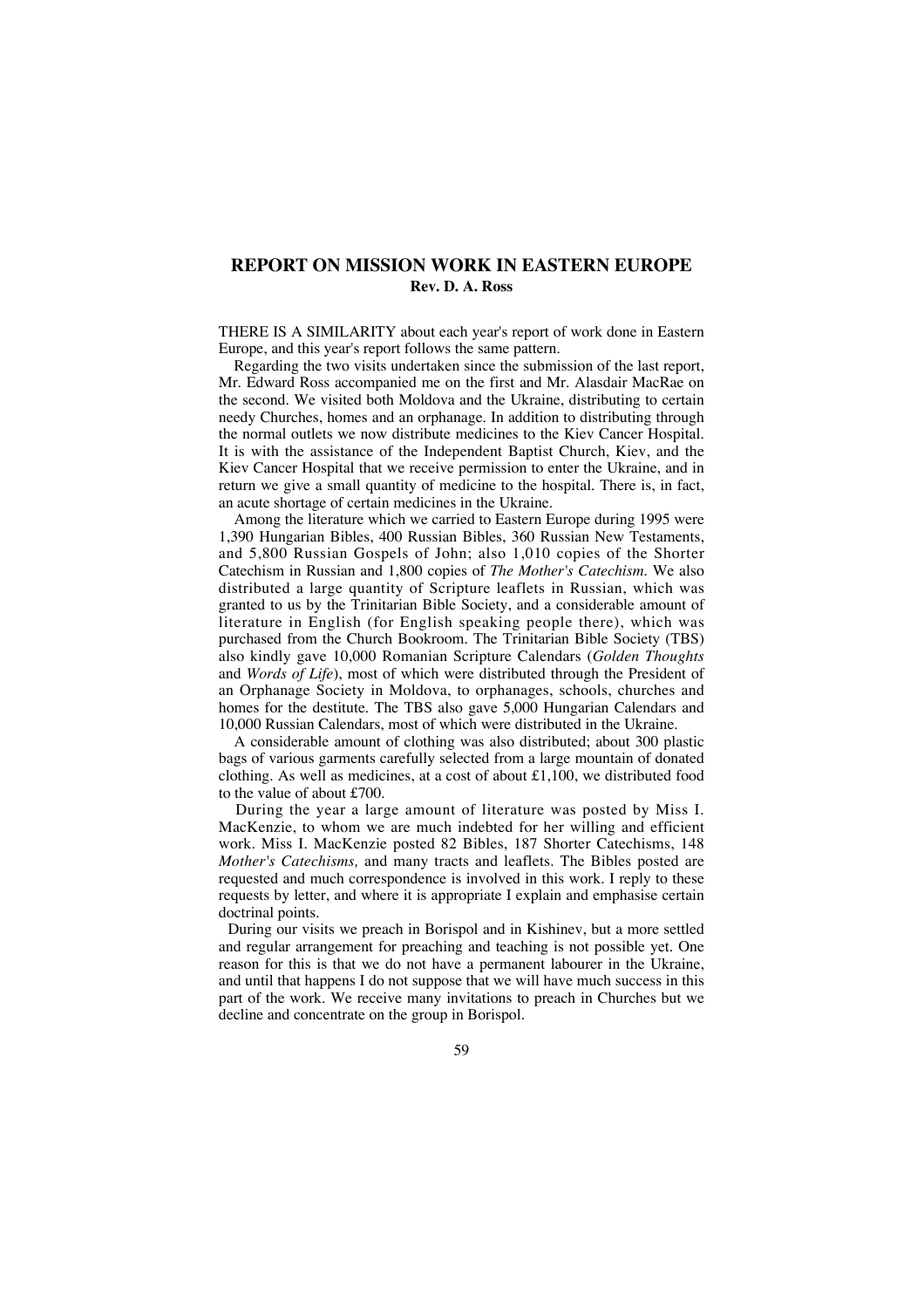## REPORT ON MISSION WORK IN EASTERN EUROPE

**Rev. D. A. Ross**

THERE IS A SIMILARITY about each year's report of work done in Eastern Europe, and this year's report follows the same pattern.

Regarding the two visits undertaken since the submission of the last report, Mr. Edward Ross accompanied me on the first and Mr. Alasdair MacRae on the second. We visited both Moldova and the Ukraine, distributing to certain needy Churches, homes and an orphanage. In addition to distributing through the normal outlets we now distribute medicines to the Kiev Cancer Hospital. It is with the assistance of the Independent Baptist Church, Kiev, and the Kiev Cancer Hospital that we receive permission to enter the Ukraine, and in return we give a small quantity of medicine to the hospital. There is, in fact, an acute shortage of certain medicines in the Ukraine.

Among the literature which we carried to Eastern Europe during 1995 were 1,390 Hungarian Bibles, 400 Russian Bibles, 360 Russian New Testaments, and 5,800 Russian Gospels of John; also 1,010 copies of the Shorter Catechism in Russian and 1,800 copies of *The Mother's Catechism.* We also distributed a large quantity of Scripture leaflets in Russian, which was granted to us by the Trinitarian Bible Society, and a considerable amount of literature in English (for English speaking people there), which was purchased from the Church Bookroom. The Trinitarian Bible Society (TBS) also kindly gave 10,000 Romanian Scripture Calendars (*Golden Thoughts* and *Words of Life*), most of which were distributed through the President of an Orphanage Society in Moldova, to orphanages, schools, churches and homes for the destitute. The TBS also gave 5,000 Hungarian Calendars and 10,000 Russian Calendars, most of which were distributed in the Ukraine.

A considerable amount of clothing was also distributed; about 300 plastic bags of various garments carefully selected from a large mountain of donated clothing. As well as medicines, at a cost of about £1,100, we distributed food to the value of about £700.

During the year a large amount of literature was posted by Miss I. MacKenzie, to whom we are much indebted for her willing and efficient work. Miss I. MacKenzie posted 82 Bibles, 187 Shorter Catechisms, 148 *Mother's Catechisms,* and many tracts and leaflets. The Bibles posted are requested and much correspondence is involved in this work. I reply to these requests by letter, and where it is appropriate I explain and emphasise certain doctrinal points.

During our visits we preach in Borispol and in Kishinev, but a more settled and regular arrangement for preaching and teaching is not possible yet. One reason for this is that we do not have a permanent labourer in the Ukraine, and until that happens I do not suppose that we will have much success in this part of the work. We receive many invitations to preach in Churches but we decline and concentrate on the group in Borispol.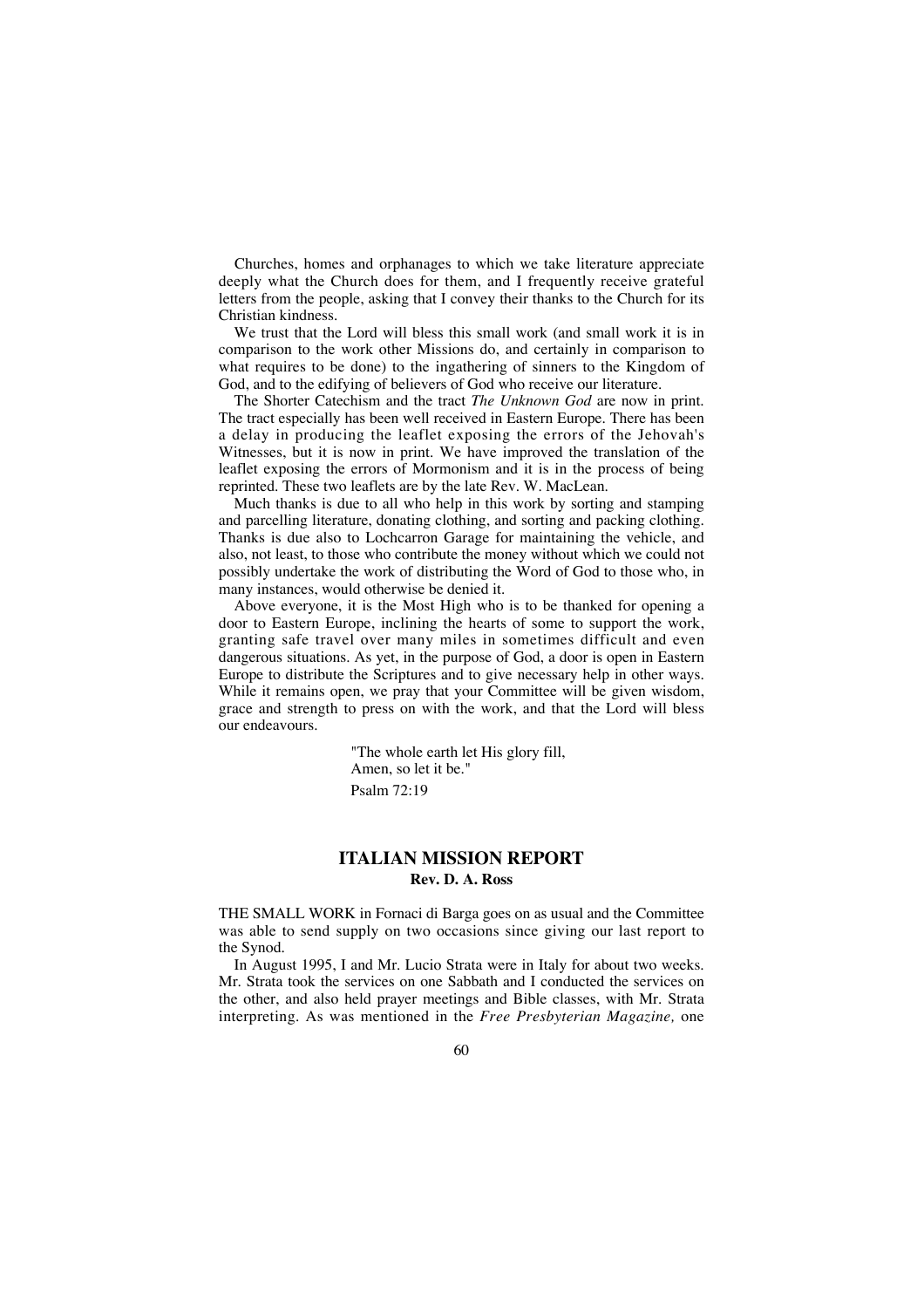Churches, homes and orphanages to which we take literature appreciate deeply what the Church does for them, and I frequently receive grateful letters from the people, asking that I convey their thanks to the Church for its Christian kindness.

We trust that the Lord will bless this small work (and small work it is in comparison to the work other Missions do, and certainly in comparison to what requires to be done) to the ingathering of sinners to the Kingdom of God, and to the edifying of believers of God who receive our literature.

The Shorter Catechism and the tract *The Unknown God* are now in print. The tract especially has been well received in Eastern Europe. There has been a delay in producing the leaflet exposing the errors of the Jehovah's Witnesses, but it is now in print. We have improved the translation of the leaflet exposing the errors of Mormonism and it is in the process of being reprinted. These two leaflets are by the late Rev. W. MacLean.

Much thanks is due to all who help in this work by sorting and stamping and parcelling literature, donating clothing, and sorting and packing clothing. Thanks is due also to Lochcarron Garage for maintaining the vehicle, and also, not least, to those who contribute the money without which we could not possibly undertake the work of distributing the Word of God to those who, in many instances, would otherwise be denied it.

Above everyone, it is the Most High who is to be thanked for opening a door to Eastern Europe, inclining the hearts of some to support the work, granting safe travel over many miles in sometimes difficult and even dangerous situations. As yet, in the purpose of God, a door is open in Eastern Europe to distribute the Scriptures and to give necessary help in other ways. While it remains open, we pray that your Committee will be given wisdom, grace and strength to press on with the work, and that the Lord will bless our endeavours.

> "The whole earth let His glory fill,
> Amen, so let it be."
> Psalm 72:19

## ITALIAN MISSION REPORT

**Rev. D. A. Ross**

THE SMALL WORK in Fornaci di Barga goes on as usual and the Committee was able to send supply on two occasions since giving our last report to the Synod.

In August 1995, I and Mr. Lucio Strata were in Italy for about two weeks. Mr. Strata took the services on one Sabbath and I conducted the services on the other, and also held prayer meetings and Bible classes, with Mr. Strata interpreting. As was mentioned in the *Free Presbyterian Magazine,* one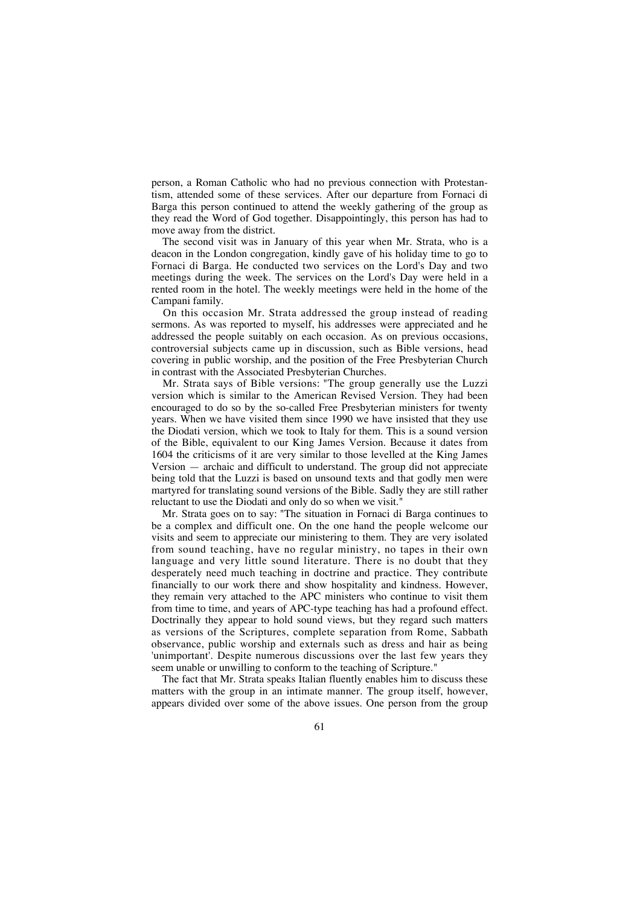person, a Roman Catholic who had no previous connection with Protestantism, attended some of these services. After our departure from Fornaci di Barga this person continued to attend the weekly gathering of the group as they read the Word of God together. Disappointingly, this person has had to move away from the district.

The second visit was in January of this year when Mr. Strata, who is a deacon in the London congregation, kindly gave of his holiday time to go to Fornaci di Barga. He conducted two services on the Lord's Day and two meetings during the week. The services on the Lord's Day were held in a rented room in the hotel. The weekly meetings were held in the home of the Campani family.

On this occasion Mr. Strata addressed the group instead of reading sermons. As was reported to myself, his addresses were appreciated and he addressed the people suitably on each occasion. As on previous occasions, controversial subjects came up in discussion, such as Bible versions, head covering in public worship, and the position of the Free Presbyterian Church in contrast with the Associated Presbyterian Churches.

Mr. Strata says of Bible versions: "The group generally use the Luzzi version which is similar to the American Revised Version. They had been encouraged to do so by the so-called Free Presbyterian ministers for twenty years. When we have visited them since 1990 we have insisted that they use the Diodati version, which we took to Italy for them. This is a sound version of the Bible, equivalent to our King James Version. Because it dates from 1604 the criticisms of it are very similar to those levelled at the King James Version — archaic and difficult to understand. The group did not appreciate being told that the Luzzi is based on unsound texts and that godly men were martyred for translating sound versions of the Bible. Sadly they are still rather reluctant to use the Diodati and only do so when we visit."

Mr. Strata goes on to say: "The situation in Fornaci di Barga continues to be a complex and difficult one. On the one hand the people welcome our visits and seem to appreciate our ministering to them. They are very isolated from sound teaching, have no regular ministry, no tapes in their own language and very little sound literature. There is no doubt that they desperately need much teaching in doctrine and practice. They contribute financially to our work there and show hospitality and kindness. However, they remain very attached to the APC ministers who continue to visit them from time to time, and years of APC-type teaching has had a profound effect. Doctrinally they appear to hold sound views, but they regard such matters as versions of the Scriptures, complete separation from Rome, Sabbath observance, public worship and externals such as dress and hair as being 'unimportant'. Despite numerous discussions over the last few years they seem unable or unwilling to conform to the teaching of Scripture."

The fact that Mr. Strata speaks Italian fluently enables him to discuss these matters with the group in an intimate manner. The group itself, however, appears divided over some of the above issues. One person from the group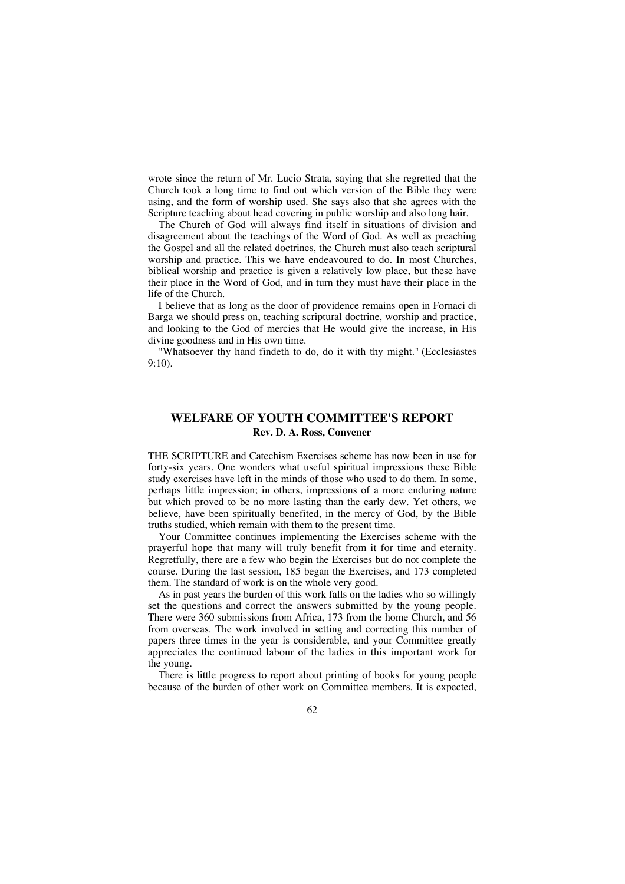wrote since the return of Mr. Lucio Strata, saying that she regretted that the Church took a long time to find out which version of the Bible they were using, and the form of worship used. She says also that she agrees with the Scripture teaching about head covering in public worship and also long hair.

The Church of God will always find itself in situations of division and disagreement about the teachings of the Word of God. As well as preaching the Gospel and all the related doctrines, the Church must also teach scriptural worship and practice. This we have endeavoured to do. In most Churches, biblical worship and practice is given a relatively low place, but these have their place in the Word of God, and in turn they must have their place in the life of the Church.

I believe that as long as the door of providence remains open in Fornaci di Barga we should press on, teaching scriptural doctrine, worship and practice, and looking to the God of mercies that He would give the increase, in His divine goodness and in His own time.

"Whatsoever thy hand findeth to do, do it with thy might." (Ecclesiastes 9:10).

## WELFARE OF YOUTH COMMITTEE'S REPORT

**Rev. D. A. Ross, Convener**

THE SCRIPTURE and Catechism Exercises scheme has now been in use for forty-six years. One wonders what useful spiritual impressions these Bible study exercises have left in the minds of those who used to do them. In some, perhaps little impression; in others, impressions of a more enduring nature but which proved to be no more lasting than the early dew. Yet others, we believe, have been spiritually benefited, in the mercy of God, by the Bible truths studied, which remain with them to the present time.

Your Committee continues implementing the Exercises scheme with the prayerful hope that many will truly benefit from it for time and eternity. Regretfully, there are a few who begin the Exercises but do not complete the course. During the last session, 185 began the Exercises, and 173 completed them. The standard of work is on the whole very good.

As in past years the burden of this work falls on the ladies who so willingly set the questions and correct the answers submitted by the young people. There were 360 submissions from Africa, 173 from the home Church, and 56 from overseas. The work involved in setting and correcting this number of papers three times in the year is considerable, and your Committee greatly appreciates the continued labour of the ladies in this important work for the young.

There is little progress to report about printing of books for young people because of the burden of other work on Committee members. It is expected,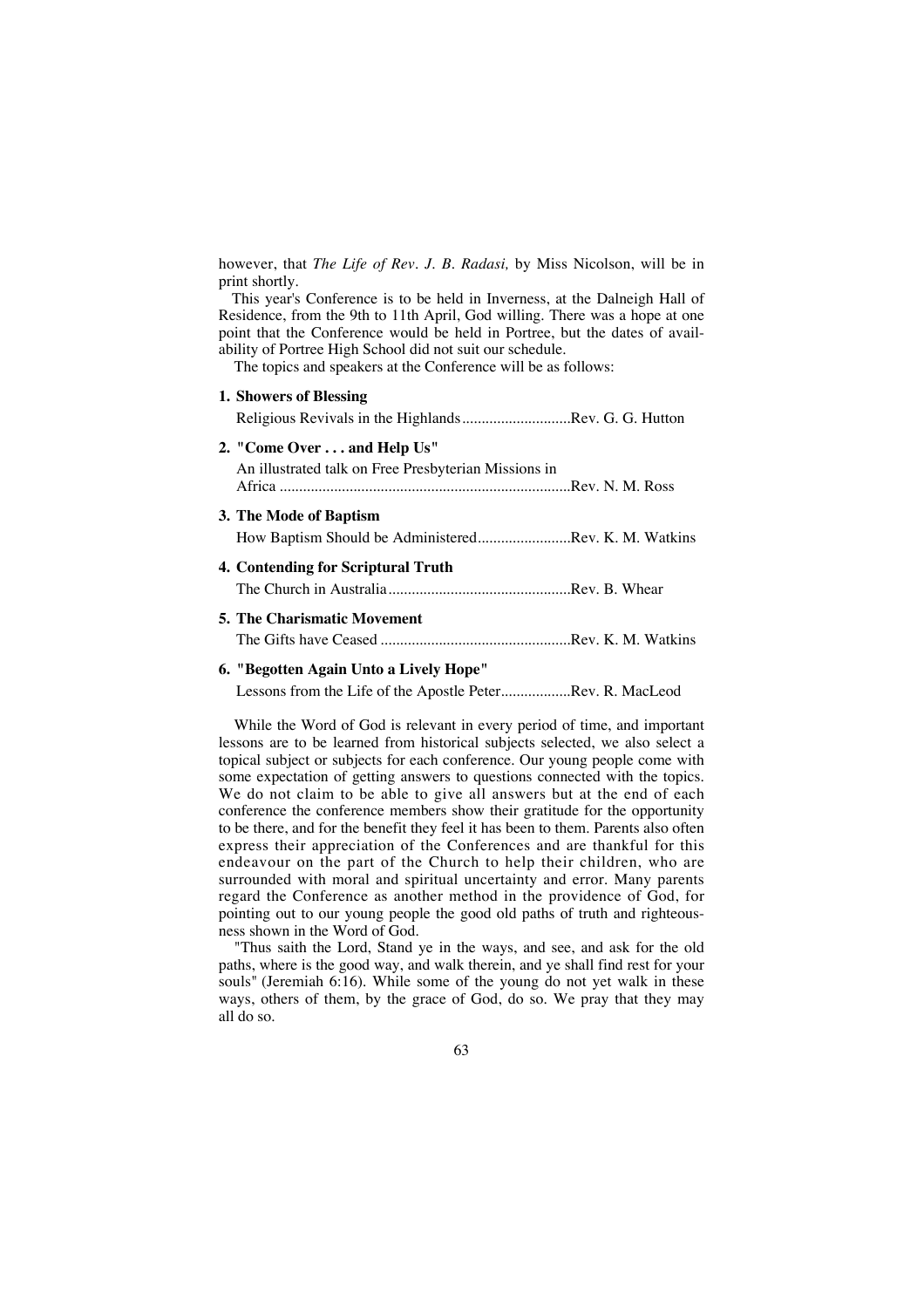however, that *The Life of Rev. J. B. Radasi,* by Miss Nicolson, will be in print shortly.

This year's Conference is to be held in Inverness, at the Dalneigh Hall of Residence, from the 9th to 11th April, God willing. There was a hope at one point that the Conference would be held in Portree, but the dates of availability of Portree High School did not suit our schedule.

The topics and speakers at the Conference will be as follows:

**1. Showers of Blessing**

Religious Revivals in the Highlands............................Rev. G. G. Hutton

**2. "Come Over . . . and Help Us"**

An illustrated talk on Free Presbyterian Missions in Africa ..........................................................................Rev. N. M. Ross

**3. The Mode of Baptism**

How Baptism Should be Administered........................Rev. K. M. Watkins

**4. Contending for Scriptural Truth**

The Church in Australia...............................................Rev. B. Whear

**5. The Charismatic Movement**

The Gifts have Ceased .................................................Rev. K. M. Watkins

**6. "Begotten Again Unto a Lively Hope"**

Lessons from the Life of the Apostle Peter..................Rev. R. MacLeod

While the Word of God is relevant in every period of time, and important lessons are to be learned from historical subjects selected, we also select a topical subject or subjects for each conference. Our young people come with some expectation of getting answers to questions connected with the topics. We do not claim to be able to give all answers but at the end of each conference the conference members show their gratitude for the opportunity to be there, and for the benefit they feel it has been to them. Parents also often express their appreciation of the Conferences and are thankful for this endeavour on the part of the Church to help their children, who are surrounded with moral and spiritual uncertainty and error. Many parents regard the Conference as another method in the providence of God, for pointing out to our young people the good old paths of truth and righteousness shown in the Word of God.

"Thus saith the Lord, Stand ye in the ways, and see, and ask for the old paths, where is the good way, and walk therein, and ye shall find rest for your souls" (Jeremiah 6:16). While some of the young do not yet walk in these ways, others of them, by the grace of God, do so. We pray that they may all do so.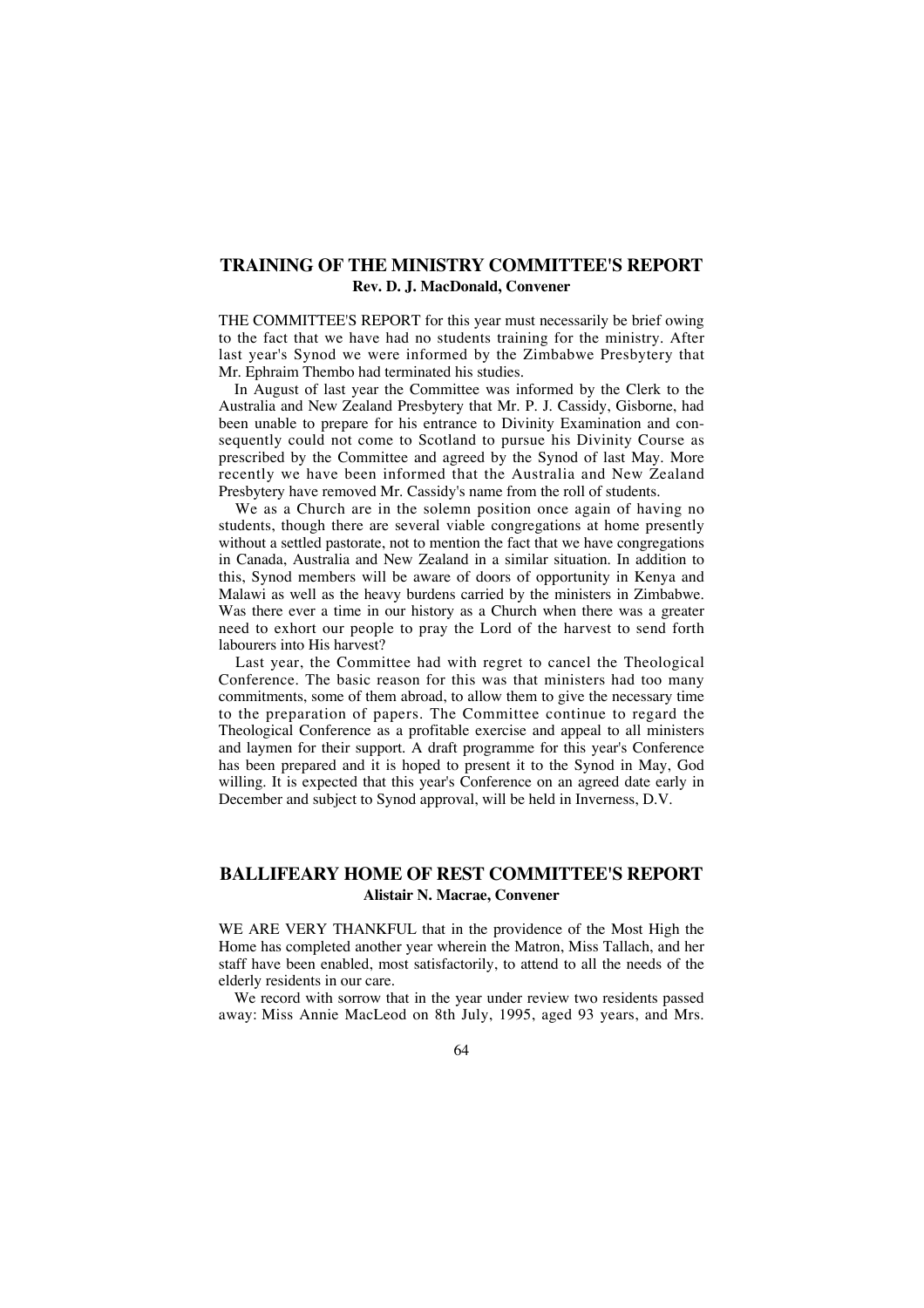## TRAINING OF THE MINISTRY COMMITTEE'S REPORT

**Rev. D. J. MacDonald, Convener**

THE COMMITTEE'S REPORT for this year must necessarily be brief owing to the fact that we have had no students training for the ministry. After last year's Synod we were informed by the Zimbabwe Presbytery that Mr. Ephraim Thembo had terminated his studies.

In August of last year the Committee was informed by the Clerk to the Australia and New Zealand Presbytery that Mr. P. J. Cassidy, Gisborne, had been unable to prepare for his entrance to Divinity Examination and consequently could not come to Scotland to pursue his Divinity Course as prescribed by the Committee and agreed by the Synod of last May. More recently we have been informed that the Australia and New Zealand Presbytery have removed Mr. Cassidy's name from the roll of students.

We as a Church are in the solemn position once again of having no students, though there are several viable congregations at home presently without a settled pastorate, not to mention the fact that we have congregations in Canada, Australia and New Zealand in a similar situation. In addition to this, Synod members will be aware of doors of opportunity in Kenya and Malawi as well as the heavy burdens carried by the ministers in Zimbabwe. Was there ever a time in our history as a Church when there was a greater need to exhort our people to pray the Lord of the harvest to send forth labourers into His harvest?

Last year, the Committee had with regret to cancel the Theological Conference. The basic reason for this was that ministers had too many commitments, some of them abroad, to allow them to give the necessary time to the preparation of papers. The Committee continue to regard the Theological Conference as a profitable exercise and appeal to all ministers and laymen for their support. A draft programme for this year's Conference has been prepared and it is hoped to present it to the Synod in May, God willing. It is expected that this year's Conference on an agreed date early in December and subject to Synod approval, will be held in Inverness, D.V.

## BALLIFEARY HOME OF REST COMMITTEE'S REPORT

**Alistair N. Macrae, Convener**

WE ARE VERY THANKFUL that in the providence of the Most High the Home has completed another year wherein the Matron, Miss Tallach, and her staff have been enabled, most satisfactorily, to attend to all the needs of the elderly residents in our care.

We record with sorrow that in the year under review two residents passed away: Miss Annie MacLeod on 8th July, 1995, aged 93 years, and Mrs.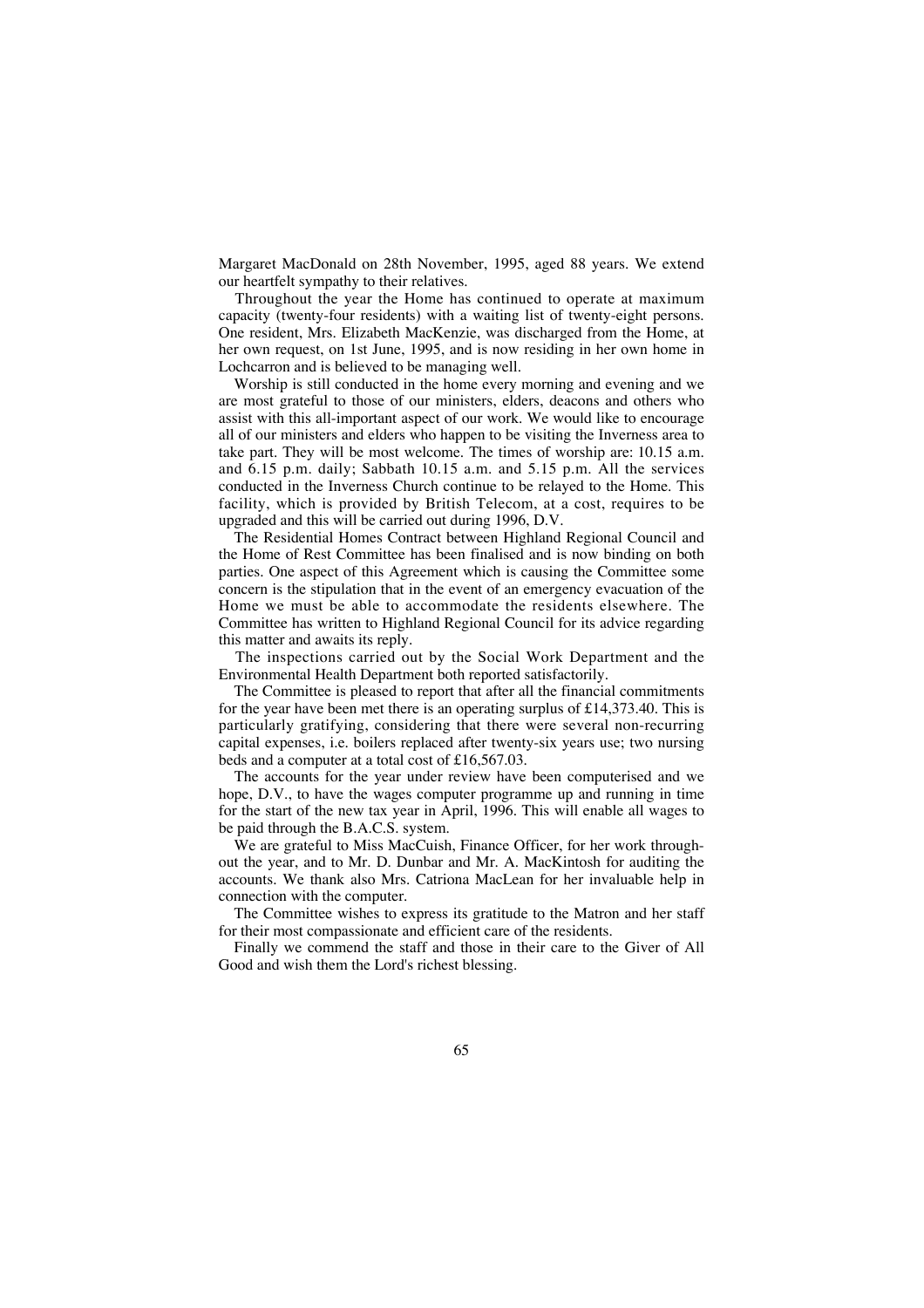Margaret MacDonald on 28th November, 1995, aged 88 years. We extend our heartfelt sympathy to their relatives.

Throughout the year the Home has continued to operate at maximum capacity (twenty-four residents) with a waiting list of twenty-eight persons. One resident, Mrs. Elizabeth MacKenzie, was discharged from the Home, at her own request, on 1st June, 1995, and is now residing in her own home in Lochcarron and is believed to be managing well.

Worship is still conducted in the home every morning and evening and we are most grateful to those of our ministers, elders, deacons and others who assist with this all-important aspect of our work. We would like to encourage all of our ministers and elders who happen to be visiting the Inverness area to take part. They will be most welcome. The times of worship are: 10.15 a.m. and 6.15 p.m. daily; Sabbath 10.15 a.m. and 5.15 p.m. All the services conducted in the Inverness Church continue to be relayed to the Home. This facility, which is provided by British Telecom, at a cost, requires to be upgraded and this will be carried out during 1996, D.V.

The Residential Homes Contract between Highland Regional Council and the Home of Rest Committee has been finalised and is now binding on both parties. One aspect of this Agreement which is causing the Committee some concern is the stipulation that in the event of an emergency evacuation of the Home we must be able to accommodate the residents elsewhere. The Committee has written to Highland Regional Council for its advice regarding this matter and awaits its reply.

The inspections carried out by the Social Work Department and the Environmental Health Department both reported satisfactorily.

The Committee is pleased to report that after all the financial commitments for the year have been met there is an operating surplus of £14,373.40. This is particularly gratifying, considering that there were several non-recurring capital expenses, i.e. boilers replaced after twenty-six years use; two nursing beds and a computer at a total cost of £16,567.03.

The accounts for the year under review have been computerised and we hope, D.V., to have the wages computer programme up and running in time for the start of the new tax year in April, 1996. This will enable all wages to be paid through the B.A.C.S. system.

We are grateful to Miss MacCuish, Finance Officer, for her work throughout the year, and to Mr. D. Dunbar and Mr. A. MacKintosh for auditing the accounts. We thank also Mrs. Catriona MacLean for her invaluable help in connection with the computer.

The Committee wishes to express its gratitude to the Matron and her staff for their most compassionate and efficient care of the residents.

Finally we commend the staff and those in their care to the Giver of All Good and wish them the Lord's richest blessing.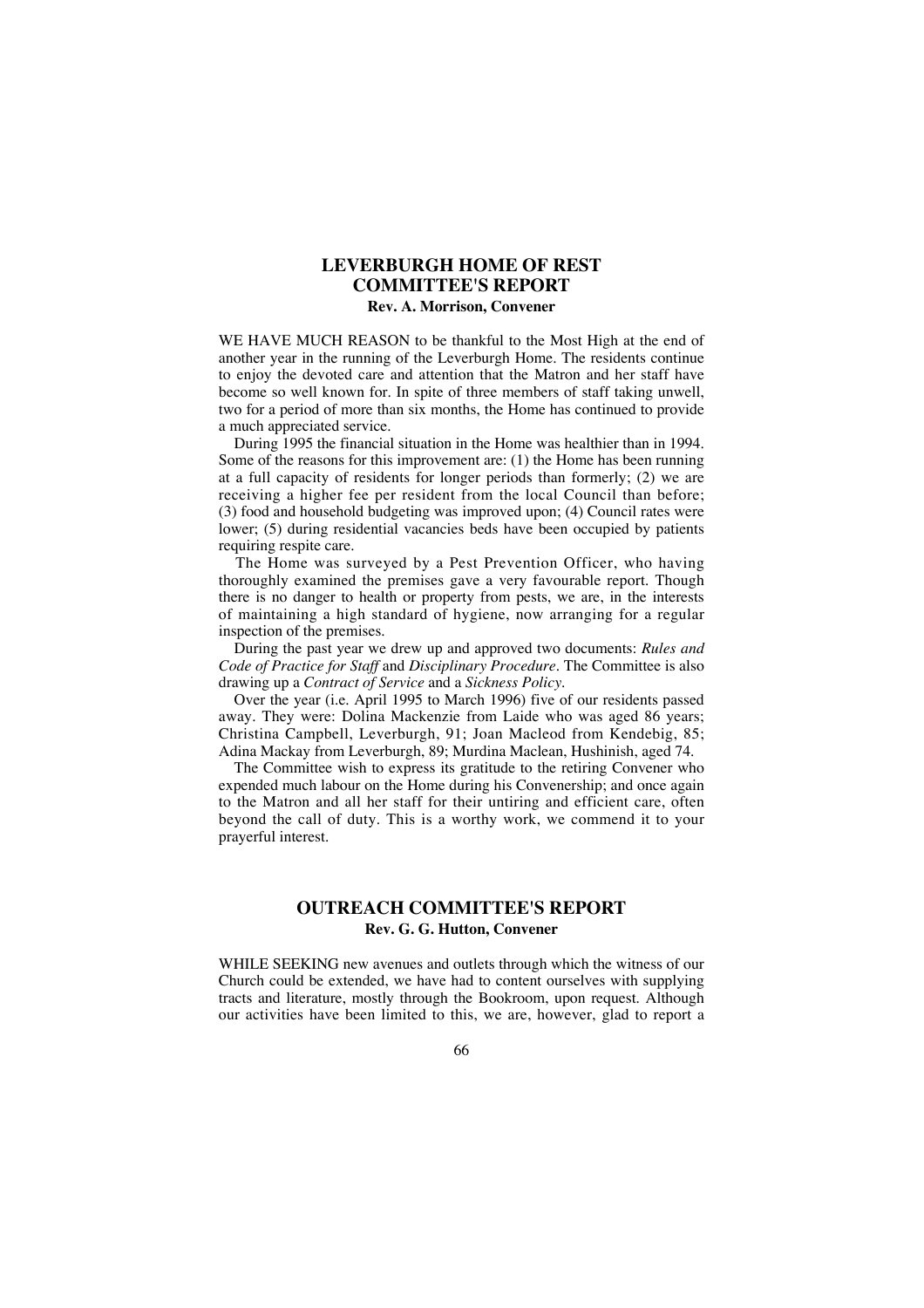## LEVERBURGH HOME OF REST COMMITTEE'S REPORT

**Rev. A. Morrison, Convener**

WE HAVE MUCH REASON to be thankful to the Most High at the end of another year in the running of the Leverburgh Home. The residents continue to enjoy the devoted care and attention that the Matron and her staff have become so well known for. In spite of three members of staff taking unwell, two for a period of more than six months, the Home has continued to provide a much appreciated service.

During 1995 the financial situation in the Home was healthier than in 1994. Some of the reasons for this improvement are: (1) the Home has been running at a full capacity of residents for longer periods than formerly; (2) we are receiving a higher fee per resident from the local Council than before; (3) food and household budgeting was improved upon; (4) Council rates were lower; (5) during residential vacancies beds have been occupied by patients requiring respite care.

The Home was surveyed by a Pest Prevention Officer, who having thoroughly examined the premises gave a very favourable report. Though there is no danger to health or property from pests, we are, in the interests of maintaining a high standard of hygiene, now arranging for a regular inspection of the premises.

During the past year we drew up and approved two documents: *Rules and Code of Practice for Staff* and *Disciplinary Procedure*. The Committee is also drawing up a *Contract of Service* and a *Sickness Policy*.

Over the year (i.e. April 1995 to March 1996) five of our residents passed away. They were: Dolina Mackenzie from Laide who was aged 86 years; Christina Campbell, Leverburgh, 91; Joan Macleod from Kendebig, 85; Adina Mackay from Leverburgh, 89; Murdina Maclean, Hushinish, aged 74.

The Committee wish to express its gratitude to the retiring Convener who expended much labour on the Home during his Convenership; and once again to the Matron and all her staff for their untiring and efficient care, often beyond the call of duty. This is a worthy work, we commend it to your prayerful interest.

## OUTREACH COMMITTEE'S REPORT

**Rev. G. G. Hutton, Convener**

WHILE SEEKING new avenues and outlets through which the witness of our Church could be extended, we have had to content ourselves with supplying tracts and literature, mostly through the Bookroom, upon request. Although our activities have been limited to this, we are, however, glad to report a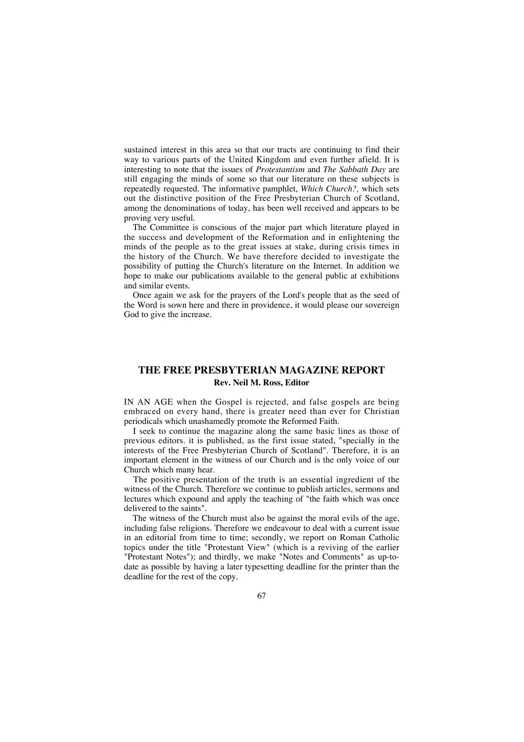sustained interest in this area so that our tracts are continuing to find their way to various parts of the United Kingdom and even further afield. It is interesting to note that the issues of *Protestantism* and *The Sabbath Day* are still engaging the minds of some so that our literature on these subjects is repeatedly requested. The informative pamphlet, *Which Church?,* which sets out the distinctive position of the Free Presbyterian Church of Scotland, among the denominations of today, has been well received and appears to be proving very useful.

The Committee is conscious of the major part which literature played in the success and development of the Reformation and in enlightening the minds of the people as to the great issues at stake, during crisis times in the history of the Church. We have therefore decided to investigate the possibility of putting the Church's literature on the Internet. In addition we hope to make our publications available to the general public at exhibitions and similar events.

Once again we ask for the prayers of the Lord's people that as the seed of the Word is sown here and there in providence, it would please our sovereign God to give the increase.

## THE FREE PRESBYTERIAN MAGAZINE REPORT

**Rev. Neil M. Ross, Editor**

IN AN AGE when the Gospel is rejected, and false gospels are being embraced on every hand, there is greater need than ever for Christian periodicals which unashamedly promote the Reformed Faith.

I seek to continue the magazine along the same basic lines as those of previous editors. it is published, as the first issue stated, "specially in the interests of the Free Presbyterian Church of Scotland". Therefore, it is an important element in the witness of our Church and is the only voice of our Church which many hear.

The positive presentation of the truth is an essential ingredient of the witness of the Church. Therefore we continue to publish articles, sermons and lectures which expound and apply the teaching of "the faith which was once delivered to the saints".

The witness of the Church must also be against the moral evils of the age, including false religions. Therefore we endeavour to deal with a current issue in an editorial from time to time; secondly, we report on Roman Catholic topics under the title "Protestant View" (which is a reviving of the earlier "Protestant Notes"); and thirdly, we make "Notes and Comments" as up-to-date as possible by having a later typesetting deadline for the printer than the deadline for the rest of the copy.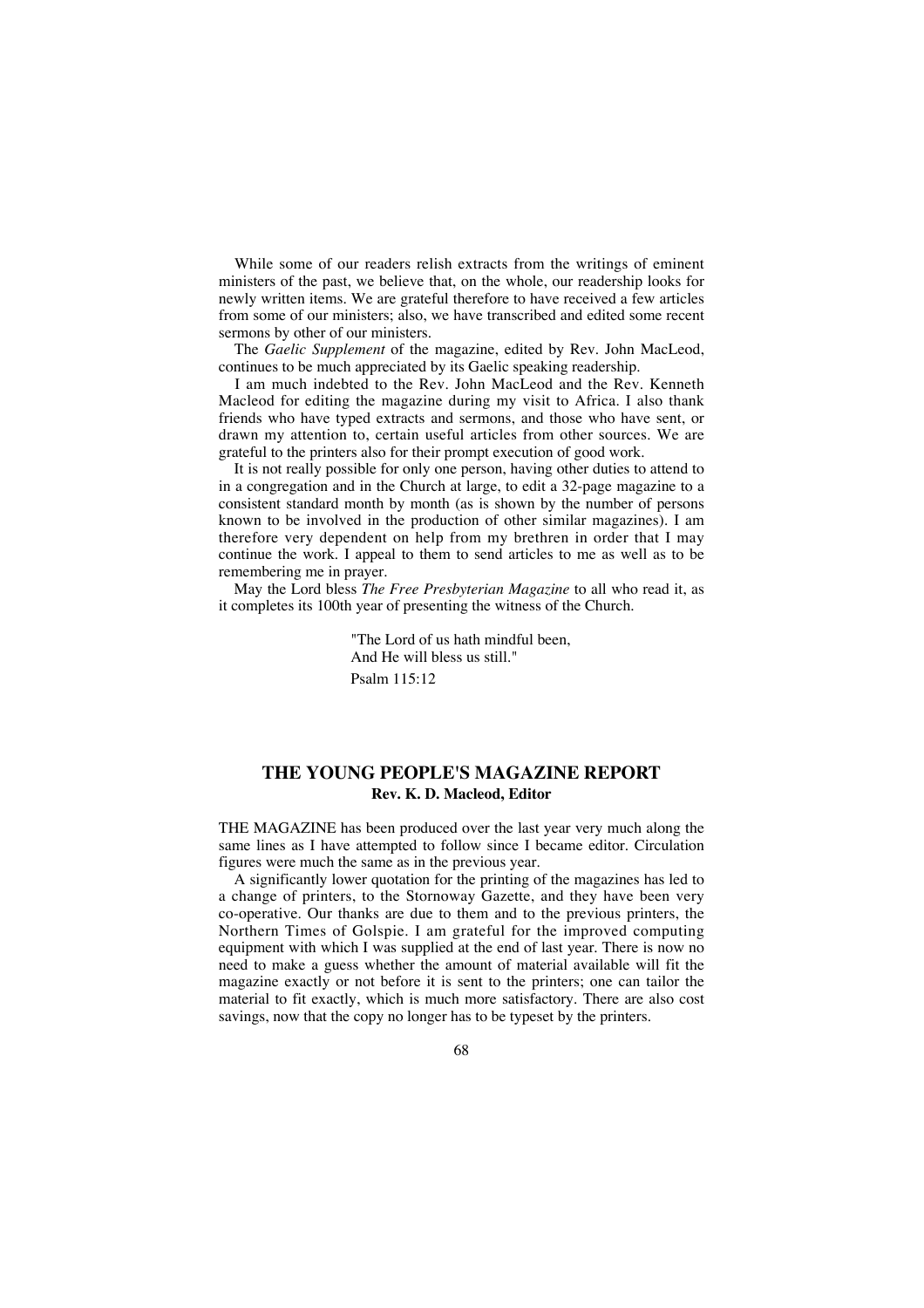While some of our readers relish extracts from the writings of eminent ministers of the past, we believe that, on the whole, our readership looks for newly written items. We are grateful therefore to have received a few articles from some of our ministers; also, we have transcribed and edited some recent sermons by other of our ministers.

The *Gaelic Supplement* of the magazine, edited by Rev. John MacLeod, continues to be much appreciated by its Gaelic speaking readership.

I am much indebted to the Rev. John MacLeod and the Rev. Kenneth Macleod for editing the magazine during my visit to Africa. I also thank friends who have typed extracts and sermons, and those who have sent, or drawn my attention to, certain useful articles from other sources. We are grateful to the printers also for their prompt execution of good work.

It is not really possible for only one person, having other duties to attend to in a congregation and in the Church at large, to edit a 32-page magazine to a consistent standard month by month (as is shown by the number of persons known to be involved in the production of other similar magazines). I am therefore very dependent on help from my brethren in order that I may continue the work. I appeal to them to send articles to me as well as to be remembering me in prayer.

May the Lord bless *The Free Presbyterian Magazine* to all who read it, as it completes its 100th year of presenting the witness of the Church.

> "The Lord of us hath mindful been,
> And He will bless us still."
> Psalm 115:12

## THE YOUNG PEOPLE'S MAGAZINE REPORT

**Rev. K. D. Macleod, Editor**

THE MAGAZINE has been produced over the last year very much along the same lines as I have attempted to follow since I became editor. Circulation figures were much the same as in the previous year.

A significantly lower quotation for the printing of the magazines has led to a change of printers, to the Stornoway Gazette, and they have been very co-operative. Our thanks are due to them and to the previous printers, the Northern Times of Golspie. I am grateful for the improved computing equipment with which I was supplied at the end of last year. There is now no need to make a guess whether the amount of material available will fit the magazine exactly or not before it is sent to the printers; one can tailor the material to fit exactly, which is much more satisfactory. There are also cost savings, now that the copy no longer has to be typeset by the printers.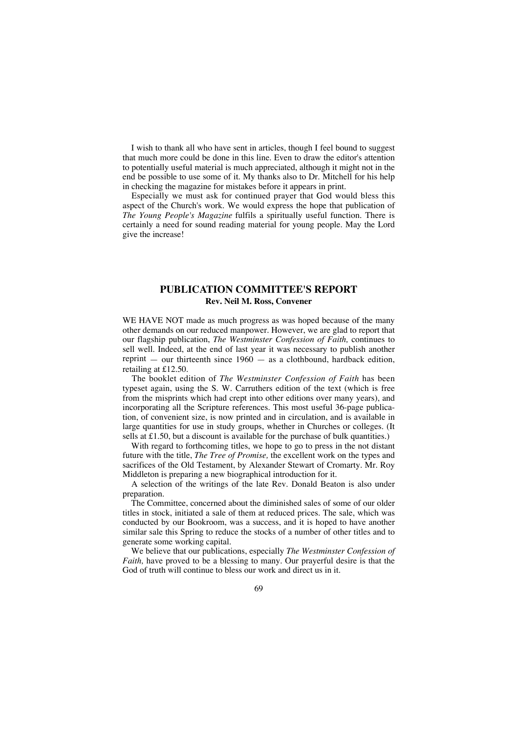I wish to thank all who have sent in articles, though I feel bound to suggest that much more could be done in this line. Even to draw the editor's attention to potentially useful material is much appreciated, although it might not in the end be possible to use some of it. My thanks also to Dr. Mitchell for his help in checking the magazine for mistakes before it appears in print.

Especially we must ask for continued prayer that God would bless this aspect of the Church's work. We would express the hope that publication of *The Young People's Magazine* fulfils a spiritually useful function. There is certainly a need for sound reading material for young people. May the Lord give the increase!

## PUBLICATION COMMITTEE'S REPORT

**Rev. Neil M. Ross, Convener**

WE HAVE NOT made as much progress as was hoped because of the many other demands on our reduced manpower. However, we are glad to report that our flagship publication, *The Westminster Confession of Faith,* continues to sell well. Indeed, at the end of last year it was necessary to publish another reprint — our thirteenth since 1960 — as a clothbound, hardback edition, retailing at £12.50.

The booklet edition of *The Westminster Confession of Faith* has been typeset again, using the S. W. Carruthers edition of the text (which is free from the misprints which had crept into other editions over many years), and incorporating all the Scripture references. This most useful 36-page publication, of convenient size, is now printed and in circulation, and is available in large quantities for use in study groups, whether in Churches or colleges. (It sells at £1.50, but a discount is available for the purchase of bulk quantities.)

With regard to forthcoming titles, we hope to go to press in the not distant future with the title, *The Tree of Promise,* the excellent work on the types and sacrifices of the Old Testament, by Alexander Stewart of Cromarty. Mr. Roy Middleton is preparing a new biographical introduction for it.

A selection of the writings of the late Rev. Donald Beaton is also under preparation.

The Committee, concerned about the diminished sales of some of our older titles in stock, initiated a sale of them at reduced prices. The sale, which was conducted by our Bookroom, was a success, and it is hoped to have another similar sale this Spring to reduce the stocks of a number of other titles and to generate some working capital.

We believe that our publications, especially *The Westminster Confession of Faith,* have proved to be a blessing to many. Our prayerful desire is that the God of truth will continue to bless our work and direct us in it.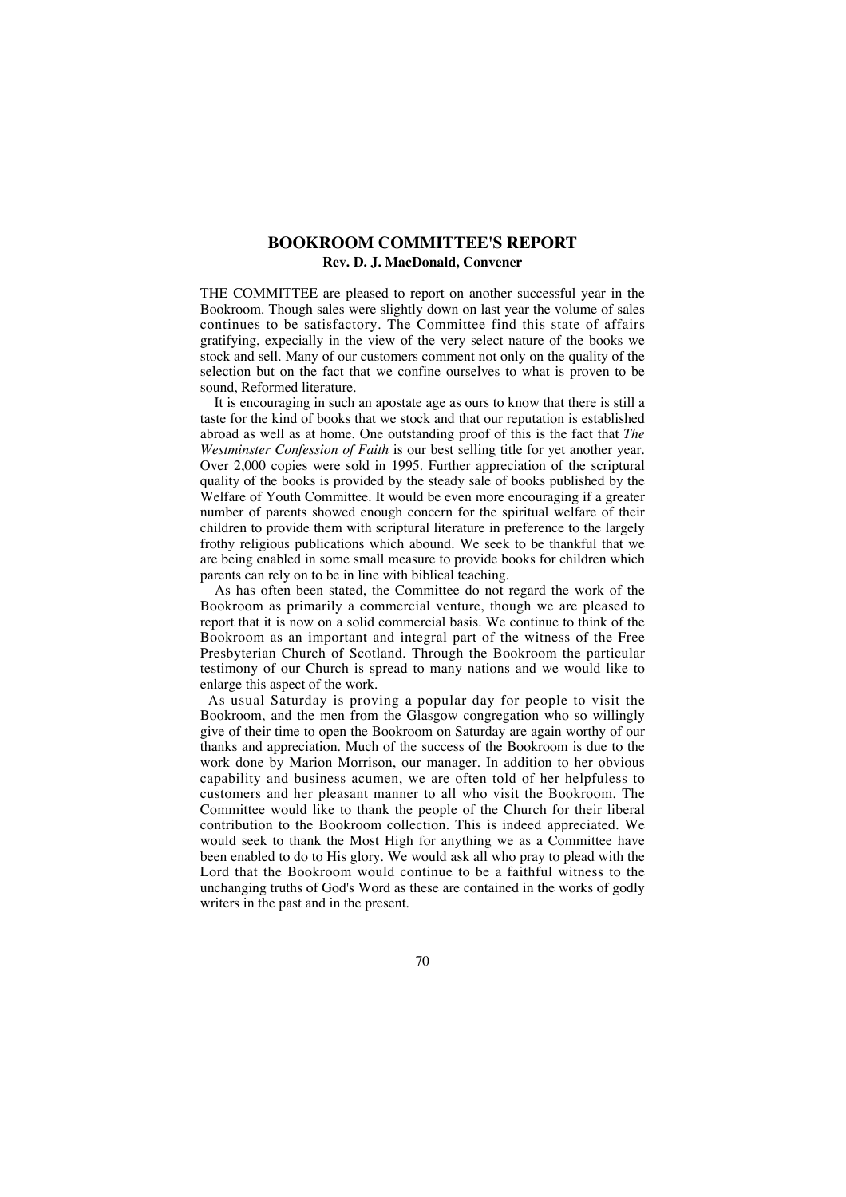## BOOKROOM COMMITTEE'S REPORT

**Rev. D. J. MacDonald, Convener**

THE COMMITTEE are pleased to report on another successful year in the Bookroom. Though sales were slightly down on last year the volume of sales continues to be satisfactory. The Committee find this state of affairs gratifying, expecially in the view of the very select nature of the books we stock and sell. Many of our customers comment not only on the quality of the selection but on the fact that we confine ourselves to what is proven to be sound, Reformed literature.

It is encouraging in such an apostate age as ours to know that there is still a taste for the kind of books that we stock and that our reputation is established abroad as well as at home. One outstanding proof of this is the fact that *The Westminster Confession of Faith* is our best selling title for yet another year. Over 2,000 copies were sold in 1995. Further appreciation of the scriptural quality of the books is provided by the steady sale of books published by the Welfare of Youth Committee. It would be even more encouraging if a greater number of parents showed enough concern for the spiritual welfare of their children to provide them with scriptural literature in preference to the largely frothy religious publications which abound. We seek to be thankful that we are being enabled in some small measure to provide books for children which parents can rely on to be in line with biblical teaching.

As has often been stated, the Committee do not regard the work of the Bookroom as primarily a commercial venture, though we are pleased to report that it is now on a solid commercial basis. We continue to think of the Bookroom as an important and integral part of the witness of the Free Presbyterian Church of Scotland. Through the Bookroom the particular testimony of our Church is spread to many nations and we would like to enlarge this aspect of the work.

As usual Saturday is proving a popular day for people to visit the Bookroom, and the men from the Glasgow congregation who so willingly give of their time to open the Bookroom on Saturday are again worthy of our thanks and appreciation. Much of the success of the Bookroom is due to the work done by Marion Morrison, our manager. In addition to her obvious capability and business acumen, we are often told of her helpfuless to customers and her pleasant manner to all who visit the Bookroom. The Committee would like to thank the people of the Church for their liberal contribution to the Bookroom collection. This is indeed appreciated. We would seek to thank the Most High for anything we as a Committee have been enabled to do to His glory. We would ask all who pray to plead with the Lord that the Bookroom would continue to be a faithful witness to the unchanging truths of God's Word as these are contained in the works of godly writers in the past and in the present.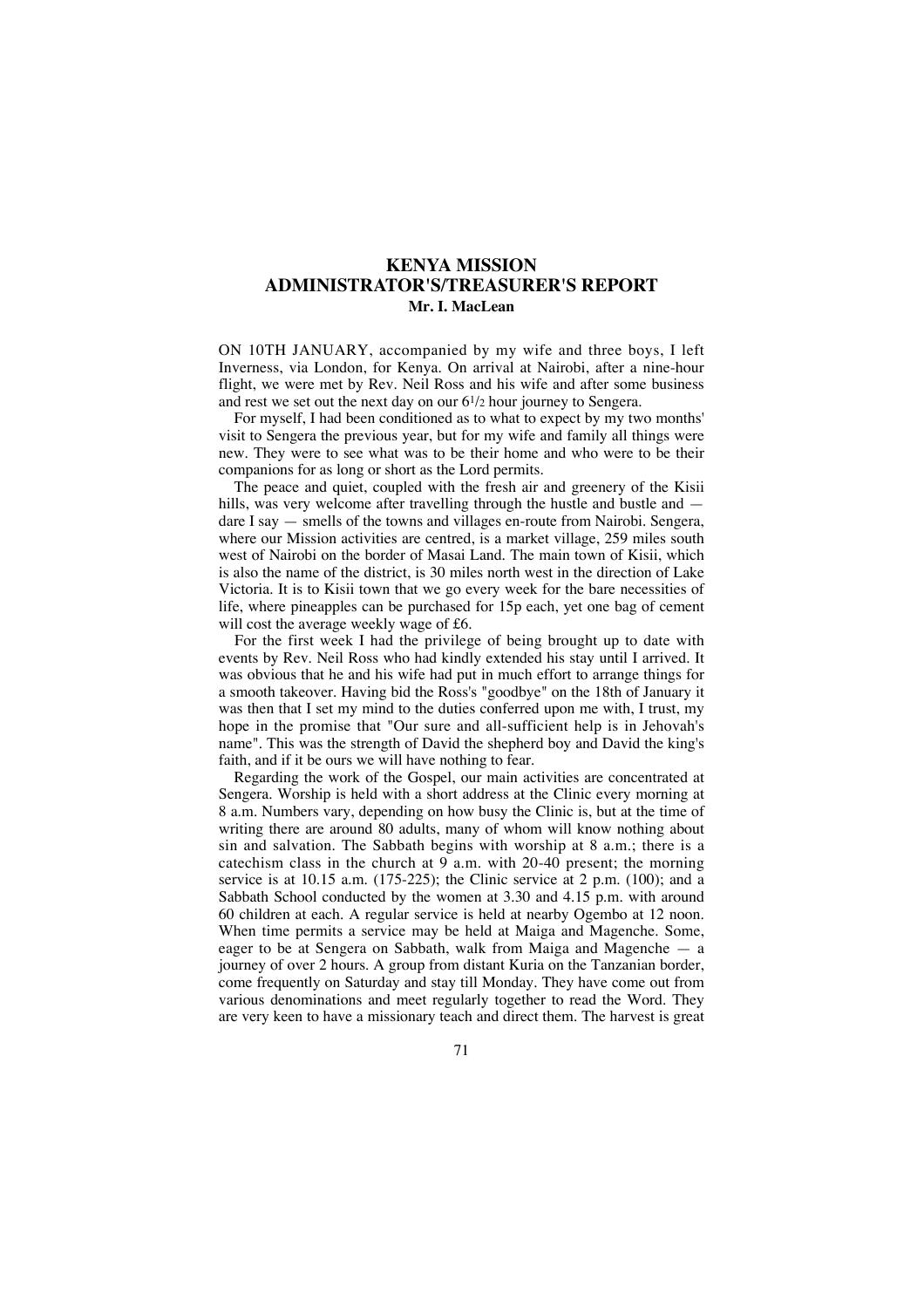# KENYA MISSION
## ADMINISTRATOR'S/TREASURER'S REPORT
**Mr. I. MacLean**

ON 10TH JANUARY, accompanied by my wife and three boys, I left Inverness, via London, for Kenya. On arrival at Nairobi, after a nine-hour flight, we were met by Rev. Neil Ross and his wife and after some business and rest we set out the next day on our 6½ hour journey to Sengera.

For myself, I had been conditioned as to what to expect by my two months' visit to Sengera the previous year, but for my wife and family all things were new. They were to see what was to be their home and who were to be their companions for as long or short as the Lord permits.

The peace and quiet, coupled with the fresh air and greenery of the Kisii hills, was very welcome after travelling through the hustle and bustle and — dare I say — smells of the towns and villages en-route from Nairobi. Sengera, where our Mission activities are centred, is a market village, 259 miles south west of Nairobi on the border of Masai Land. The main town of Kisii, which is also the name of the district, is 30 miles north west in the direction of Lake Victoria. It is to Kisii town that we go every week for the bare necessities of life, where pineapples can be purchased for 15p each, yet one bag of cement will cost the average weekly wage of £6.

For the first week I had the privilege of being brought up to date with events by Rev. Neil Ross who had kindly extended his stay until I arrived. It was obvious that he and his wife had put in much effort to arrange things for a smooth takeover. Having bid the Ross's "goodbye" on the 18th of January it was then that I set my mind to the duties conferred upon me with, I trust, my hope in the promise that "Our sure and all-sufficient help is in Jehovah's name". This was the strength of David the shepherd boy and David the king's faith, and if it be ours we will have nothing to fear.

Regarding the work of the Gospel, our main activities are concentrated at Sengera. Worship is held with a short address at the Clinic every morning at 8 a.m. Numbers vary, depending on how busy the Clinic is, but at the time of writing there are around 80 adults, many of whom will know nothing about sin and salvation. The Sabbath begins with worship at 8 a.m.; there is a catechism class in the church at 9 a.m. with 20-40 present; the morning service is at 10.15 a.m. (175-225); the Clinic service at 2 p.m. (100); and a Sabbath School conducted by the women at 3.30 and 4.15 p.m. with around 60 children at each. A regular service is held at nearby Ogembo at 12 noon. When time permits a service may be held at Maiga and Magenche. Some, eager to be at Sengera on Sabbath, walk from Maiga and Magenche — a journey of over 2 hours. A group from distant Kuria on the Tanzanian border, come frequently on Saturday and stay till Monday. They have come out from various denominations and meet regularly together to read the Word. They are very keen to have a missionary teach and direct them. The harvest is great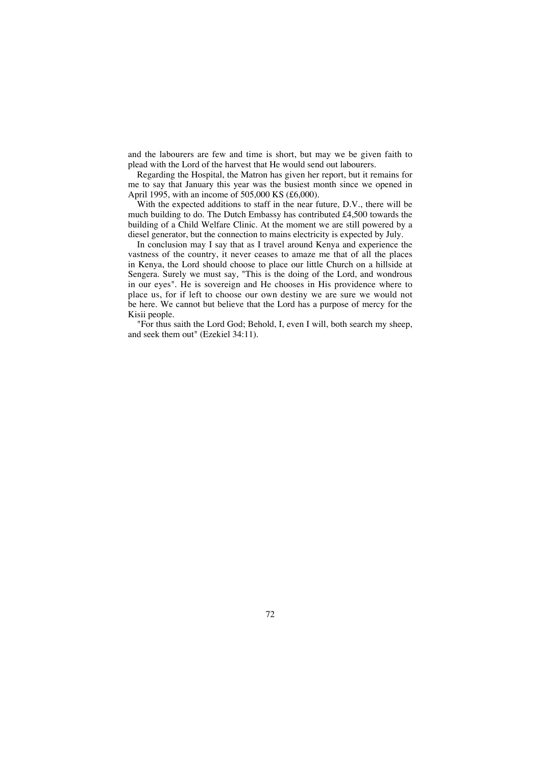and the labourers are few and time is short, but may we be given faith to plead with the Lord of the harvest that He would send out labourers.

Regarding the Hospital, the Matron has given her report, but it remains for me to say that January this year was the busiest month since we opened in April 1995, with an income of 505,000 KS (£6,000).

With the expected additions to staff in the near future, D.V., there will be much building to do. The Dutch Embassy has contributed £4,500 towards the building of a Child Welfare Clinic. At the moment we are still powered by a diesel generator, but the connection to mains electricity is expected by July.

In conclusion may I say that as I travel around Kenya and experience the vastness of the country, it never ceases to amaze me that of all the places in Kenya, the Lord should choose to place our little Church on a hillside at Sengera. Surely we must say, "This is the doing of the Lord, and wondrous in our eyes". He is sovereign and He chooses in His providence where to place us, for if left to choose our own destiny we are sure we would not be here. We cannot but believe that the Lord has a purpose of mercy for the Kisii people.

"For thus saith the Lord God; Behold, I, even I will, both search my sheep, and seek them out" (Ezekiel 34:11).